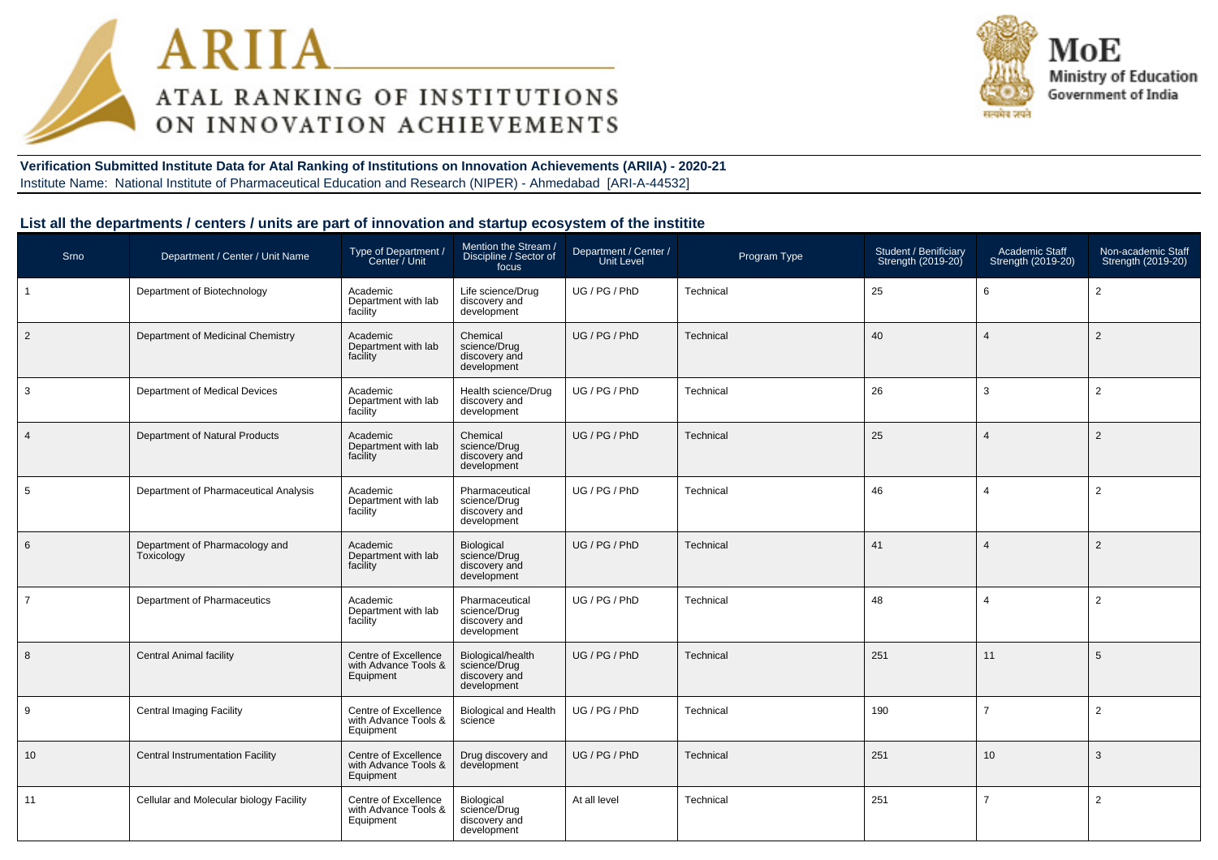**Verification Submitted Institute Data for Atal Ranking of Institutions on Innovation Achievements (ARIIA) - 2020-21**

Institute Name: National Institute of Pharmaceutical Education and Research (NIPER) - Ahmedabad [ARI-A-44532]

### List all the departments / centers / units are part of innovation and startup ecosystem of the institite

| Srno | Department / Center / Unit Name | Type of Department / Center / Unit | Mention the Stream / Discipline / Sector of focus | Department / Center / Unit Level | Program Type | Student / Benificiary Strength (2019-20) | Academic Staff Strength (2019-20) | Non-academic Staff Strength (2019-20) |
|---|---|---|---|---|---|---|---|---|
| 1 | Department of Biotechnology | Academic Department with lab facility | Life science/Drug discovery and development | UG / PG / PhD | Technical | 25 | 6 | 2 |
| 2 | Department of Medicinal Chemistry | Academic Department with lab facility | Chemical science/Drug discovery and development | UG / PG / PhD | Technical | 40 | 4 | 2 |
| 3 | Department of Medical Devices | Academic Department with lab facility | Health science/Drug discovery and development | UG / PG / PhD | Technical | 26 | 3 | 2 |
| 4 | Department of Natural Products | Academic Department with lab facility | Chemical science/Drug discovery and development | UG / PG / PhD | Technical | 25 | 4 | 2 |
| 5 | Department of Pharmaceutical Analysis | Academic Department with lab facility | Pharmaceutical science/Drug discovery and development | UG / PG / PhD | Technical | 46 | 4 | 2 |
| 6 | Department of Pharmacology and Toxicology | Academic Department with lab facility | Biological science/Drug discovery and development | UG / PG / PhD | Technical | 41 | 4 | 2 |
| 7 | Department of Pharmaceutics | Academic Department with lab facility | Pharmaceutical science/Drug discovery and development | UG / PG / PhD | Technical | 48 | 4 | 2 |
| 8 | Central Animal facility | Centre of Excellence with Advance Tools & Equipment | Biological/health science/Drug discovery and development | UG / PG / PhD | Technical | 251 | 11 | 5 |
| 9 | Central Imaging Facility | Centre of Excellence with Advance Tools & Equipment | Biological and Health science | UG / PG / PhD | Technical | 190 | 7 | 2 |
| 10 | Central Instrumentation Facility | Centre of Excellence with Advance Tools & Equipment | Drug discovery and development | UG / PG / PhD | Technical | 251 | 10 | 3 |
| 11 | Cellular and Molecular biology Facility | Centre of Excellence with Advance Tools & Equipment | Biological science/Drug discovery and development | At all level | Technical | 251 | 7 | 2 |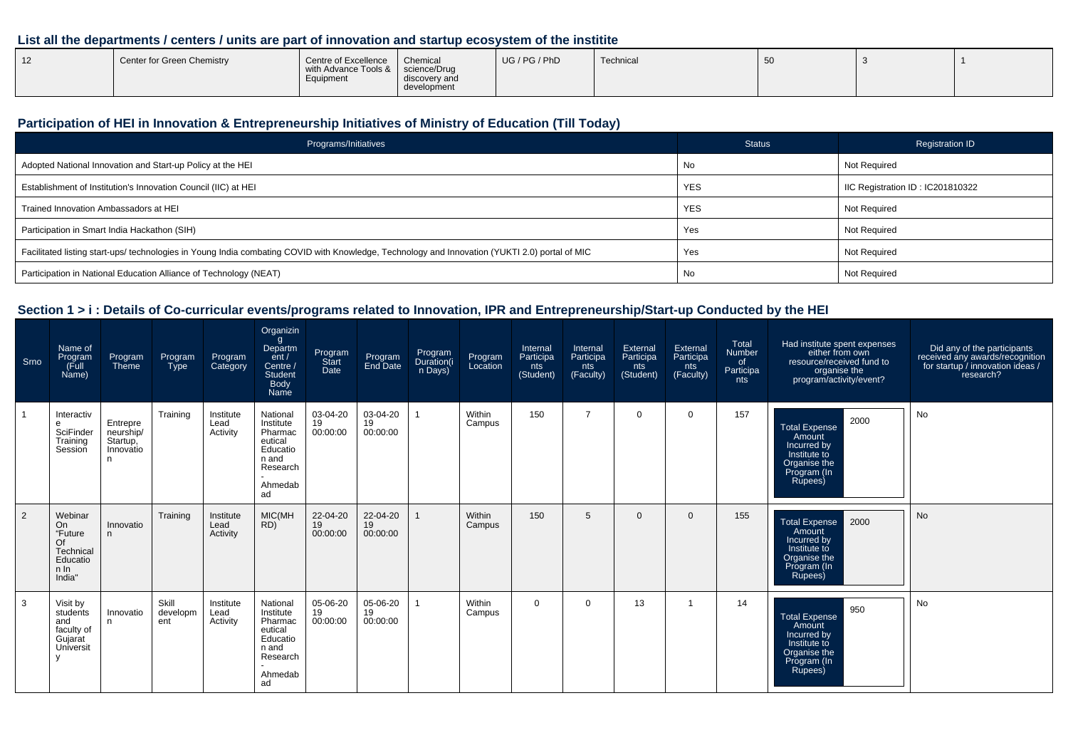## List all the departments / centers / units are part of innovation and startup ecosystem of the institite

| | | | | | | | | |
|---|---|---|---|---|---|---|---|---|
| 12 | Center for Green Chemistry | Centre of Excellence with Advance Tools & Equipment | Chemical science/Drug discovery and development | UG / PG / PhD | Technical | 50 | 3 | 1 |

## Participation of HEI in Innovation & Entrepreneurship Initiatives of Ministry of Education (Till Today)

| Programs/Initiatives | Status | Registration ID |
|---|---|---|
| Adopted National Innovation and Start-up Policy at the HEI | No | Not Required |
| Establishment of Institution's Innovation Council (IIC) at HEI | YES | IIC Registration ID : IC201810322 |
| Trained Innovation Ambassadors at HEI | YES | Not Required |
| Participation in Smart India Hackathon (SIH) | Yes | Not Required |
| Facilitated listing start-ups/ technologies in Young India combating COVID with Knowledge, Technology and Innovation (YUKTI 2.0) portal of MIC | Yes | Not Required |
| Participation in National Education Alliance of Technology (NEAT) | No | Not Required |

## Section 1 > i : Details of Co-curricular events/programs related to Innovation, IPR and Entrepreneurship/Start-up Conducted by the HEI

| Srno | Name of Program (Full Name) | Program Theme | Program Type | Program Category | Organizing Department / Centre / Student Body Name | Program Start Date | Program End Date | Program Duration(in Days) | Program Location | Internal Participants (Student) | Internal Participants (Faculty) | External Participants (Student) | External Participants (Faculty) | Total Number of Participants | Had institute spent expenses either from own resource/received fund to organise the program/activity/event? | Did any of the participants received any awards/recognition for startup / innovation ideas / research? |
|---|---|---|---|---|---|---|---|---|---|---|---|---|---|---|---|---|
| 1 | Interactive SciFinder Training Session | Entrepreneurship/ Startup, Innovation | Training | Institute Lead Activity | National Institute Pharmaceutical Education and Research - Ahmedabad | 03-04-2019 00:00:00 | 03-04-2019 00:00:00 | 1 | Within Campus | 150 | 7 | 0 | 0 | 157 | Total Expense Amount Incurred by Institute to Organise the Program (In Rupees): 2000 | No |
| 2 | Webinar On "Future Of Technical Education In India" | Innovation | Training | Institute Lead Activity | MIC(MHRD) | 22-04-2019 00:00:00 | 22-04-2019 00:00:00 | 1 | Within Campus | 150 | 5 | 0 | 0 | 155 | Total Expense Amount Incurred by Institute to Organise the Program (In Rupees): 2000 | No |
| 3 | Visit by students and faculty of Gujarat University | Innovation | Skill development | Institute Lead Activity | National Institute Pharmaceutical Education and Research - Ahmedabad | 05-06-2019 00:00:00 | 05-06-2019 00:00:00 | 1 | Within Campus | 0 | 0 | 13 | 1 | 14 | Total Expense Amount Incurred by Institute to Organise the Program (In Rupees): 950 | No |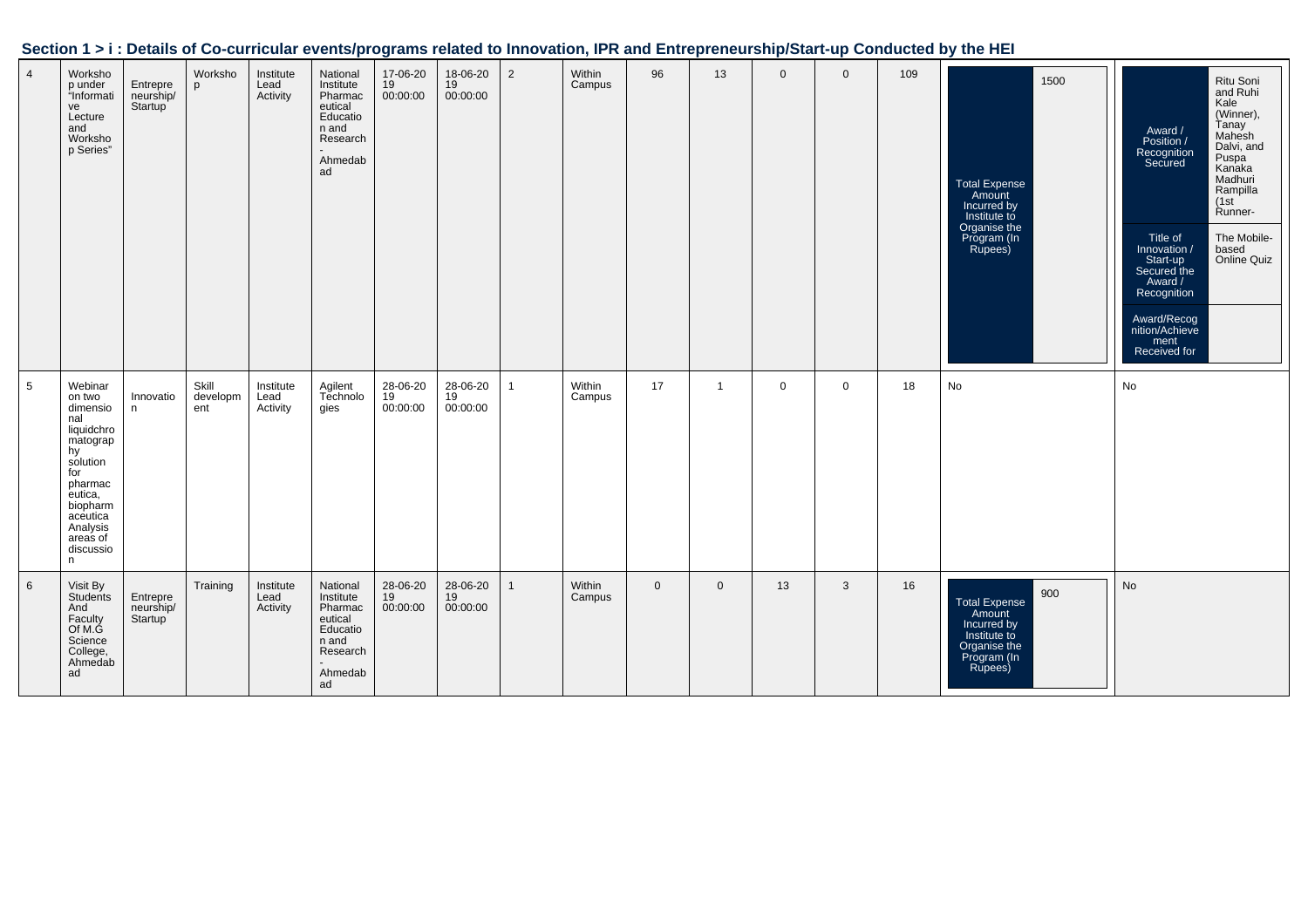## Section 1 > i : Details of Co-curricular events/programs related to Innovation, IPR and Entrepreneurship/Start-up Conducted by the HEI

| | | | | | | | | | | | | | | | | |
|---|---|---|---|---|---|---|---|---|---|---|---|---|---|---|---|---|
| 4 | Workshop under "Informative Lecture and Workshop Series" | Entrepreneurship/ Startup | Workshop | Institute Lead Activity | National Institute Pharmaceutical Education and Research - Ahmedabad | 17-06-2019 00:00:00 | 18-06-2019 00:00:00 | 2 | Within Campus | 96 | 13 | 0 | 0 | 109 | Total Expense Amount Incurred by Institute to Organise the Program (In Rupees): 1500 | Award / Position / Recognition Secured: Ritu Soni and Ruhi Kale (Winner), Tanay Mahesh Dalvi, and Puspa Kanaka Madhuri Rampilla (1st Runner-; Title of Innovation / Start-up Secured the Award / Recognition: The Mobile-based Online Quiz; Award/Recognition/Achievement Received for: |
| 5 | Webinar on two dimensional liquidchromatography solution for pharmaceutica, biopharmaceutica Analysis areas of discussion | Innovation | Skill development | Institute Lead Activity | Agilent Technologies | 28-06-2019 00:00:00 | 28-06-2019 00:00:00 | 1 | Within Campus | 17 | 1 | 0 | 0 | 18 | No | No |
| 6 | Visit By Students And Faculty Of M.G Science College, Ahmedabad | Entrepreneurship/ Startup | Training | Institute Lead Activity | National Institute Pharmaceutical Education and Research - Ahmedabad | 28-06-2019 00:00:00 | 28-06-2019 00:00:00 | 1 | Within Campus | 0 | 0 | 13 | 3 | 16 | Total Expense Amount Incurred by Institute to Organise the Program (In Rupees): 900 | No |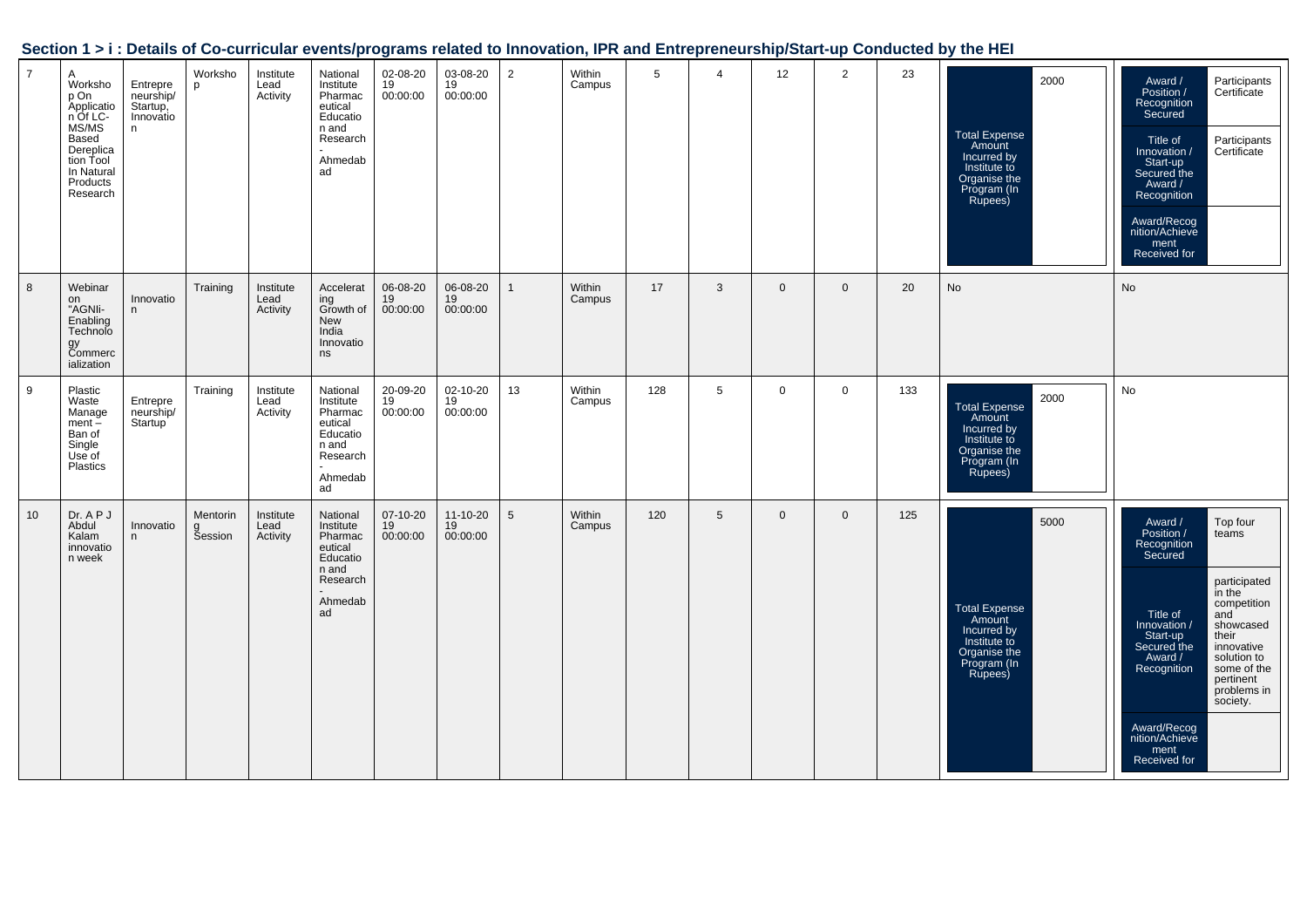## Section 1 > i : Details of Co-curricular events/programs related to Innovation, IPR and Entrepreneurship/Start-up Conducted by the HEI

| | | | | | | | | | | | | | | | | |
|---|---|---|---|---|---|---|---|---|---|---|---|---|---|---|---|---|
| 7 | A Workshop On Application Of LC-MS/MS Based Dereplication Tool In Natural Products Research | Entrepreneurship/ Startup, Innovation | Workshop | Institute Lead Activity | National Institute Pharmaceutical Education and Research - Ahmedabad | 02-08-2019 00:00:00 | 03-08-2019 00:00:00 | 2 | Within Campus | 5 | 4 | 12 | 2 | 23 | Total Expense Amount Incurred by Institute to Organise the Program (In Rupees): 2000 | Award / Position / Recognition Secured: Participants Certificate; Title of Innovation / Start-up Secured the Award / Recognition: Participants Certificate; Award/Recognition/Achievement Received for: |
| 8 | Webinar on "AGNIi- Enabling Technology Commercialization | Innovation | Training | Institute Lead Activity | Accelerating Growth of New India Innovations | 06-08-2019 00:00:00 | 06-08-2019 00:00:00 | 1 | Within Campus | 17 | 3 | 0 | 0 | 20 | No | No |
| 9 | Plastic Waste Management – Ban of Single Use of Plastics | Entrepreneurship/ Startup | Training | Institute Lead Activity | National Institute Pharmaceutical Education and Research - Ahmedabad | 20-09-2019 00:00:00 | 02-10-2019 00:00:00 | 13 | Within Campus | 128 | 5 | 0 | 0 | 133 | Total Expense Amount Incurred by Institute to Organise the Program (In Rupees): 2000 | No |
| 10 | Dr. A P J Abdul Kalam innovation week | Innovation | Mentoring Session | Institute Lead Activity | National Institute Pharmaceutical Education and Research - Ahmedabad | 07-10-2019 00:00:00 | 11-10-2019 00:00:00 | 5 | Within Campus | 120 | 5 | 0 | 0 | 125 | Total Expense Amount Incurred by Institute to Organise the Program (In Rupees): 5000 | Award / Position / Recognition Secured: Top four teams; Title of Innovation / Start-up Secured the Award / Recognition: participated in the competition and showcased their innovative solution to some of the pertinent problems in society.; Award/Recognition/Achievement Received for: |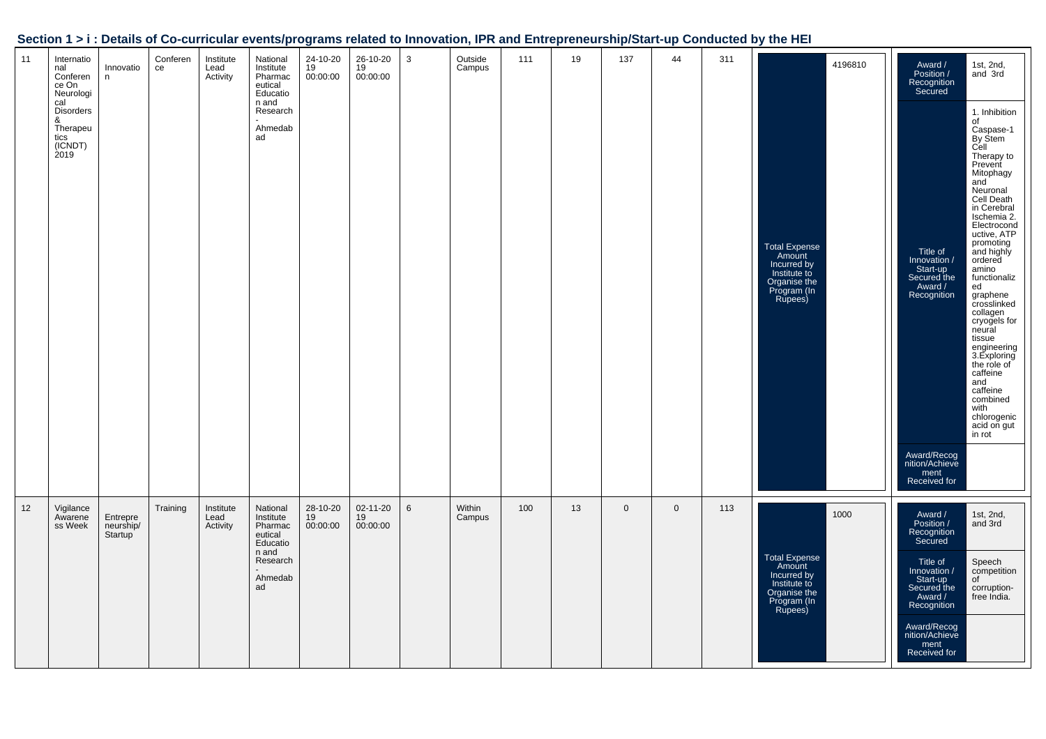## Section 1 > i : Details of Co-curricular events/programs related to Innovation, IPR and Entrepreneurship/Start-up Conducted by the HEI

| | | | | | | | | | | | | | | | | |
|---|---|---|---|---|---|---|---|---|---|---|---|---|---|---|---|---|
| 11 | International Conference On Neurological Disorders & Therapeutics (ICNDT) 2019 | Innovation | Conference | Institute Lead Activity | National Institute Pharmaceutical Education and Research - Ahmedabad | 24-10-2019 00:00:00 | 26-10-2019 00:00:00 | 3 | Outside Campus | 111 | 19 | 137 | 44 | 311 | Total Expense Amount Incurred by Institute to Organise the Program (In Rupees): 4196810 | Award / Position / Recognition Secured: 1st, 2nd, and 3rd; Title of Innovation / Start-up Secured the Award / Recognition: 1. Inhibition of Caspase-1 By Stem Cell Therapy to Prevent Mitophagy and Neuronal Cell Death in Cerebral Ischemia 2. Electroconductive, ATP promoting and highly ordered amino functionalized graphene crosslinked collagen cryogels for neural tissue engineering 3.Exploring the role of caffeine and caffeine combined with chlorogenic acid on gut in rot; Award/Recognition/Achievement Received for: |
| 12 | Vigilance Awareness Week | Entrepreneurship/Startup | Training | Institute Lead Activity | National Institute Pharmaceutical Education and Research - Ahmedabad | 28-10-2019 00:00:00 | 02-11-2019 00:00:00 | 6 | Within Campus | 100 | 13 | 0 | 0 | 113 | Total Expense Amount Incurred by Institute to Organise the Program (In Rupees): 1000 | Award / Position / Recognition Secured: 1st, 2nd, and 3rd; Title of Innovation / Start-up Secured the Award / Recognition: Speech competition of corruption-free India.; Award/Recognition/Achievement Received for: |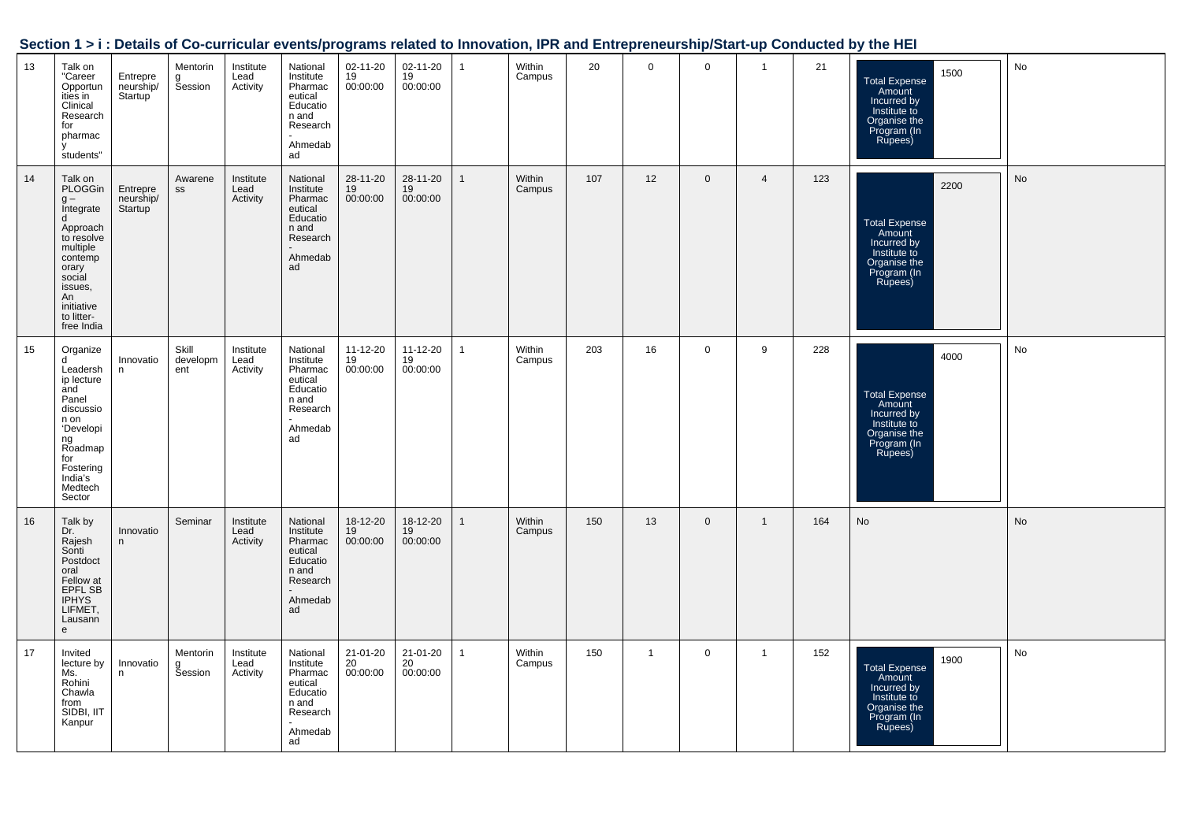## Section 1 > i : Details of Co-curricular events/programs related to Innovation, IPR and Entrepreneurship/Start-up Conducted by the HEI

| | | | | | | | | | | | | | | | | |
|---|---|---|---|---|---|---|---|---|---|---|---|---|---|---|---|---|
| 13 | Talk on "Career Opportunities in Clinical Research for pharmacy students" | Entrepreneurship/ Startup | Mentoring Session | Institute Lead Activity | National Institute Pharmaceutical Education and Research - Ahmedabad | 02-11-2019 00:00:00 | 02-11-2019 00:00:00 | 1 | Within Campus | 20 | 0 | 0 | 1 | 21 | Total Expense Amount Incurred by Institute to Organise the Program (In Rupees) 1500 | No |
| 14 | Talk on PLOGGing – Integrated Approach to resolve multiple contemporary social issues, An initiative to litter-free India | Entrepreneurship/ Startup | Awareness | Institute Lead Activity | National Institute Pharmaceutical Education and Research - Ahmedabad | 28-11-2019 00:00:00 | 28-11-2019 00:00:00 | 1 | Within Campus | 107 | 12 | 0 | 4 | 123 | Total Expense Amount Incurred by Institute to Organise the Program (In Rupees) 2200 | No |
| 15 | Organized Leadership lecture and Panel discussion on 'Developing Roadmap for Fostering India's Medtech Sector | Innovation | Skill development | Institute Lead Activity | National Institute Pharmaceutical Education and Research - Ahmedabad | 11-12-2019 00:00:00 | 11-12-2019 00:00:00 | 1 | Within Campus | 203 | 16 | 0 | 9 | 228 | Total Expense Amount Incurred by Institute to Organise the Program (In Rupees) 4000 | No |
| 16 | Talk by Dr. Rajesh Sonti Postdoctoral Fellow at EPFL SB IPHYS LIFMET, Lausanne | Innovation | Seminar | Institute Lead Activity | National Institute Pharmaceutical Education and Research - Ahmedabad | 18-12-2019 00:00:00 | 18-12-2019 00:00:00 | 1 | Within Campus | 150 | 13 | 0 | 1 | 164 | No | No |
| 17 | Invited lecture by Ms. Rohini Chawla from SIDBI, IIT Kanpur | Innovation | Mentoring Session | Institute Lead Activity | National Institute Pharmaceutical Education and Research - Ahmedabad | 21-01-2020 00:00:00 | 21-01-2020 00:00:00 | 1 | Within Campus | 150 | 1 | 0 | 1 | 152 | Total Expense Amount Incurred by Institute to Organise the Program (In Rupees) 1900 | No |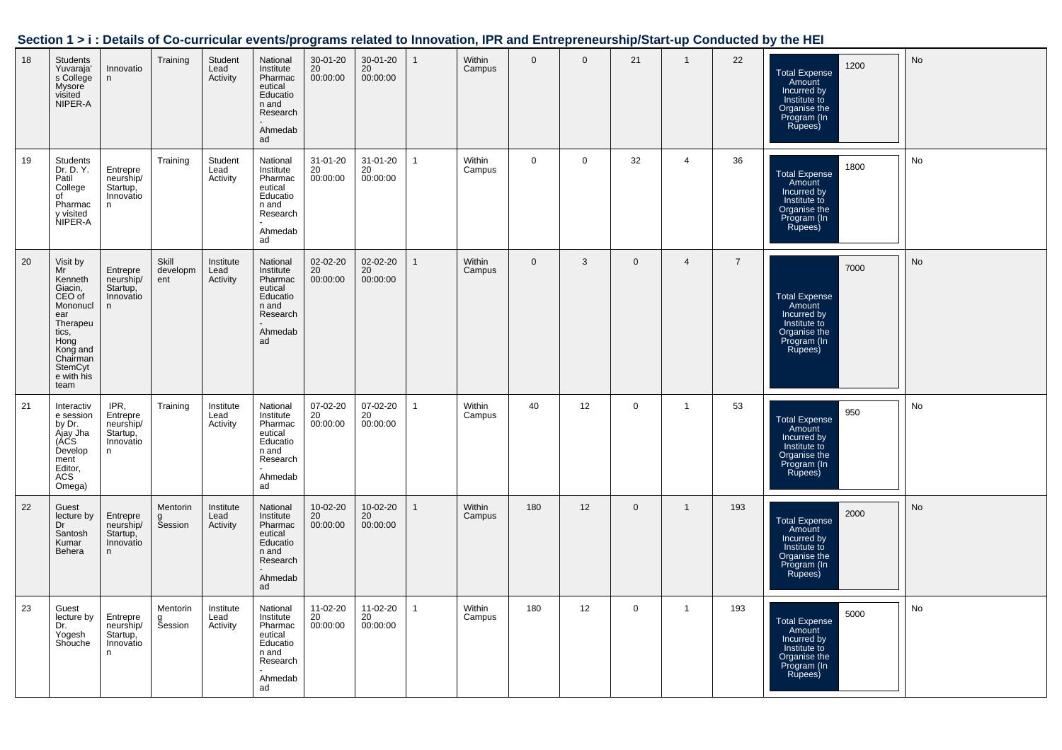## Section 1 > i : Details of Co-curricular events/programs related to Innovation, IPR and Entrepreneurship/Start-up Conducted by the HEI

| | | | | | | | | | | | | | | | | |
|---|---|---|---|---|---|---|---|---|---|---|---|---|---|---|---|---|
| 18 | Students Yuvaraja's College Mysore visited NIPER-A | Innovation | Training | Student Lead Activity | National Institute Pharmaceutical Education and Research - Ahmedabad | 30-01-2020 00:00:00 | 30-01-2020 00:00:00 | 1 | Within Campus | 0 | 0 | 21 | 1 | 22 | Total Expense Amount Incurred by Institute to Organise the Program (In Rupees) 1200 | No |
| 19 | Students Dr. D. Y. Patil College of Pharmacy visited NIPER-A | Entrepreneurship/ Startup, Innovation | Training | Student Lead Activity | National Institute Pharmaceutical Education and Research - Ahmedabad | 31-01-2020 00:00:00 | 31-01-2020 00:00:00 | 1 | Within Campus | 0 | 0 | 32 | 4 | 36 | Total Expense Amount Incurred by Institute to Organise the Program (In Rupees) 1800 | No |
| 20 | Visit by Mr Kenneth Giacin, CEO of Mononuclear Therapeutics, Hong Kong and Chairman StemCyte with his team | Entrepreneurship/ Startup, Innovation | Skill development | Institute Lead Activity | National Institute Pharmaceutical Education and Research - Ahmedabad | 02-02-2020 00:00:00 | 02-02-2020 00:00:00 | 1 | Within Campus | 0 | 3 | 0 | 4 | 7 | Total Expense Amount Incurred by Institute to Organise the Program (In Rupees) 7000 | No |
| 21 | Interactive session by Dr. Ajay Jha (ACS Development Editor, ACS Omega) | IPR, Entrepreneurship/ Startup, Innovation | Training | Institute Lead Activity | National Institute Pharmaceutical Education and Research - Ahmedabad | 07-02-2020 00:00:00 | 07-02-2020 00:00:00 | 1 | Within Campus | 40 | 12 | 0 | 1 | 53 | Total Expense Amount Incurred by Institute to Organise the Program (In Rupees) 950 | No |
| 22 | Guest lecture by Dr Santosh Kumar Behera | Entrepreneurship/ Startup, Innovation | Mentoring Session | Institute Lead Activity | National Institute Pharmaceutical Education and Research - Ahmedabad | 10-02-2020 00:00:00 | 10-02-2020 00:00:00 | 1 | Within Campus | 180 | 12 | 0 | 1 | 193 | Total Expense Amount Incurred by Institute to Organise the Program (In Rupees) 2000 | No |
| 23 | Guest lecture by Dr. Yogesh Shouche | Entrepreneurship/ Startup, Innovation | Mentoring Session | Institute Lead Activity | National Institute Pharmaceutical Education and Research - Ahmedabad | 11-02-2020 00:00:00 | 11-02-2020 00:00:00 | 1 | Within Campus | 180 | 12 | 0 | 1 | 193 | Total Expense Amount Incurred by Institute to Organise the Program (In Rupees) 5000 | No |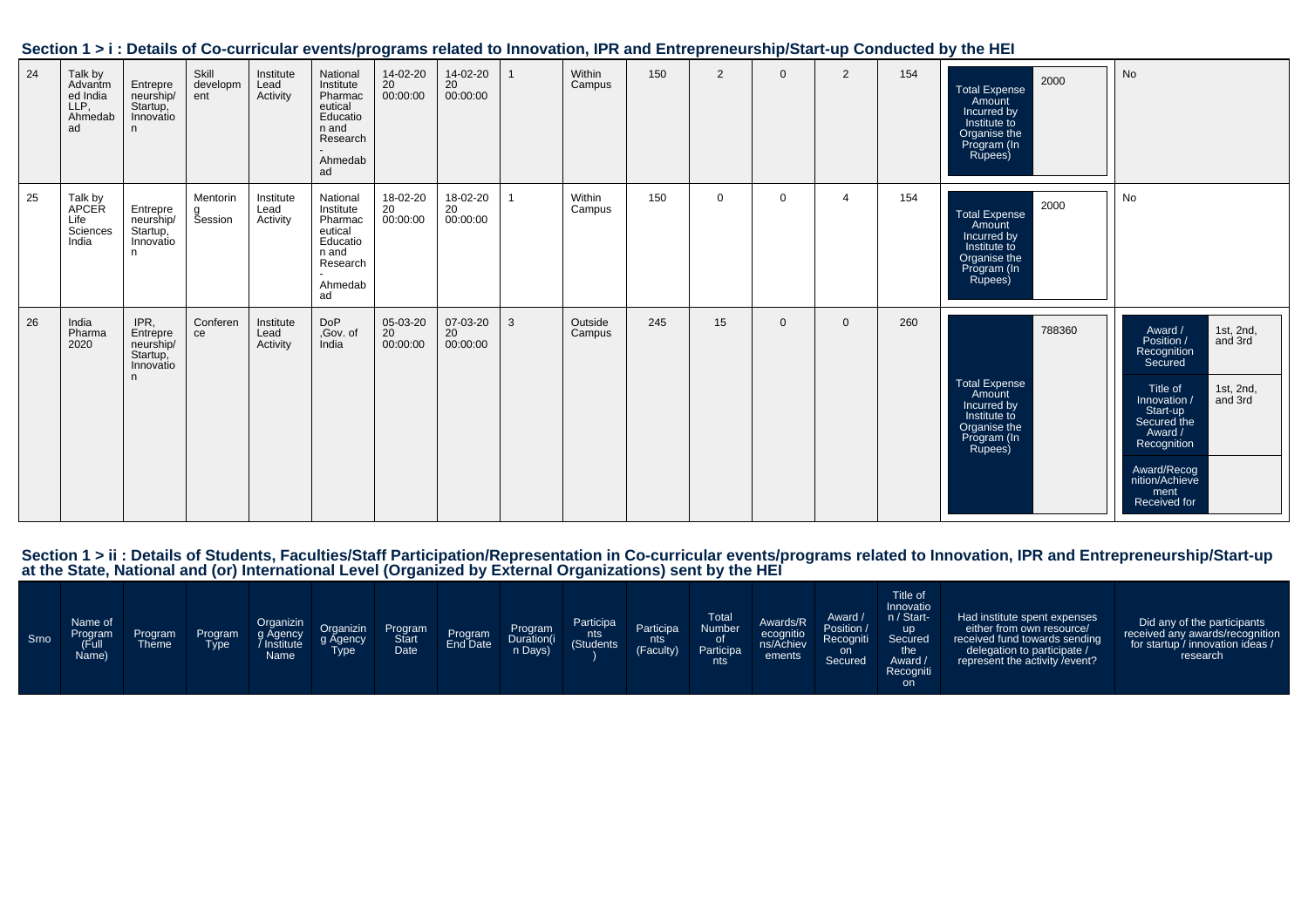## Section 1 > i : Details of Co-curricular events/programs related to Innovation, IPR and Entrepreneurship/Start-up Conducted by the HEI

| | | | | | | | | | | | | | | | | |
|---|---|---|---|---|---|---|---|---|---|---|---|---|---|---|---|---|
| 24 | Talk by Advantmed India LLP, Ahmedabad | Entrepreneurship/ Startup, Innovation | Skill development | Institute Lead Activity | National Institute Pharmaceutical Education and Research - Ahmedabad | 14-02-2020 00:00:00 | 14-02-2020 00:00:00 | 1 | Within Campus | 150 | 2 | 0 | 2 | 154 | Total Expense Amount Incurred by Institute to Organise the Program (In Rupees): 2000 | No |
| 25 | Talk by APCER Life Sciences India | Entrepreneurship/ Startup, Innovation | Mentoring Session | Institute Lead Activity | National Institute Pharmaceutical Education and Research - Ahmedabad | 18-02-2020 00:00:00 | 18-02-2020 00:00:00 | 1 | Within Campus | 150 | 0 | 0 | 4 | 154 | Total Expense Amount Incurred by Institute to Organise the Program (In Rupees): 2000 | No |
| 26 | India Pharma 2020 | IPR, Entrepreneurship/ Startup, Innovation | Conference | Institute Lead Activity | DoP ,Gov. of India | 05-03-2020 00:00:00 | 07-03-2020 00:00:00 | 3 | Outside Campus | 245 | 15 | 0 | 0 | 260 | Total Expense Amount Incurred by Institute to Organise the Program (In Rupees): 788360 | Award / Position / Recognition Secured: 1st, 2nd, and 3rd; Title of Innovation / Start-up Secured the Award / Recognition: 1st, 2nd, and 3rd; Award/Recognition/Achievement Received for: |

## Section 1 > ii : Details of Students, Faculties/Staff Participation/Representation in Co-curricular events/programs related to Innovation, IPR and Entrepreneurship/Start-up at the State, National and (or) International Level (Organized by External Organizations) sent by the HEI

| Srno | Name of Program (Full Name) | Program Theme | Program Type | Organizing Agency / Institute Name | Organizing Agency Type | Program Start Date | Program End Date | Program Duration(in Days) | Participants (Students) | Participants (Faculty) | Total Number of Participants | Awards/Recognitions/Achievements | Award / Position / Recognition Secured | Title of Innovation / Start-up Secured the Award / Recognition | Had institute spent expenses either from own resource/ received fund towards sending delegation to participate / represent the activity /event? | Did any of the participants received any awards/recognition for startup / innovation ideas / research |
|---|---|---|---|---|---|---|---|---|---|---|---|---|---|---|---|---|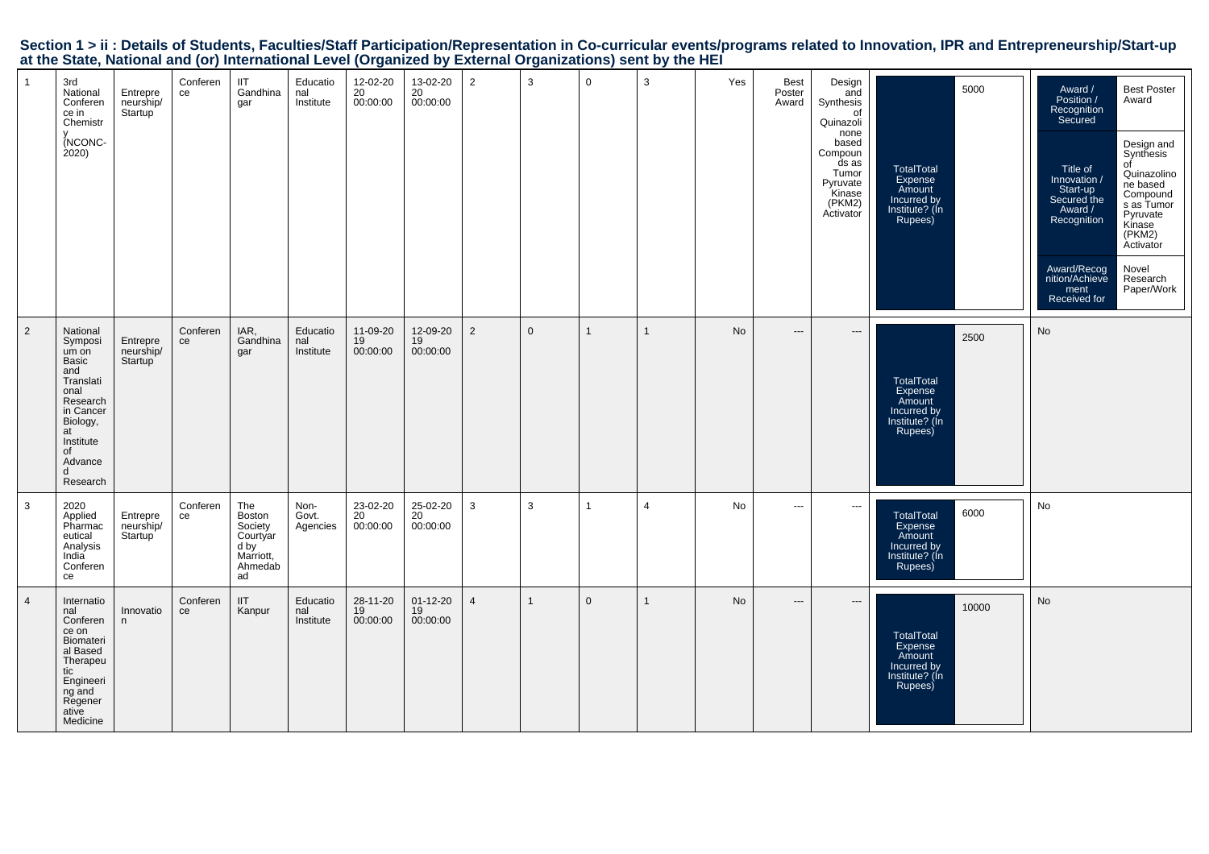## Section 1 > ii : Details of Students, Faculties/Staff Participation/Representation in Co-curricular events/programs related to Innovation, IPR and Entrepreneurship/Start-up at the State, National and (or) International Level (Organized by External Organizations) sent by the HEI

| | | | | | | | | | | | | | | | | |
|---|---|---|---|---|---|---|---|---|---|---|---|---|---|---|---|---|
| 1 | 3rd National Conference in Chemistry (NCONC-2020) | Entrepreneurship/Startup | Conference | IIT Gandhinagar | Educational Institute | 12-02-2020 00:00:00 | 13-02-2020 00:00:00 | 2 | 3 | 0 | 3 | Yes | Best Poster Award | Design and Synthesis of Quinazolinone based Compounds as Tumor Pyruvate Kinase (PKM2) Activator | TotalTotal Expense Amount Incurred by Institute? (In Rupees): 5000 | Award / Position / Recognition Secured: Best Poster Award; Title of Innovation / Start-up Secured the Award / Recognition: Design and Synthesis of Quinazolinone based Compounds as Tumor Pyruvate Kinase (PKM2) Activator; Award/Recognition/Achievement Received for: Novel Research Paper/Work |
| 2 | National Symposium on Basic and Translational Research in Cancer Biology, at Institute of Advanced Research | Entrepreneurship/Startup | Conference | IAR, Gandhinagar | Educational Institute | 11-09-2019 00:00:00 | 12-09-2019 00:00:00 | 2 | 0 | 1 | 1 | No | --- | --- | TotalTotal Expense Amount Incurred by Institute? (In Rupees): 2500 | No |
| 3 | 2020 Applied Pharmaceutical Analysis India Conference | Entrepreneurship/Startup | Conference | The Boston Society Courtyard by Marriott, Ahmedabad | Non-Govt. Agencies | 23-02-2020 00:00:00 | 25-02-2020 00:00:00 | 3 | 3 | 1 | 4 | No | --- | --- | TotalTotal Expense Amount Incurred by Institute? (In Rupees): 6000 | No |
| 4 | International Conference on Biomaterial Based Therapeutic Engineering and Regenerative Medicine | Innovation | Conference | IIT Kanpur | Educational Institute | 28-11-2019 00:00:00 | 01-12-2019 00:00:00 | 4 | 1 | 0 | 1 | No | --- | --- | TotalTotal Expense Amount Incurred by Institute? (In Rupees): 10000 | No |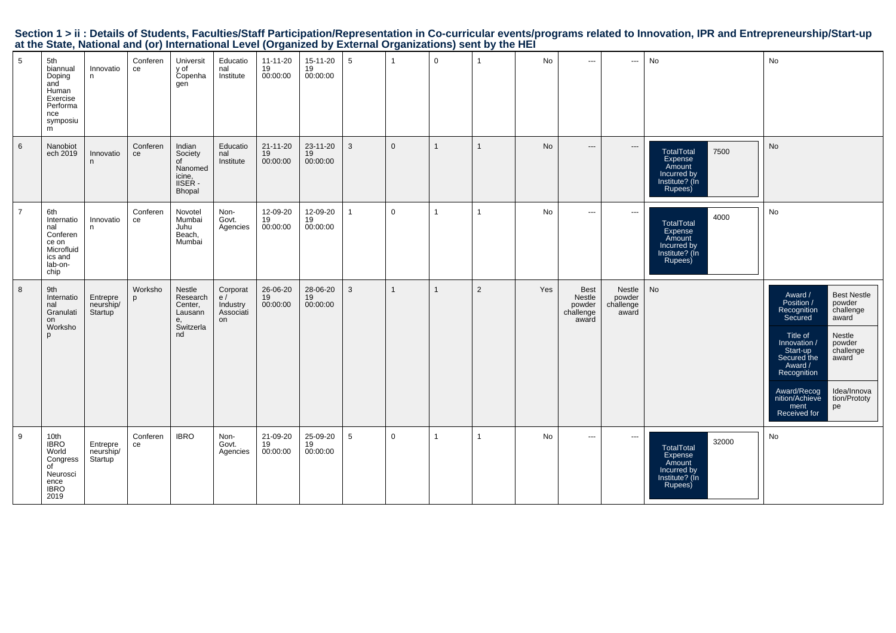## Section 1 > ii : Details of Students, Faculties/Staff Participation/Representation in Co-curricular events/programs related to Innovation, IPR and Entrepreneurship/Start-up at the State, National and (or) International Level (Organized by External Organizations) sent by the HEI

| | | | | | | | | | | | | | | | | |
|---|---|---|---|---|---|---|---|---|---|---|---|---|---|---|---|---|
| 5 | 5th biannual Doping and Human Exercise Performance symposium | Innovation | Conference | University of Copenhagen | Educational Institute | 11-11-2019 00:00:00 | 15-11-2019 00:00:00 | 5 | 1 | 0 | 1 | No | --- | --- | No | No |
| 6 | Nanobiotech 2019 | Innovation | Conference | Indian Society of Nanomedicine, IISER - Bhopal | Educational Institute | 21-11-2019 00:00:00 | 23-11-2019 00:00:00 | 3 | 0 | 1 | 1 | No | --- | --- | TotalTotal Expense Amount Incurred by Institute? (In Rupees): 7500 | No |
| 7 | 6th International Conference on Microfluidics and lab-on-chip | Innovation | Conference | Novotel Mumbai Juhu Beach, Mumbai | Non-Govt. Agencies | 12-09-2019 00:00:00 | 12-09-2019 00:00:00 | 1 | 0 | 1 | 1 | No | --- | --- | TotalTotal Expense Amount Incurred by Institute? (In Rupees): 4000 | No |
| 8 | 9th International Granulation Workshop | Entrepreneurship/Startup | Workshop | Nestle Research Center, Lausanne, Switzerland | Corporate / Industry Association | 26-06-2019 00:00:00 | 28-06-2019 00:00:00 | 3 | 1 | 1 | 2 | Yes | Best Nestle powder challenge award | Nestle powder challenge award | No | Award / Position / Recognition Secured: Best Nestle powder challenge award; Title of Innovation / Start-up Secured the Award / Recognition: Nestle powder challenge award; Award/Recognition/Achievement Received for: Idea/Innovation/Prototype |
| 9 | 10th IBRO World Congress of Neuroscience IBRO 2019 | Entrepreneurship/Startup | Conference | IBRO | Non-Govt. Agencies | 21-09-2019 00:00:00 | 25-09-2019 00:00:00 | 5 | 0 | 1 | 1 | No | --- | --- | TotalTotal Expense Amount Incurred by Institute? (In Rupees): 32000 | No |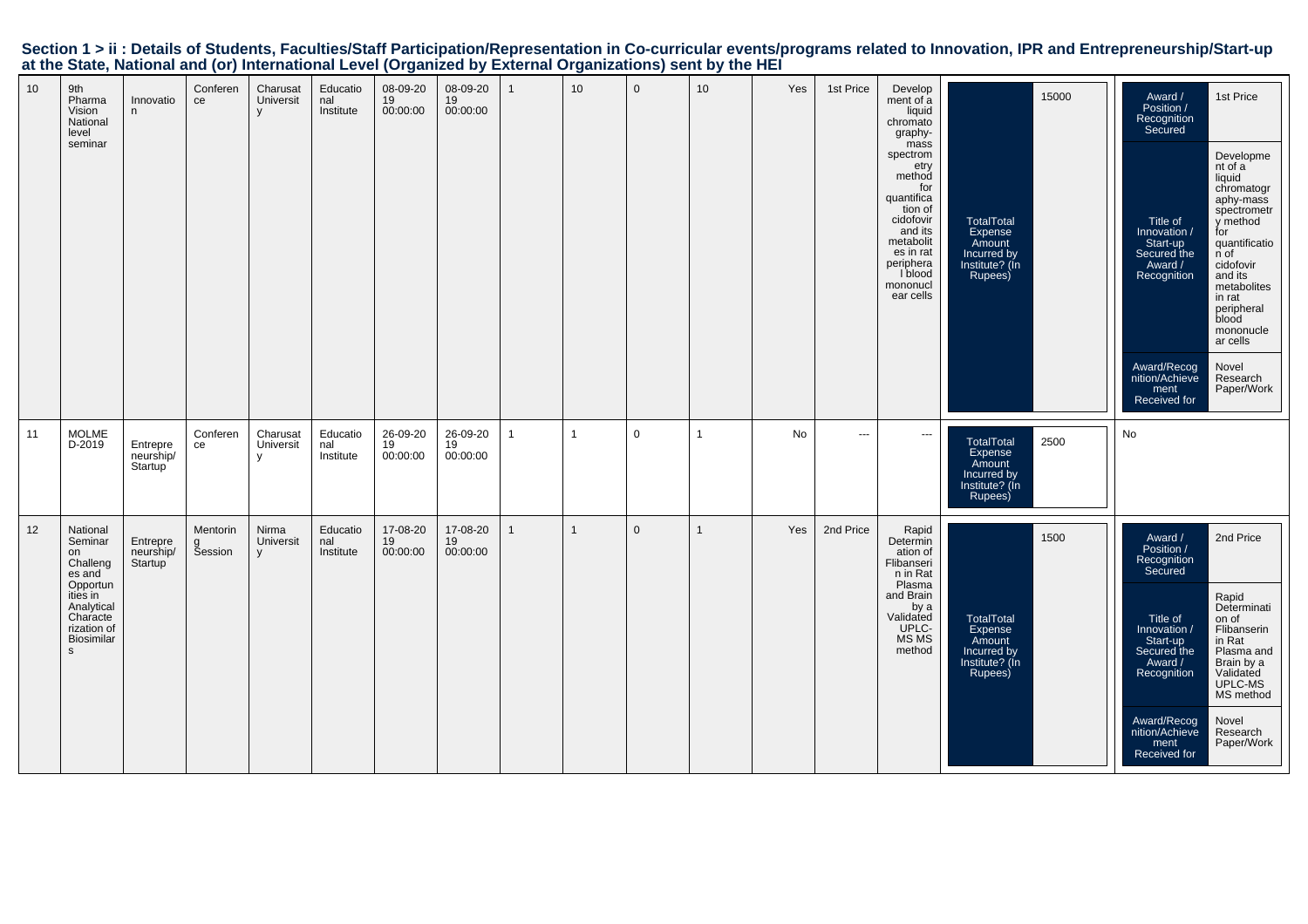## Section 1 > ii : Details of Students, Faculties/Staff Participation/Representation in Co-curricular events/programs related to Innovation, IPR and Entrepreneurship/Start-up at the State, National and (or) International Level (Organized by External Organizations) sent by the HEI

| | | | | | | | | | | | | | | | | |
|---|---|---|---|---|---|---|---|---|---|---|---|---|---|---|---|---|
| 10 | 9th Pharma Vision National level seminar | Innovation | Conference | Charusat University | Educational Institute | 08-09-2019 00:00:00 | 08-09-2019 00:00:00 | 1 | 10 | 0 | 10 | Yes | 1st Price | Development of a liquid chromatography-mass spectrometry method for quantification of cidofovir and its metabolites in rat peripheral blood mononuclear cells | TotalTotal Expense Amount Incurred by Institute? (In Rupees): 15000 | Award / Position / Recognition Secured: 1st Price; Title of Innovation / Start-up Secured the Award / Recognition: Development of a liquid chromatography-mass spectrometry method for quantification of cidofovir and its metabolites in rat peripheral blood mononuclear cells; Award/Recognition/Achievement Received for: Novel Research Paper/Work |
| 11 | MOLMED-2019 | Entrepreneurship/Startup | Conference | Charusat University | Educational Institute | 26-09-2019 00:00:00 | 26-09-2019 00:00:00 | 1 | 1 | 0 | 1 | No | --- | --- | TotalTotal Expense Amount Incurred by Institute? (In Rupees): 2500 | No |
| 12 | National Seminar on Challenges and Opportunities in Analytical Characterization of Biosimilars | Entrepreneurship/Startup | Mentoring Session | Nirma University | Educational Institute | 17-08-2019 00:00:00 | 17-08-2019 00:00:00 | 1 | 1 | 0 | 1 | Yes | 2nd Price | Rapid Determination of Flibanserin in Rat Plasma and Brain by a Validated UPLC-MS MS method | TotalTotal Expense Amount Incurred by Institute? (In Rupees): 1500 | Award / Position / Recognition Secured: 2nd Price; Title of Innovation / Start-up Secured the Award / Recognition: Rapid Determination of Flibanserin in Rat Plasma and Brain by a Validated UPLC-MS MS method; Award/Recognition/Achievement Received for: Novel Research Paper/Work |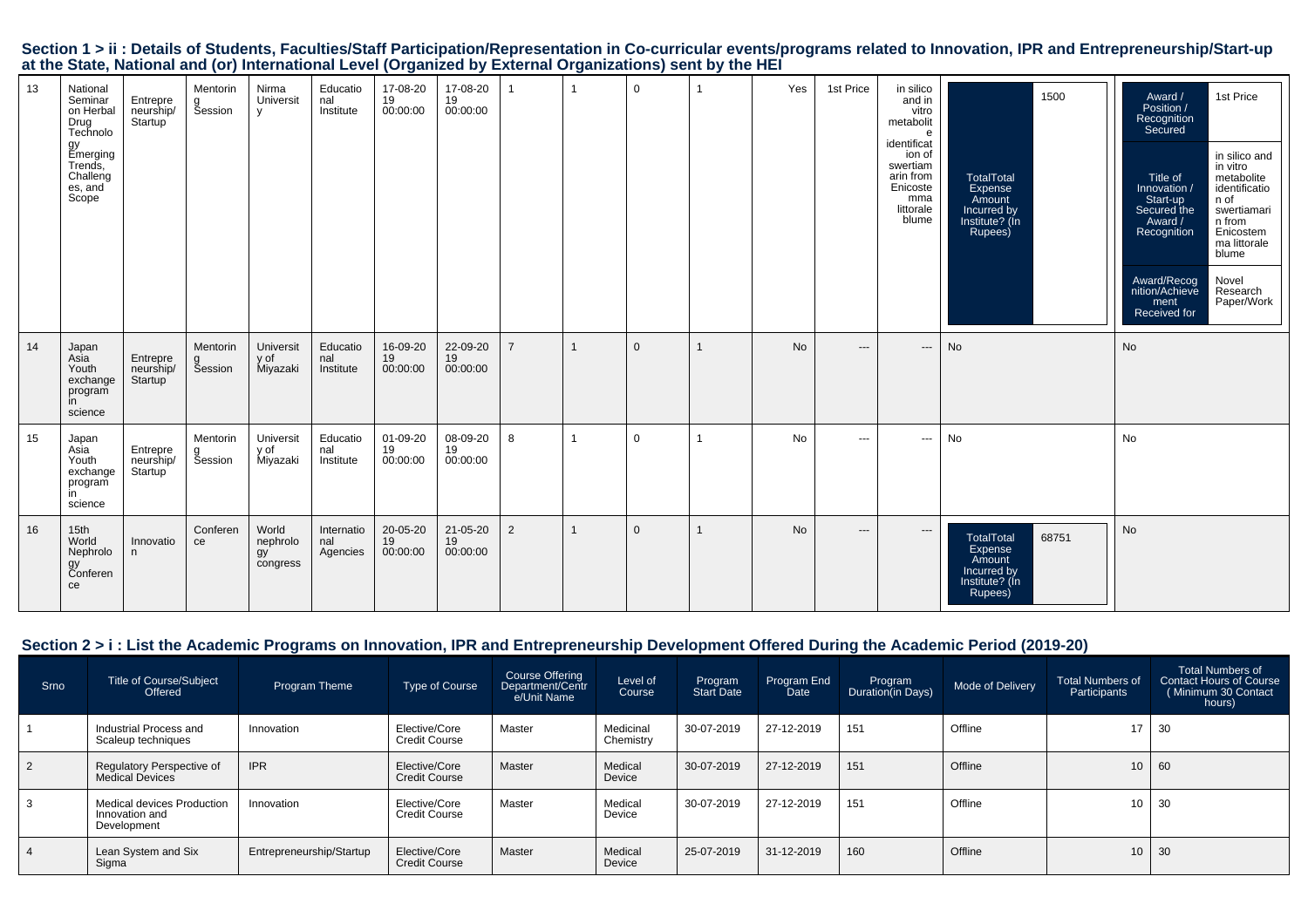## Section 1 > ii : Details of Students, Faculties/Staff Participation/Representation in Co-curricular events/programs related to Innovation, IPR and Entrepreneurship/Start-up at the State, National and (or) International Level (Organized by External Organizations) sent by the HEI

| | | | | | | | | | | | | | | | | |
|---|---|---|---|---|---|---|---|---|---|---|---|---|---|---|---|---|
| 13 | National Seminar on Herbal Drug Technology Emerging Trends, Challenges, and Scope | Entrepreneurship/ Startup | Mentoring Session | Nirma University | Educational Institute | 17-08-2019 00:00:00 | 17-08-2019 00:00:00 | 1 | 1 | 0 | 1 | Yes | 1st Price | in silico and in vitro metabolite identification of swertiamarin from Enicostemma littorale blume | TotalTotal Expense Amount Incurred by Institute? (In Rupees): 1500 | Award / Position / Recognition Secured: 1st Price; Title of Innovation / Start-up Secured the Award / Recognition: in silico and in vitro metabolite identification of swertiamarin from Enicostemma littorale blume; Award/Recognition/Achievement Received for: Novel Research Paper/Work |
| 14 | Japan Asia Youth exchange program in science | Entrepreneurship/ Startup | Mentoring Session | University of Miyazaki | Educational Institute | 16-09-2019 00:00:00 | 22-09-2019 00:00:00 | 7 | 1 | 0 | 1 | No | --- | --- | No | No |
| 15 | Japan Asia Youth exchange program in science | Entrepreneurship/ Startup | Mentoring Session | University of Miyazaki | Educational Institute | 01-09-2019 00:00:00 | 08-09-2019 00:00:00 | 8 | 1 | 0 | 1 | No | --- | --- | No | No |
| 16 | 15th World Nephrology Conference | Innovation | Conference | World nephrology congress | International Agencies | 20-05-2019 00:00:00 | 21-05-2019 00:00:00 | 2 | 1 | 0 | 1 | No | --- | --- | TotalTotal Expense Amount Incurred by Institute? (In Rupees): 68751 | No |

## Section 2 > i : List the Academic Programs on Innovation, IPR and Entrepreneurship Development Offered During the Academic Period (2019-20)

| Srno | Title of Course/Subject Offered | Program Theme | Type of Course | Course Offering Department/Centre/Unit Name | Level of Course | Program Start Date | Program End Date | Program Duration(in Days) | Mode of Delivery | Total Numbers of Participants | Total Numbers of Contact Hours of Course (Minimum 30 Contact hours) |
|---|---|---|---|---|---|---|---|---|---|---|---|
| 1 | Industrial Process and Scaleup techniques | Innovation | Elective/Core Credit Course | Master | Medicinal Chemistry | 30-07-2019 | 27-12-2019 | 151 | Offline | 17 | 30 |
| 2 | Regulatory Perspective of Medical Devices | IPR | Elective/Core Credit Course | Master | Medical Device | 30-07-2019 | 27-12-2019 | 151 | Offline | 10 | 60 |
| 3 | Medical devices Production Innovation and Development | Innovation | Elective/Core Credit Course | Master | Medical Device | 30-07-2019 | 27-12-2019 | 151 | Offline | 10 | 30 |
| 4 | Lean System and Six Sigma | Entrepreneurship/Startup | Elective/Core Credit Course | Master | Medical Device | 25-07-2019 | 31-12-2019 | 160 | Offline | 10 | 30 |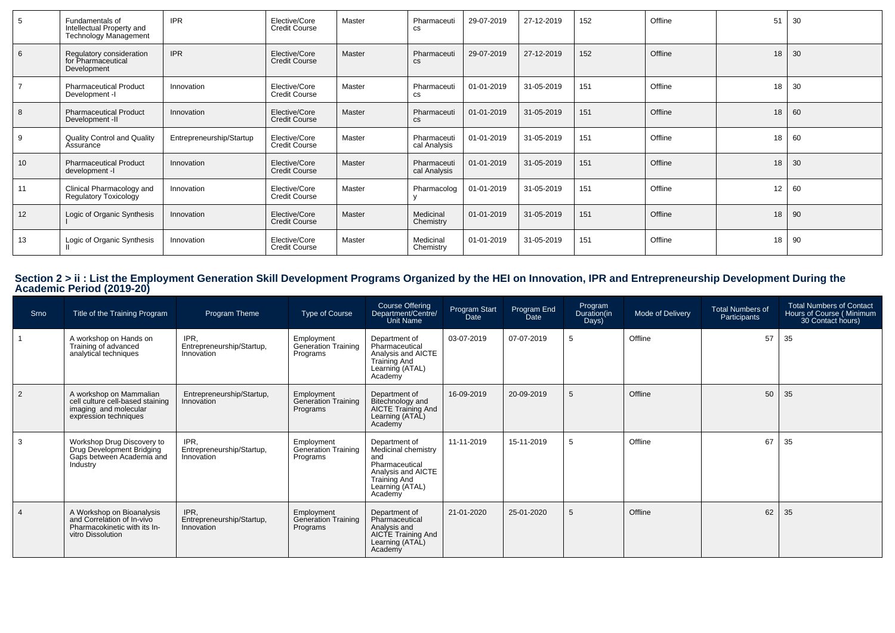| 5 | Fundamentals of Intellectual Property and Technology Management | IPR | Elective/Core Credit Course | Master | Pharmaceutics | 29-07-2019 | 27-12-2019 | 152 | Offline | 51 | 30 |
|---|---|---|---|---|---|---|---|---|---|---|---|
| 6 | Regulatory consideration for Pharmaceutical Development | IPR | Elective/Core Credit Course | Master | Pharmaceutics | 29-07-2019 | 27-12-2019 | 152 | Offline | 18 | 30 |
| 7 | Pharmaceutical Product Development -I | Innovation | Elective/Core Credit Course | Master | Pharmaceutics | 01-01-2019 | 31-05-2019 | 151 | Offline | 18 | 30 |
| 8 | Pharmaceutical Product Development -II | Innovation | Elective/Core Credit Course | Master | Pharmaceutics | 01-01-2019 | 31-05-2019 | 151 | Offline | 18 | 60 |
| 9 | Quality Control and Quality Assurance | Entrepreneurship/Startup | Elective/Core Credit Course | Master | Pharmaceutical Analysis | 01-01-2019 | 31-05-2019 | 151 | Offline | 18 | 60 |
| 10 | Pharmaceutical Product development -I | Innovation | Elective/Core Credit Course | Master | Pharmaceutical Analysis | 01-01-2019 | 31-05-2019 | 151 | Offline | 18 | 30 |
| 11 | Clinical Pharmacology and Regulatory Toxicology | Innovation | Elective/Core Credit Course | Master | Pharmacology | 01-01-2019 | 31-05-2019 | 151 | Offline | 12 | 60 |
| 12 | Logic of Organic Synthesis I | Innovation | Elective/Core Credit Course | Master | Medicinal Chemistry | 01-01-2019 | 31-05-2019 | 151 | Offline | 18 | 90 |
| 13 | Logic of Organic Synthesis II | Innovation | Elective/Core Credit Course | Master | Medicinal Chemistry | 01-01-2019 | 31-05-2019 | 151 | Offline | 18 | 90 |

## Section 2 > ii : List the Employment Generation Skill Development Programs Organized by the HEI on Innovation, IPR and Entrepreneurship Development During the Academic Period (2019-20)

| Srno | Title of the Training Program | Program Theme | Type of Course | Course Offering Department/Centre/ Unit Name | Program Start Date | Program End Date | Program Duration(in Days) | Mode of Delivery | Total Numbers of Participants | Total Numbers of Contact Hours of Course ( Minimum 30 Contact hours) |
|---|---|---|---|---|---|---|---|---|---|---|
| 1 | A workshop on Hands on Training of advanced analytical techniques | IPR, Entrepreneurship/Startup, Innovation | Employment Generation Training Programs | Department of Pharmaceutical Analysis and AICTE Training And Learning (ATAL) Academy | 03-07-2019 | 07-07-2019 | 5 | Offline | 57 | 35 |
| 2 | A workshop on Mammalian cell culture cell-based staining imaging and molecular expression techniques | Entrepreneurship/Startup, Innovation | Employment Generation Training Programs | Department of Bitechnology and AICTE Training And Learning (ATAL) Academy | 16-09-2019 | 20-09-2019 | 5 | Offline | 50 | 35 |
| 3 | Workshop Drug Discovery to Drug Development Bridging Gaps between Academia and Industry | IPR, Entrepreneurship/Startup, Innovation | Employment Generation Training Programs | Department of Medicinal chemistry and Pharmaceutical Analysis and AICTE Training And Learning (ATAL) Academy | 11-11-2019 | 15-11-2019 | 5 | Offline | 67 | 35 |
| 4 | A Workshop on Bioanalysis and Correlation of In-vivo Pharmacokinetic with its In-vitro Dissolution | IPR, Entrepreneurship/Startup, Innovation | Employment Generation Training Programs | Department of Pharmaceutical Analysis and AICTE Training And Learning (ATAL) Academy | 21-01-2020 | 25-01-2020 | 5 | Offline | 62 | 35 |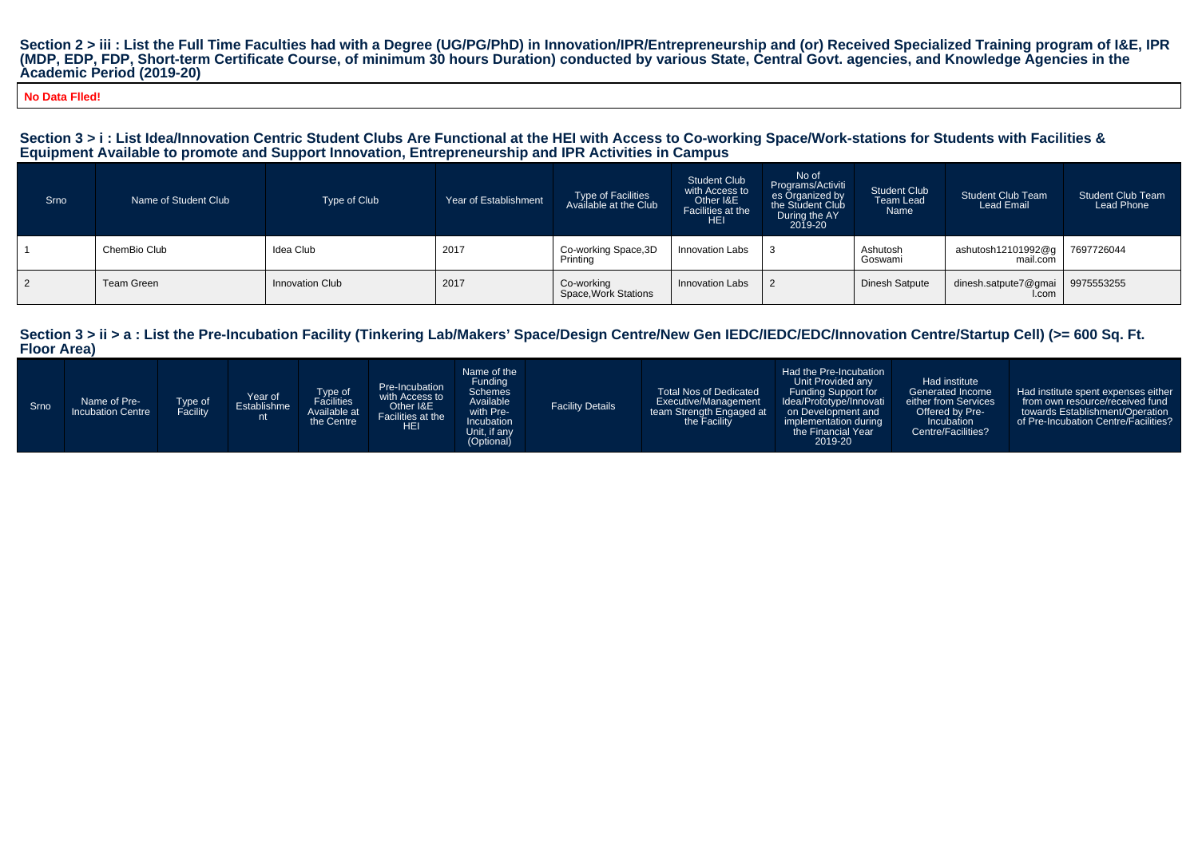## Section 2 > iii : List the Full Time Faculties had with a Degree (UG/PG/PhD) in Innovation/IPR/Entrepreneurship and (or) Received Specialized Training program of I&E, IPR (MDP, EDP, FDP, Short-term Certificate Course, of minimum 30 hours Duration) conducted by various State, Central Govt. agencies, and Knowledge Agencies in the Academic Period (2019-20)

**No Data Flled!**

## Section 3 > i : List Idea/Innovation Centric Student Clubs Are Functional at the HEI with Access to Co-working Space/Work-stations for Students with Facilities & Equipment Available to promote and Support Innovation, Entrepreneurship and IPR Activities in Campus

| Srno | Name of Student Club | Type of Club | Year of Establishment | Type of Facilities Available at the Club | Student Club with Access to Other I&E Facilities at the HEI | No of Programs/Activities Organized by the Student Club During the AY 2019-20 | Student Club Team Lead Name | Student Club Team Lead Email | Student Club Team Lead Phone |
|---|---|---|---|---|---|---|---|---|---|
| 1 | ChemBio Club | Idea Club | 2017 | Co-working Space,3D Printing | Innovation Labs | 3 | Ashutosh Goswami | ashutosh12101992@gmail.com | 7697726044 |
| 2 | Team Green | Innovation Club | 2017 | Co-working Space,Work Stations | Innovation Labs | 2 | Dinesh Satpute | dinesh.satpute7@gmail.com | 9975553255 |

## Section 3 > ii > a : List the Pre-Incubation Facility (Tinkering Lab/Makers' Space/Design Centre/New Gen IEDC/IEDC/EDC/Innovation Centre/Startup Cell) (>= 600 Sq. Ft. Floor Area)

| Srno | Name of Pre-Incubation Centre | Type of Facility | Year of Establishment | Type of Facilities Available at the Centre | Pre-Incubation with Access to Other I&E Facilities at the HEI | Name of the Funding Schemes Available with Pre-Incubation Unit, if any (Optional) | Facility Details | Total Nos of Dedicated Executive/Management team Strength Engaged at the Facility | Had the Pre-Incubation Unit Provided any Funding Support for Idea/Prototype/Innovation Development and implementation during the Financial Year 2019-20 | Had institute Generated Income either from Services Offered by Pre-Incubation Centre/Facilities? | Had institute spent expenses either from own resource/received fund towards Establishment/Operation of Pre-Incubation Centre/Facilities? |
|---|---|---|---|---|---|---|---|---|---|---|---|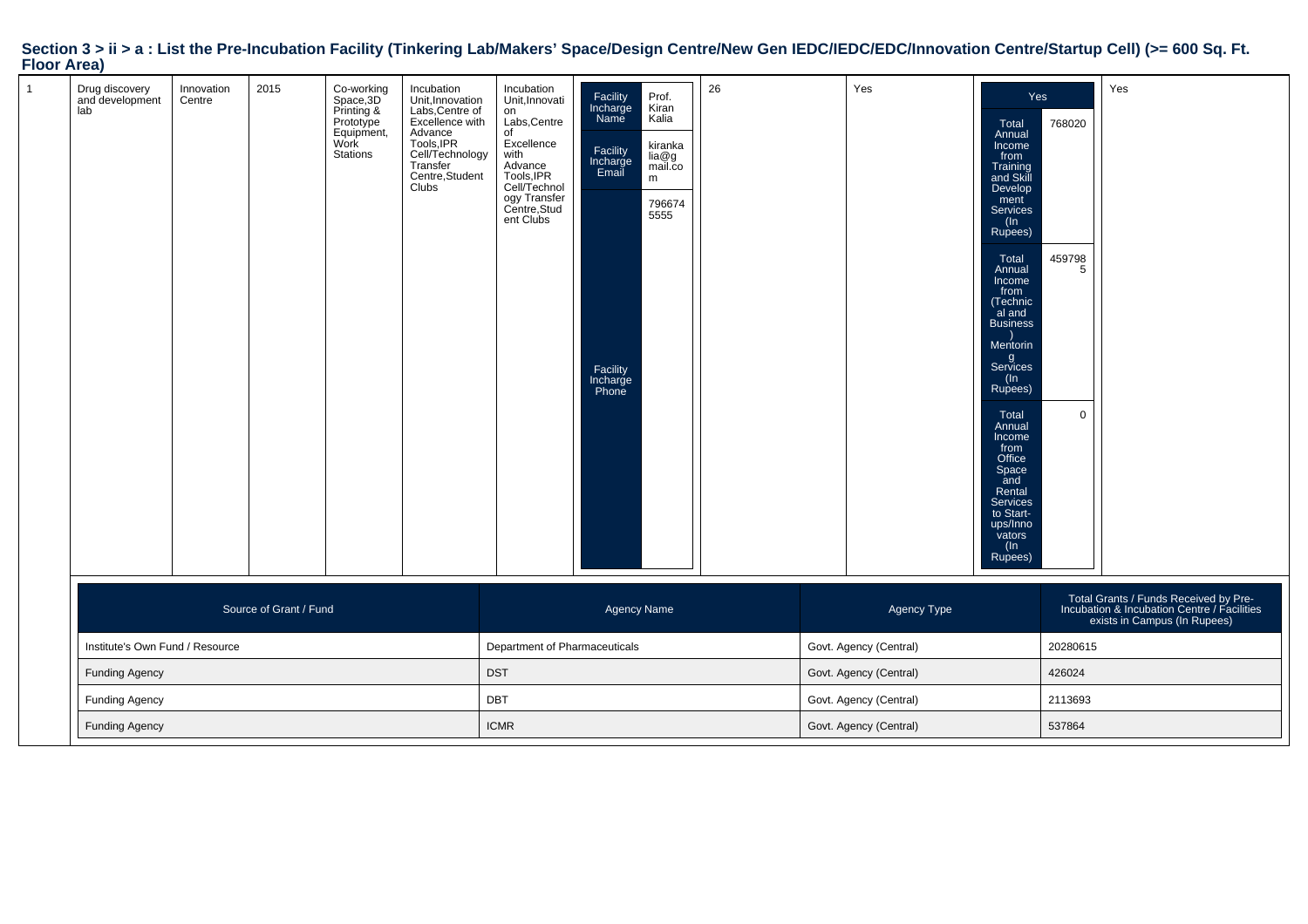**Section 3 > ii > a : List the Pre-Incubation Facility (Tinkering Lab/Makers' Space/Design Centre/New Gen IEDC/IEDC/EDC/Innovation Centre/Startup Cell) (>= 600 Sq. Ft. Floor Area)**

| 1 | Drug discovery and development lab | Innovation Centre | 2015 | Co-working Space,3D Printing & Prototype Equipment, Work Stations | Incubation Unit,Innovation Labs,Centre of Excellence with Advance Tools,IPR Cell/Technology Transfer Centre,Student Clubs | Incubation Unit,Innovation Labs,Centre of Excellence with Advance Tools,IPR Cell/Technology Transfer Centre,Student Clubs | Facility Incharge Name: Prof. Kiran Kalia; Facility Incharge Email: kirankalia@gmail.com; Facility Incharge Phone: 7966745555 | 26 | Yes | Yes; Total Annual Income from Training and Skill Development Services (In Rupees): 768020; Total Annual Income from (Technical and Business) Mentoring Services (In Rupees): 4597985; Total Annual Income from Office Space and Rental Services to Start-ups/Innovators (In Rupees): 0 | Yes |
|---|---|---|---|---|---|---|---|---|---|---|---|

| Source of Grant / Fund | Agency Name | Agency Type | Total Grants / Funds Received by Pre-Incubation & Incubation Centre / Facilities exists in Campus (In Rupees) |
|---|---|---|---|
| Institute's Own Fund / Resource | Department of Pharmaceuticals | Govt. Agency (Central) | 20280615 |
| Funding Agency | DST | Govt. Agency (Central) | 426024 |
| Funding Agency | DBT | Govt. Agency (Central) | 2113693 |
| Funding Agency | ICMR | Govt. Agency (Central) | 537864 |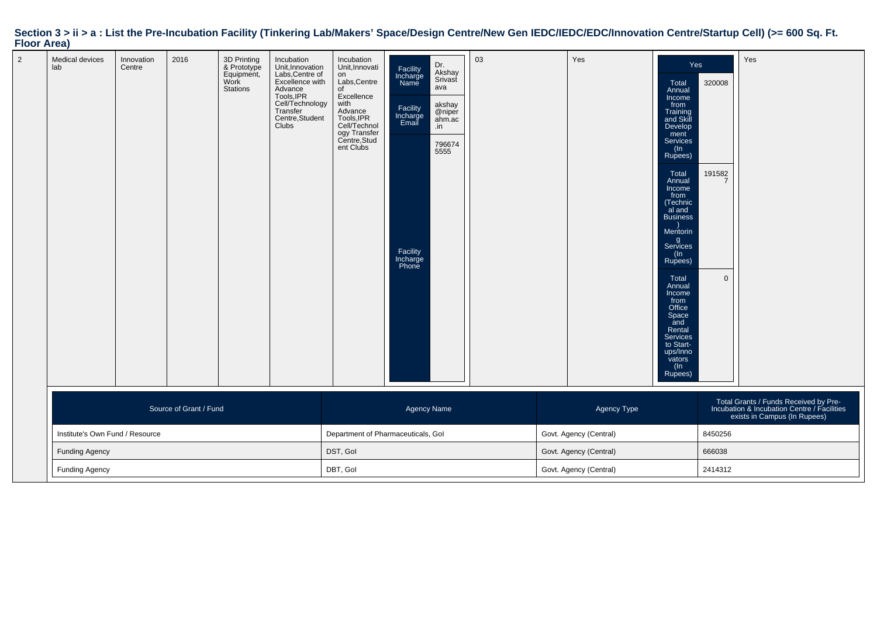## Section 3 > ii > a : List the Pre-Incubation Facility (Tinkering Lab/Makers' Space/Design Centre/New Gen IEDC/IEDC/EDC/Innovation Centre/Startup Cell) (>= 600 Sq. Ft. Floor Area)

| | | | | | | | | | | | |
|---|---|---|---|---|---|---|---|---|---|---|---|
| 2 | Medical devices lab | Innovation Centre | 2016 | 3D Printing & Prototype Equipment, Work Stations | Incubation Unit,Innovation Labs,Centre of Excellence with Advance Tools,IPR Cell/Technology Transfer Centre,Student Clubs | Incubation Unit,Innovation Labs,Centre of Excellence with Advance Tools,IPR Cell/Technology Transfer Centre,Student Clubs | Facility Incharge Name: Dr. Akshay Srivastava<br>Facility Incharge Email: akshay@niperahm.ac.in<br>Facility Incharge Phone: 7966745555 | 03 | Yes | Yes<br>Total Annual Income from Training and Skill Development Services (In Rupees): 320008<br>Total Annual Income from (Technical and Business) Mentoring Services (In Rupees): 1915827<br>Total Annual Income from Office Space and Rental Services to Start-ups/Innovators (In Rupees): 0 | Yes |

| Source of Grant / Fund | Agency Name | Agency Type | Total Grants / Funds Received by Pre-Incubation & Incubation Centre / Facilities exists in Campus (In Rupees) |
|---|---|---|---|
| Institute's Own Fund / Resource | Department of Pharmaceuticals, GoI | Govt. Agency (Central) | 8450256 |
| Funding Agency | DST, GoI | Govt. Agency (Central) | 666038 |
| Funding Agency | DBT, GoI | Govt. Agency (Central) | 2414312 |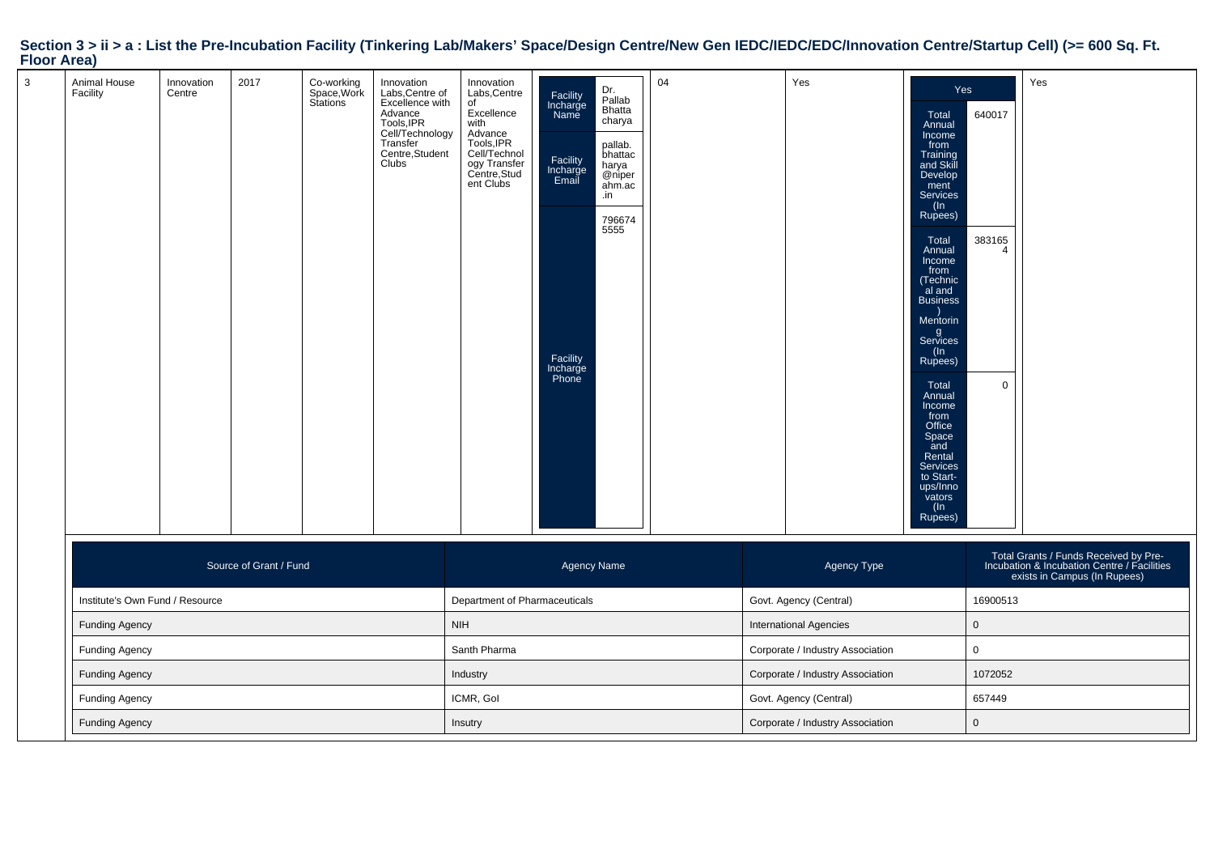## Section 3 > ii > a : List the Pre-Incubation Facility (Tinkering Lab/Makers' Space/Design Centre/New Gen IEDC/IEDC/EDC/Innovation Centre/Startup Cell) (>= 600 Sq. Ft. Floor Area)

| | | | | | | | | | | | |
|---|---|---|---|---|---|---|---|---|---|---|---|
| 3 | Animal House Facility | Innovation Centre | 2017 | Co-working Space,Work Stations | Innovation Labs,Centre of Excellence with Advance Tools,IPR Cell/Technology Transfer Centre,Student Clubs | Innovation Labs,Centre of Excellence with Advance Tools,IPR Cell/Technology Transfer Centre,Student Clubs | Facility Incharge Name: Dr. Pallab Bhattacharya; Facility Incharge Email: pallab.bhattacharya@niperahm.ac.in; Facility Incharge Phone: 7966745555 | 04 | Yes | Yes; Total Annual Income from Training and Skill Development Services (In Rupees): 640017; Total Annual Income from (Technical and Business) Mentoring Services (In Rupees): 3831654; Total Annual Income from Office Space and Rental Services to Start-ups/Innovators (In Rupees): 0 | Yes |

| Source of Grant / Fund | Agency Name | Agency Type | Total Grants / Funds Received by Pre-Incubation & Incubation Centre / Facilities exists in Campus (In Rupees) |
|---|---|---|---|
| Institute's Own Fund / Resource | Department of Pharmaceuticals | Govt. Agency (Central) | 16900513 |
| Funding Agency | NIH | International Agencies | 0 |
| Funding Agency | Santh Pharma | Corporate / Industry Association | 0 |
| Funding Agency | Industry | Corporate / Industry Association | 1072052 |
| Funding Agency | ICMR, GoI | Govt. Agency (Central) | 657449 |
| Funding Agency | Insutry | Corporate / Industry Association | 0 |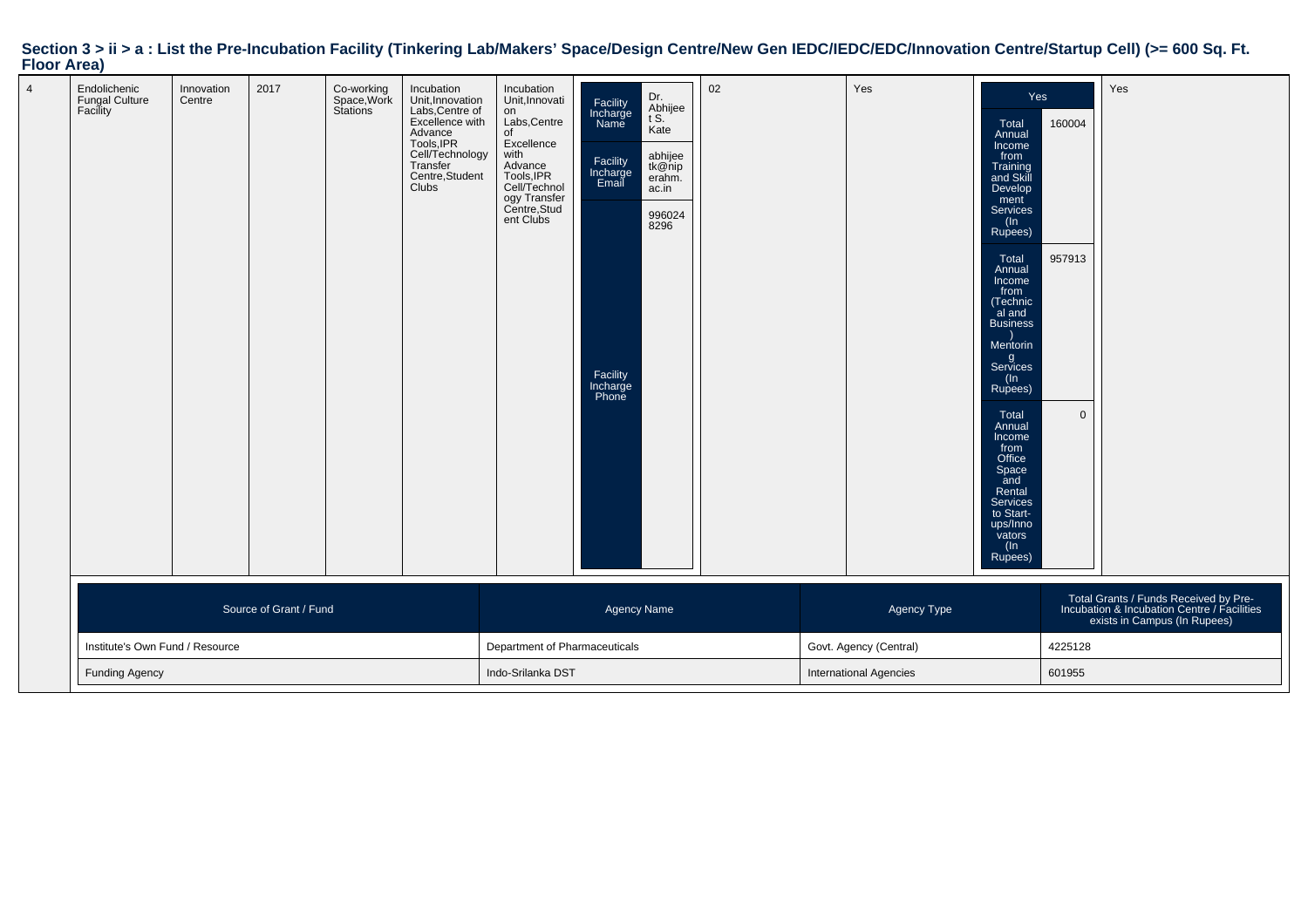**Section 3 > ii > a : List the Pre-Incubation Facility (Tinkering Lab/Makers' Space/Design Centre/New Gen IEDC/IEDC/EDC/Innovation Centre/Startup Cell) (>= 600 Sq. Ft. Floor Area)**

| | | | | | | | | | | | |
|---|---|---|---|---|---|---|---|---|---|---|---|
| 4 | Endolichenic Fungal Culture Facility | Innovation Centre | 2017 | Co-working Space,Work Stations | Incubation Unit,Innovation Labs,Centre of Excellence with Advance Tools,IPR Cell/Technology Transfer Centre,Student Clubs | Incubation Unit,Innovation Labs,Centre of Excellence with Advance Tools,IPR Cell/Technology Transfer Centre,Student Clubs | Facility Incharge Name: Dr. Abhijeet S. Kate<br>Facility Incharge Email: abhijeetk@niperahm.ac.in<br>Facility Incharge Phone: 9960248296 | 02 | Yes | Yes<br>Total Annual Income from Training and Skill Development Services (In Rupees): 160004<br>Total Annual Income from (Technical and Business) Mentoring Services (In Rupees): 957913<br>Total Annual Income from Office Space and Rental Services to Start-ups/Innovators (In Rupees): 0 | Yes |

| Source of Grant / Fund | Agency Name | Agency Type | Total Grants / Funds Received by Pre-Incubation & Incubation Centre / Facilities exists in Campus (In Rupees) |
|---|---|---|---|
| Institute's Own Fund / Resource | Department of Pharmaceuticals | Govt. Agency (Central) | 4225128 |
| Funding Agency | Indo-Srilanka DST | International Agencies | 601955 |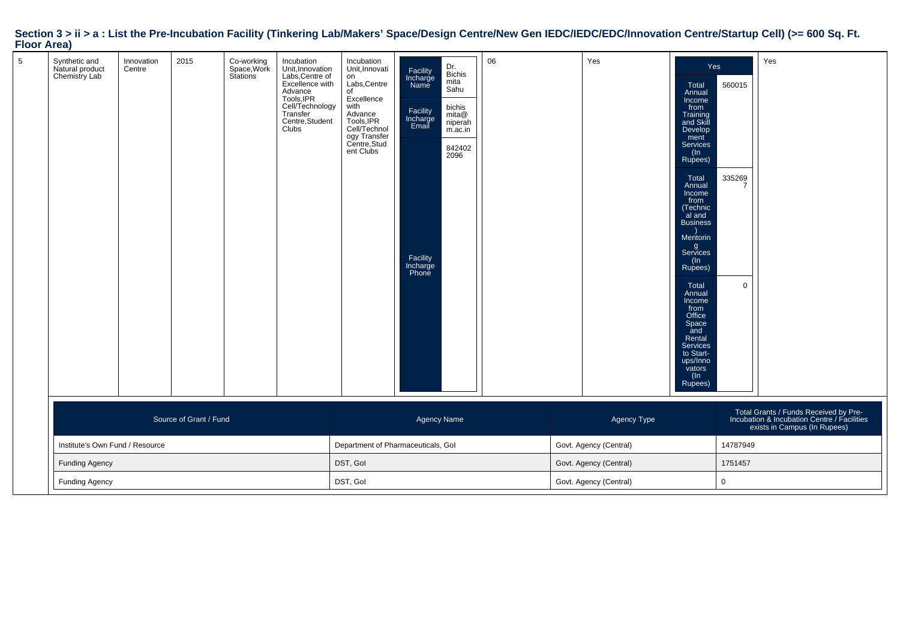## Section 3 > ii > a : List the Pre-Incubation Facility (Tinkering Lab/Makers' Space/Design Centre/New Gen IEDC/IEDC/EDC/Innovation Centre/Startup Cell) (>= 600 Sq. Ft. Floor Area)

| | | | | | | | | | | | |
|---|---|---|---|---|---|---|---|---|---|---|---|
| 5 | Synthetic and Natural product Chemistry Lab | Innovation Centre | 2015 | Co-working Space,Work Stations | Incubation Unit,Innovation Labs,Centre of Excellence with Advance Tools,IPR Cell/Technology Transfer Centre,Student Clubs | Incubation Unit,Innovation Labs,Centre of Excellence with Advance Tools,IPR Cell/Technology Transfer Centre,Student Clubs | Facility Incharge Name: Dr. Bichismita Sahu; Facility Incharge Email: bichismita@niperahm.ac.in; Facility Incharge Phone: 8424022096 | 06 | Yes | Yes; Total Annual Income from Training and Skill Development Services (In Rupees): 560015; Total Annual Income from (Technical and Business) Mentoring Services (In Rupees): 3352697; Total Annual Income from Office Space and Rental Services to Start-ups/Innovators (In Rupees): 0 | Yes |

| Source of Grant / Fund | Agency Name | Agency Type | Total Grants / Funds Received by Pre-Incubation & Incubation Centre / Facilities exists in Campus (In Rupees) |
|---|---|---|---|
| Institute's Own Fund / Resource | Department of Pharmaceuticals, GoI | Govt. Agency (Central) | 14787949 |
| Funding Agency | DST, GoI | Govt. Agency (Central) | 1751457 |
| Funding Agency | DST, GoI | Govt. Agency (Central) | 0 |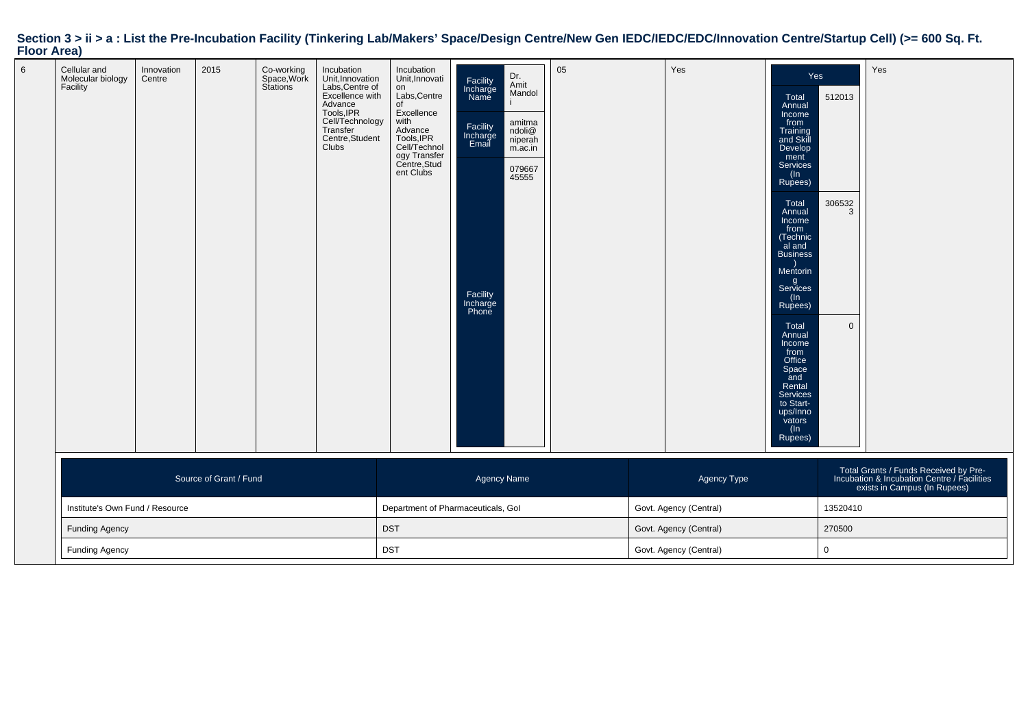## Section 3 > ii > a : List the Pre-Incubation Facility (Tinkering Lab/Makers' Space/Design Centre/New Gen IEDC/IEDC/EDC/Innovation Centre/Startup Cell) (>= 600 Sq. Ft. Floor Area)

| | | | | | | | | | | | |
|---|---|---|---|---|---|---|---|---|---|---|---|
| 6 | Cellular and Molecular biology Facility | Innovation Centre | 2015 | Co-working Space,Work Stations | Incubation Unit,Innovation Labs,Centre of Excellence with Advance Tools,IPR Cell/Technology Transfer Centre,Student Clubs | Incubation Unit,Innovation Labs,Centre of Excellence with Advance Tools,IPR Cell/Technology Transfer Centre,Student Clubs | Facility Incharge Name: Dr. Amit Mandoli<br>Facility Incharge Email: amitmandoli@niperahm.ac.in<br>Facility Incharge Phone: 07966745555 | 05 | Yes | Yes<br>Total Annual Income from Training and Skill Development Services (In Rupees): 512013<br>Total Annual Income from (Technical and Business) Mentoring Services (In Rupees): 3065323<br>Total Annual Income from Office Space and Rental Services to Start-ups/Innovators (In Rupees): 0 | Yes |

| Source of Grant / Fund | Agency Name | Agency Type | Total Grants / Funds Received by Pre-Incubation & Incubation Centre / Facilities exists in Campus (In Rupees) |
|---|---|---|---|
| Institute's Own Fund / Resource | Department of Pharmaceuticals, GoI | Govt. Agency (Central) | 13520410 |
| Funding Agency | DST | Govt. Agency (Central) | 270500 |
| Funding Agency | DST | Govt. Agency (Central) | 0 |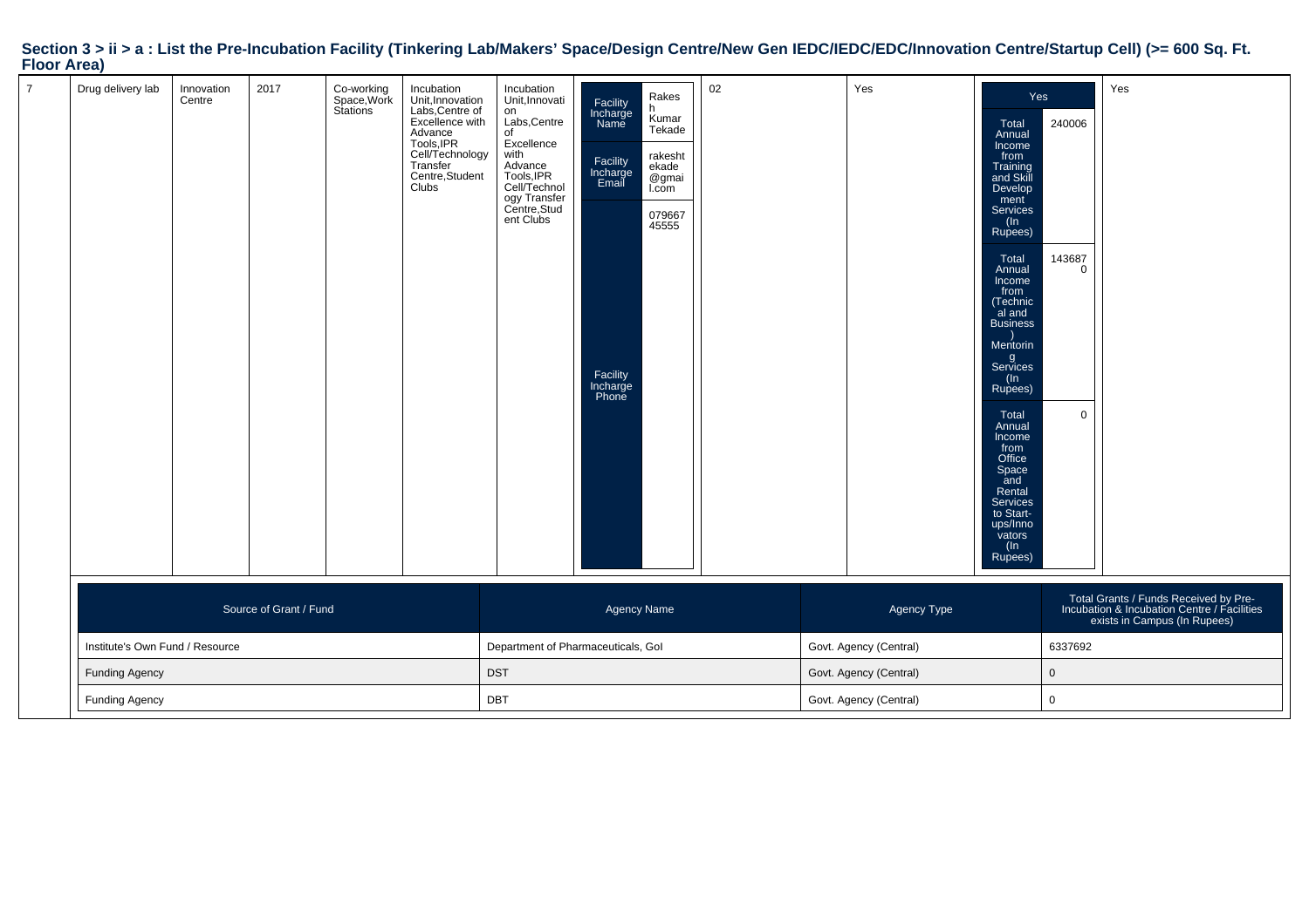## Section 3 > ii > a : List the Pre-Incubation Facility (Tinkering Lab/Makers' Space/Design Centre/New Gen IEDC/IEDC/EDC/Innovation Centre/Startup Cell) (>= 600 Sq. Ft. Floor Area)

| 7 | Drug delivery lab | Innovation Centre | 2017 | Co-working Space,Work Stations | Incubation Unit,Innovation Labs,Centre of Excellence with Advance Tools,IPR Cell/Technology Transfer Centre,Student Clubs | Incubation Unit,Innovation Labs,Centre of Excellence with Advance Tools,IPR Cell/Technology Transfer Centre,Student Clubs | Facility Incharge Name: Rakesh Kumar Tekade; Facility Incharge Email: rakeshtekade@gmail.com; Facility Incharge Phone: 07966745555 | 02 | Yes | Yes; Total Annual Income from Training and Skill Development Services (In Rupees): 240006; Total Annual Income from (Technical and Business) Mentoring Services (In Rupees): 1436870; Total Annual Income from Office Space and Rental Services to Start-ups/Innovators (In Rupees): 0 | Yes |
|---|---|---|---|---|---|---|---|---|---|---|---|

| Source of Grant / Fund | Agency Name | Agency Type | Total Grants / Funds Received by Pre-Incubation & Incubation Centre / Facilities exists in Campus (In Rupees) |
|---|---|---|---|
| Institute's Own Fund / Resource | Department of Pharmaceuticals, GoI | Govt. Agency (Central) | 6337692 |
| Funding Agency | DST | Govt. Agency (Central) | 0 |
| Funding Agency | DBT | Govt. Agency (Central) | 0 |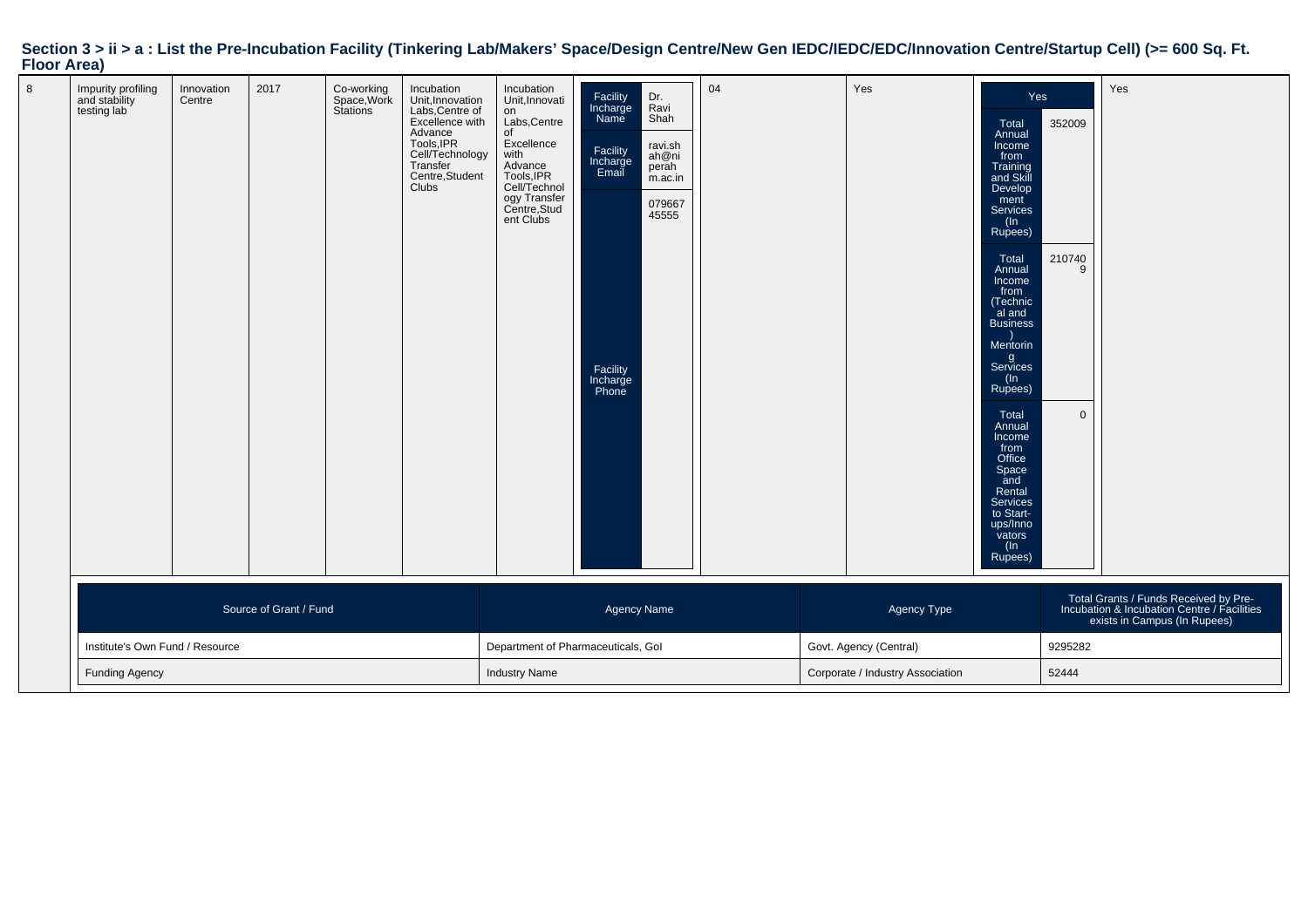## Section 3 > ii > a : List the Pre-Incubation Facility (Tinkering Lab/Makers' Space/Design Centre/New Gen IEDC/IEDC/EDC/Innovation Centre/Startup Cell) (>= 600 Sq. Ft. Floor Area)

| | | | | | | | | | | | |
|---|---|---|---|---|---|---|---|---|---|---|---|
| 8 | Impurity profiling and stability testing lab | Innovation Centre | 2017 | Co-working Space,Work Stations | Incubation Unit,Innovation Labs,Centre of Excellence with Advance Tools,IPR Cell/Technology Transfer Centre,Student Clubs | Incubation Unit,Innovation Labs,Centre of Excellence with Advance Tools,IPR Cell/Technology Transfer Centre,Student Clubs | Facility Incharge Name: Dr. Ravi Shah<br>Facility Incharge Email: ravi.shah@niperahm.ac.in<br>Facility Incharge Phone: 07966745555 | 04 | Yes | Yes<br>Total Annual Income from Training and Skill Development Services (In Rupees): 352009<br>Total Annual Income from (Technical and Business) Mentoring Services (In Rupees): 2107409<br>Total Annual Income from Office Space and Rental Services to Start-ups/Innovators (In Rupees): 0 | Yes |

| Source of Grant / Fund | Agency Name | Agency Type | Total Grants / Funds Received by Pre-Incubation & Incubation Centre / Facilities exists in Campus (In Rupees) |
|---|---|---|---|
| Institute's Own Fund / Resource | Department of Pharmaceuticals, GoI | Govt. Agency (Central) | 9295282 |
| Funding Agency | Industry Name | Corporate / Industry Association | 52444 |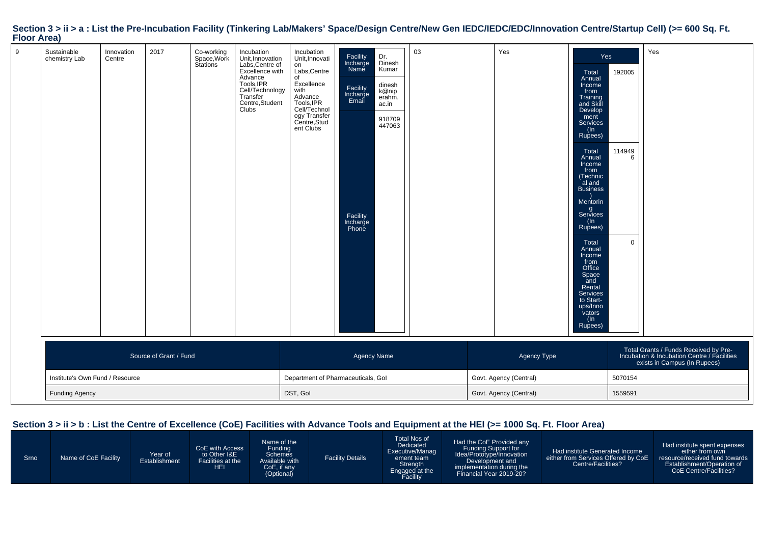## Section 3 > ii > a : List the Pre-Incubation Facility (Tinkering Lab/Makers' Space/Design Centre/New Gen IEDC/IEDC/EDC/Innovation Centre/Startup Cell) (>= 600 Sq. Ft. Floor Area)

| | | | | | | | | | | | |
|---|---|---|---|---|---|---|---|---|---|---|---|
| 9 | Sustainable chemistry Lab | Innovation Centre | 2017 | Co-working Space,Work Stations | Incubation Unit,Innovation Labs,Centre of Excellence with Advance Tools,IPR Cell/Technology Transfer Centre,Student Clubs | Incubation Unit,Innovation Labs,Centre of Excellence with Advance Tools,IPR Cell/Technology Transfer Centre,Student Clubs | Facility Incharge Name: Dr. Dinesh Kumar; Facility Incharge Email: dineshk@niperahm.ac.in; Facility Incharge Phone: 918709447063 | 03 | Yes | Yes; Total Annual Income from Training and Skill Development Services (In Rupees): 192005; Total Annual Income from (Technical and Business) Mentoring Services (In Rupees): 1149496; Total Annual Income from Office Space and Rental Services to Start-ups/Innovators (In Rupees): 0 | Yes |

| Source of Grant / Fund | Agency Name | Agency Type | Total Grants / Funds Received by Pre-Incubation & Incubation Centre / Facilities exists in Campus (In Rupees) |
|---|---|---|---|
| Institute's Own Fund / Resource | Department of Pharmaceuticals, GoI | Govt. Agency (Central) | 5070154 |
| Funding Agency | DST, GoI | Govt. Agency (Central) | 1559591 |

## Section 3 > ii > b : List the Centre of Excellence (CoE) Facilities with Advance Tools and Equipment at the HEI (>= 1000 Sq. Ft. Floor Area)

| Srno | Name of CoE Facility | Year of Establishment | CoE with Access to Other I&E Facilities at the HEI | Name of the Funding Schemes Available with CoE, if any (Optional) | Facility Details | Total Nos of Dedicated Executive/Management team Strength Engaged at the Facility | Had the CoE Provided any Funding Support for Idea/Prototype/Innovation Development and implementation during the Financial Year 2019-20? | Had institute Generated Income either from Services Offered by CoE Centre/Facilities? | Had institute spent expenses either from own resource/received fund towards Establishment/Operation of CoE Centre/Facilities? |
|---|---|---|---|---|---|---|---|---|---|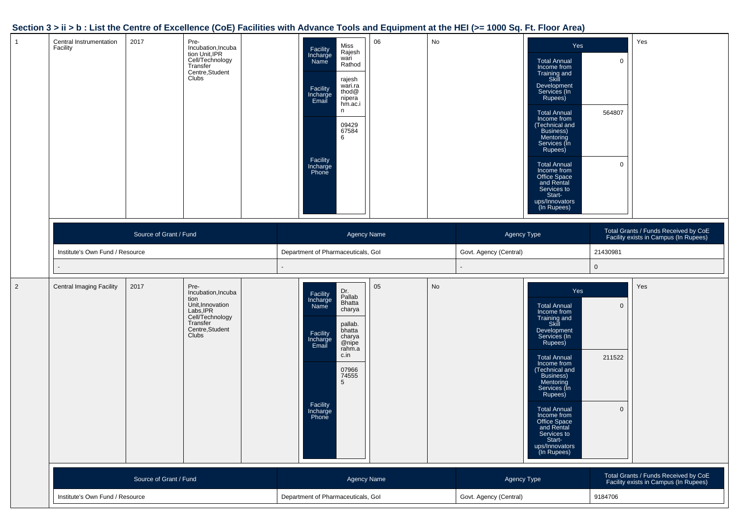## Section 3 > ii > b : List the Centre of Excellence (CoE) Facilities with Advance Tools and Equipment at the HEI (>= 1000 Sq. Ft. Floor Area)

| | | | | | | | | | |
|---|---|---|---|---|---|---|---|---|---|
| 1 | Central Instrumentation Facility | 2017 | Pre-Incubation,Incubation Unit,IPR Cell/Technology Transfer Centre,Student Clubs | | Facility Incharge Name: Miss Rajeshwari Rathod<br>Facility Incharge Email: rajeshwari.rathod@niperahm.ac.in<br>Facility Incharge Phone: 094296758 46 | 06 | No | Yes<br>Total Annual Income from Training and Skill Development Services (In Rupees): 0<br>Total Annual Income from (Technical and Business) Mentoring Services (In Rupees): 564807<br>Total Annual Income from Office Space and Rental Services to Start-ups/Innovators (In Rupees): 0 | Yes |

| Source of Grant / Fund | Agency Name | Agency Type | Total Grants / Funds Received by CoE Facility exists in Campus (In Rupees) |
|---|---|---|---|
| Institute's Own Fund / Resource | Department of Pharmaceuticals, GoI | Govt. Agency (Central) | 21430981 |
| - | - | - | 0 |

| | | | | | | | | | |
|---|---|---|---|---|---|---|---|---|---|
| 2 | Central Imaging Facility | 2017 | Pre-Incubation,Incubation Unit,Innovation Labs,IPR Cell/Technology Transfer Centre,Student Clubs | | Facility Incharge Name: Dr. Pallab Bhattacharya<br>Facility Incharge Email: pallab.bhattacharya@niperahm.ac.in<br>Facility Incharge Phone: 079667455 5 | 05 | No | Yes<br>Total Annual Income from Training and Skill Development Services (In Rupees): 0<br>Total Annual Income from (Technical and Business) Mentoring Services (In Rupees): 211522<br>Total Annual Income from Office Space and Rental Services to Start-ups/Innovators (In Rupees): 0 | Yes |

| Source of Grant / Fund | Agency Name | Agency Type | Total Grants / Funds Received by CoE Facility exists in Campus (In Rupees) |
|---|---|---|---|
| Institute's Own Fund / Resource | Department of Pharmaceuticals, GoI | Govt. Agency (Central) | 9184706 |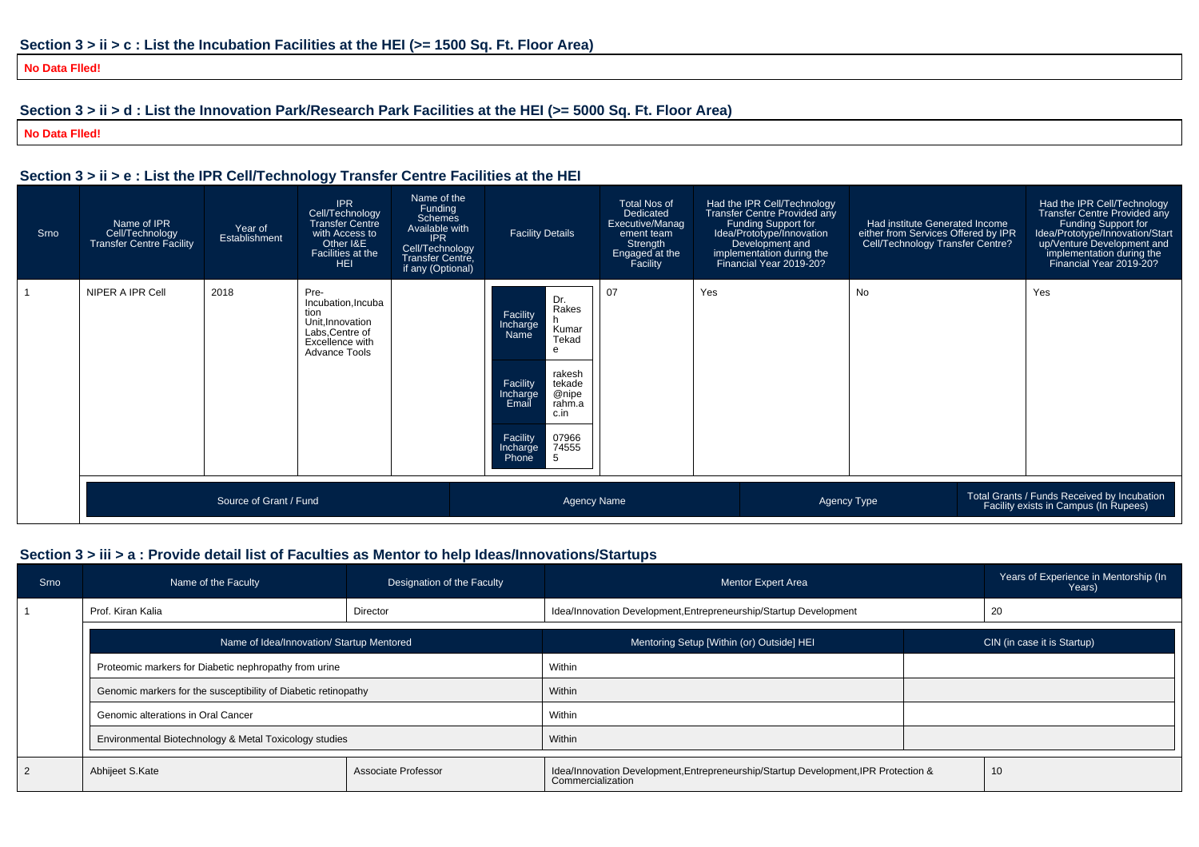## Section 3 > ii > c : List the Incubation Facilities at the HEI (>= 1500 Sq. Ft. Floor Area)

**No Data Flled!**

## Section 3 > ii > d : List the Innovation Park/Research Park Facilities at the HEI (>= 5000 Sq. Ft. Floor Area)

**No Data Flled!**

## Section 3 > ii > e : List the IPR Cell/Technology Transfer Centre Facilities at the HEI

| Srno | Name of IPR Cell/Technology Transfer Centre Facility | Year of Establishment | IPR Cell/Technology Transfer Centre with Access to Other I&E Facilities at the HEI | Name of the Funding Schemes Available with IPR Cell/Technology Transfer Centre, if any (Optional) | Facility Details | Total Nos of Dedicated Executive/Management team Strength Engaged at the Facility | Had the IPR Cell/Technology Transfer Centre Provided any Funding Support for Idea/Prototype/Innovation Development and implementation during the Financial Year 2019-20? | Had institute Generated Income either from Services Offered by IPR Cell/Technology Transfer Centre? | Had the IPR Cell/Technology Transfer Centre Provided any Funding Support for Idea/Prototype/Innovation/Start up/Venture Development and implementation during the Financial Year 2019-20? |
|---|---|---|---|---|---|---|---|---|---|
| 1 | NIPER A IPR Cell | 2018 | Pre-Incubation,Incubation Unit,Innovation Labs,Centre of Excellence with Advance Tools | | Facility Incharge Name: Dr. Rakesh Kumar Tekade<br>Facility Incharge Email: rakesh tekade@niperahm.ac.in<br>Facility Incharge Phone: 0796674555 | 07 | Yes | No | Yes |

| Source of Grant / Fund | Agency Name | Agency Type | Total Grants / Funds Received by Incubation Facility exists in Campus (In Rupees) |
|---|---|---|---|

## Section 3 > iii > a : Provide detail list of Faculties as Mentor to help Ideas/Innovations/Startups

| Srno | Name of the Faculty | Designation of the Faculty | Mentor Expert Area | Years of Experience in Mentorship (In Years) |
|---|---|---|---|---|
| 1 | Prof. Kiran Kalia | Director | Idea/Innovation Development,Entrepreneurship/Startup Development | 20 |

| Name of Idea/Innovation/ Startup Mentored | Mentoring Setup [Within (or) Outside] HEI | CIN (in case it is Startup) |
|---|---|---|
| Proteomic markers for Diabetic nephropathy from urine | Within | |
| Genomic markers for the susceptibility of Diabetic retinopathy | Within | |
| Genomic alterations in Oral Cancer | Within | |
| Environmental Biotechnology & Metal Toxicology studies | Within | |

| Srno | Name of the Faculty | Designation of the Faculty | Mentor Expert Area | Years of Experience in Mentorship (In Years) |
|---|---|---|---|---|
| 2 | Abhijeet S.Kate | Associate Professor | Idea/Innovation Development,Entrepreneurship/Startup Development,IPR Protection & Commercialization | 10 |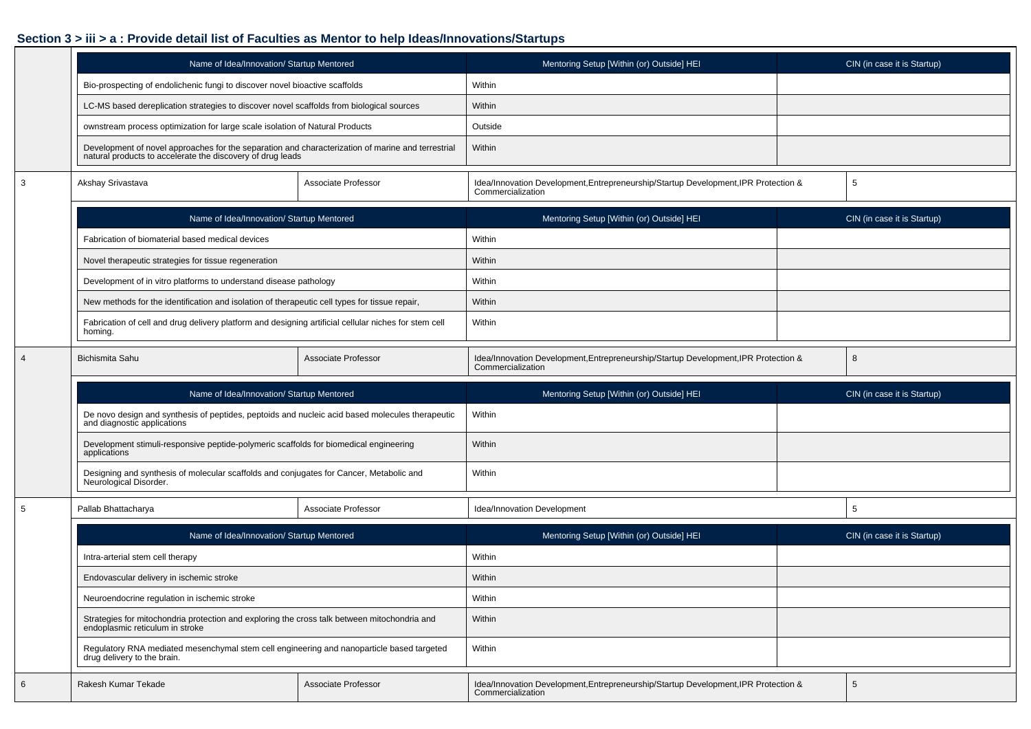## Section 3 > iii > a : Provide detail list of Faculties as Mentor to help Ideas/Innovations/Startups

| Name of Idea/Innovation/ Startup Mentored | Mentoring Setup [Within (or) Outside] HEI | CIN (in case it is Startup) |
|---|---|---|
| Bio-prospecting of endolichenic fungi to discover novel bioactive scaffolds | Within | |
| LC-MS based dereplication strategies to discover novel scaffolds from biological sources | Within | |
| ownstream process optimization for large scale isolation of Natural Products | Outside | |
| Development of novel approaches for the separation and characterization of marine and terrestrial natural products to accelerate the discovery of drug leads | Within | |

| 3 | Akshay Srivastava | Associate Professor | Idea/Innovation Development,Entrepreneurship/Startup Development,IPR Protection & Commercialization | 5 |
|---|---|---|---|---|

| Name of Idea/Innovation/ Startup Mentored | Mentoring Setup [Within (or) Outside] HEI | CIN (in case it is Startup) |
|---|---|---|
| Fabrication of biomaterial based medical devices | Within | |
| Novel therapeutic strategies for tissue regeneration | Within | |
| Development of in vitro platforms to understand disease pathology | Within | |
| New methods for the identification and isolation of therapeutic cell types for tissue repair, | Within | |
| Fabrication of cell and drug delivery platform and designing artificial cellular niches for stem cell homing. | Within | |

| 4 | Bichismita Sahu | Associate Professor | Idea/Innovation Development,Entrepreneurship/Startup Development,IPR Protection & Commercialization | 8 |
|---|---|---|---|---|

| Name of Idea/Innovation/ Startup Mentored | Mentoring Setup [Within (or) Outside] HEI | CIN (in case it is Startup) |
|---|---|---|
| De novo design and synthesis of peptides, peptoids and nucleic acid based molecules therapeutic and diagnostic applications | Within | |
| Development stimuli-responsive peptide-polymeric scaffolds for biomedical engineering applications | Within | |
| Designing and synthesis of molecular scaffolds and conjugates for Cancer, Metabolic and Neurological Disorder. | Within | |

| 5 | Pallab Bhattacharya | Associate Professor | Idea/Innovation Development | 5 |
|---|---|---|---|---|

| Name of Idea/Innovation/ Startup Mentored | Mentoring Setup [Within (or) Outside] HEI | CIN (in case it is Startup) |
|---|---|---|
| Intra-arterial stem cell therapy | Within | |
| Endovascular delivery in ischemic stroke | Within | |
| Neuroendocrine regulation in ischemic stroke | Within | |
| Strategies for mitochondria protection and exploring the cross talk between mitochondria and endoplasmic reticulum in stroke | Within | |
| Regulatory RNA mediated mesenchymal stem cell engineering and nanoparticle based targeted drug delivery to the brain. | Within | |

| 6 | Rakesh Kumar Tekade | Associate Professor | Idea/Innovation Development,Entrepreneurship/Startup Development,IPR Protection & Commercialization | 5 |
|---|---|---|---|---|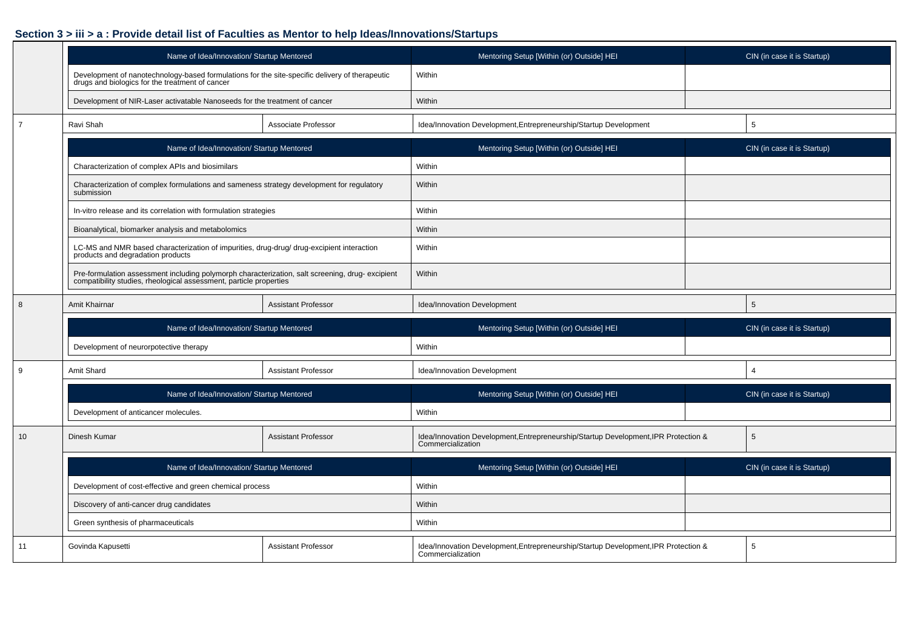## Section 3 > iii > a : Provide detail list of Faculties as Mentor to help Ideas/Innovations/Startups

| Name of Idea/Innovation/ Startup Mentored | Mentoring Setup [Within (or) Outside] HEI | CIN (in case it is Startup) |
|---|---|---|
| Development of nanotechnology-based formulations for the site-specific delivery of therapeutic drugs and biologics for the treatment of cancer | Within | |
| Development of NIR-Laser activatable Nanoseeds for the treatment of cancer | Within | |

| 7 | Ravi Shah | Associate Professor | Idea/Innovation Development,Entrepreneurship/Startup Development | 5 |
|---|---|---|---|---|

| Name of Idea/Innovation/ Startup Mentored | Mentoring Setup [Within (or) Outside] HEI | CIN (in case it is Startup) |
|---|---|---|
| Characterization of complex APIs and biosimilars | Within | |
| Characterization of complex formulations and sameness strategy development for regulatory submission | Within | |
| In-vitro release and its correlation with formulation strategies | Within | |
| Bioanalytical, biomarker analysis and metabolomics | Within | |
| LC-MS and NMR based characterization of impurities, drug-drug/ drug-excipient interaction products and degradation products | Within | |
| Pre-formulation assessment including polymorph characterization, salt screening, drug- excipient compatibility studies, rheological assessment, particle properties | Within | |

| 8 | Amit Khairnar | Assistant Professor | Idea/Innovation Development | 5 |
|---|---|---|---|---|

| Name of Idea/Innovation/ Startup Mentored | Mentoring Setup [Within (or) Outside] HEI | CIN (in case it is Startup) |
|---|---|---|
| Development of neurorpotective therapy | Within | |

| 9 | Amit Shard | Assistant Professor | Idea/Innovation Development | 4 |
|---|---|---|---|---|

| Name of Idea/Innovation/ Startup Mentored | Mentoring Setup [Within (or) Outside] HEI | CIN (in case it is Startup) |
|---|---|---|
| Development of anticancer molecules. | Within | |

| 10 | Dinesh Kumar | Assistant Professor | Idea/Innovation Development,Entrepreneurship/Startup Development,IPR Protection & Commercialization | 5 |
|---|---|---|---|---|

| Name of Idea/Innovation/ Startup Mentored | Mentoring Setup [Within (or) Outside] HEI | CIN (in case it is Startup) |
|---|---|---|
| Development of cost-effective and green chemical process | Within | |
| Discovery of anti-cancer drug candidates | Within | |
| Green synthesis of pharmaceuticals | Within | |

| 11 | Govinda Kapusetti | Assistant Professor | Idea/Innovation Development,Entrepreneurship/Startup Development,IPR Protection & Commercialization | 5 |
|---|---|---|---|---|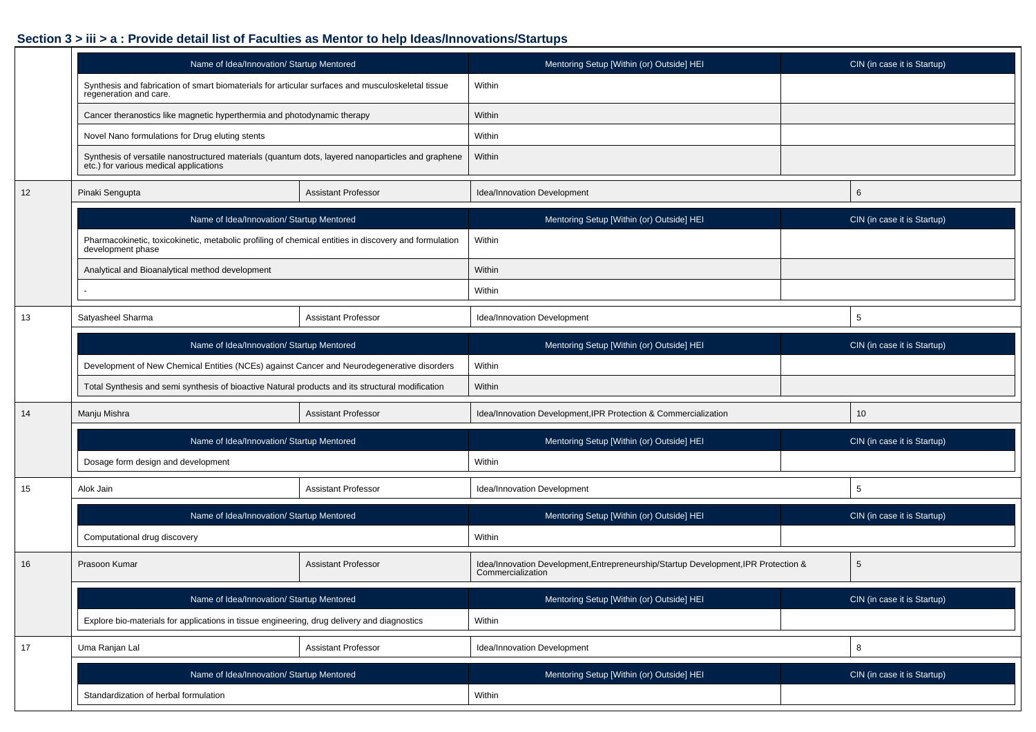## Section 3 > iii > a : Provide detail list of Faculties as Mentor to help Ideas/Innovations/Startups

| Name of Idea/Innovation/ Startup Mentored | Mentoring Setup [Within (or) Outside] HEI | CIN (in case it is Startup) |
|---|---|---|
| Synthesis and fabrication of smart biomaterials for articular surfaces and musculoskeletal tissue regeneration and care. | Within | |
| Cancer theranostics like magnetic hyperthermia and photodynamic therapy | Within | |
| Novel Nano formulations for Drug eluting stents | Within | |
| Synthesis of versatile nanostructured materials (quantum dots, layered nanoparticles and graphene etc.) for various medical applications | Within | |

| 12 | Pinaki Sengupta | Assistant Professor | Idea/Innovation Development | 6 |
|---|---|---|---|---|

| Name of Idea/Innovation/ Startup Mentored | Mentoring Setup [Within (or) Outside] HEI | CIN (in case it is Startup) |
|---|---|---|
| Pharmacokinetic, toxicokinetic, metabolic profiling of chemical entities in discovery and formulation development phase | Within | |
| Analytical and Bioanalytical method development | Within | |
| - | Within | |

| 13 | Satyasheel Sharma | Assistant Professor | Idea/Innovation Development | 5 |
|---|---|---|---|---|

| Name of Idea/Innovation/ Startup Mentored | Mentoring Setup [Within (or) Outside] HEI | CIN (in case it is Startup) |
|---|---|---|
| Development of New Chemical Entities (NCEs) against Cancer and Neurodegenerative disorders | Within | |
| Total Synthesis and semi synthesis of bioactive Natural products and its structural modification | Within | |

| 14 | Manju Mishra | Assistant Professor | Idea/Innovation Development,IPR Protection & Commercialization | 10 |
|---|---|---|---|---|

| Name of Idea/Innovation/ Startup Mentored | Mentoring Setup [Within (or) Outside] HEI | CIN (in case it is Startup) |
|---|---|---|
| Dosage form design and development | Within | |

| 15 | Alok Jain | Assistant Professor | Idea/Innovation Development | 5 |
|---|---|---|---|---|

| Name of Idea/Innovation/ Startup Mentored | Mentoring Setup [Within (or) Outside] HEI | CIN (in case it is Startup) |
|---|---|---|
| Computational drug discovery | Within | |

| 16 | Prasoon Kumar | Assistant Professor | Idea/Innovation Development,Entrepreneurship/Startup Development,IPR Protection & Commercialization | 5 |
|---|---|---|---|---|

| Name of Idea/Innovation/ Startup Mentored | Mentoring Setup [Within (or) Outside] HEI | CIN (in case it is Startup) |
|---|---|---|
| Explore bio-materials for applications in tissue engineering, drug delivery and diagnostics | Within | |

| 17 | Uma Ranjan Lal | Assistant Professor | Idea/Innovation Development | 8 |
|---|---|---|---|---|

| Name of Idea/Innovation/ Startup Mentored | Mentoring Setup [Within (or) Outside] HEI | CIN (in case it is Startup) |
|---|---|---|
| Standardization of herbal formulation | Within | |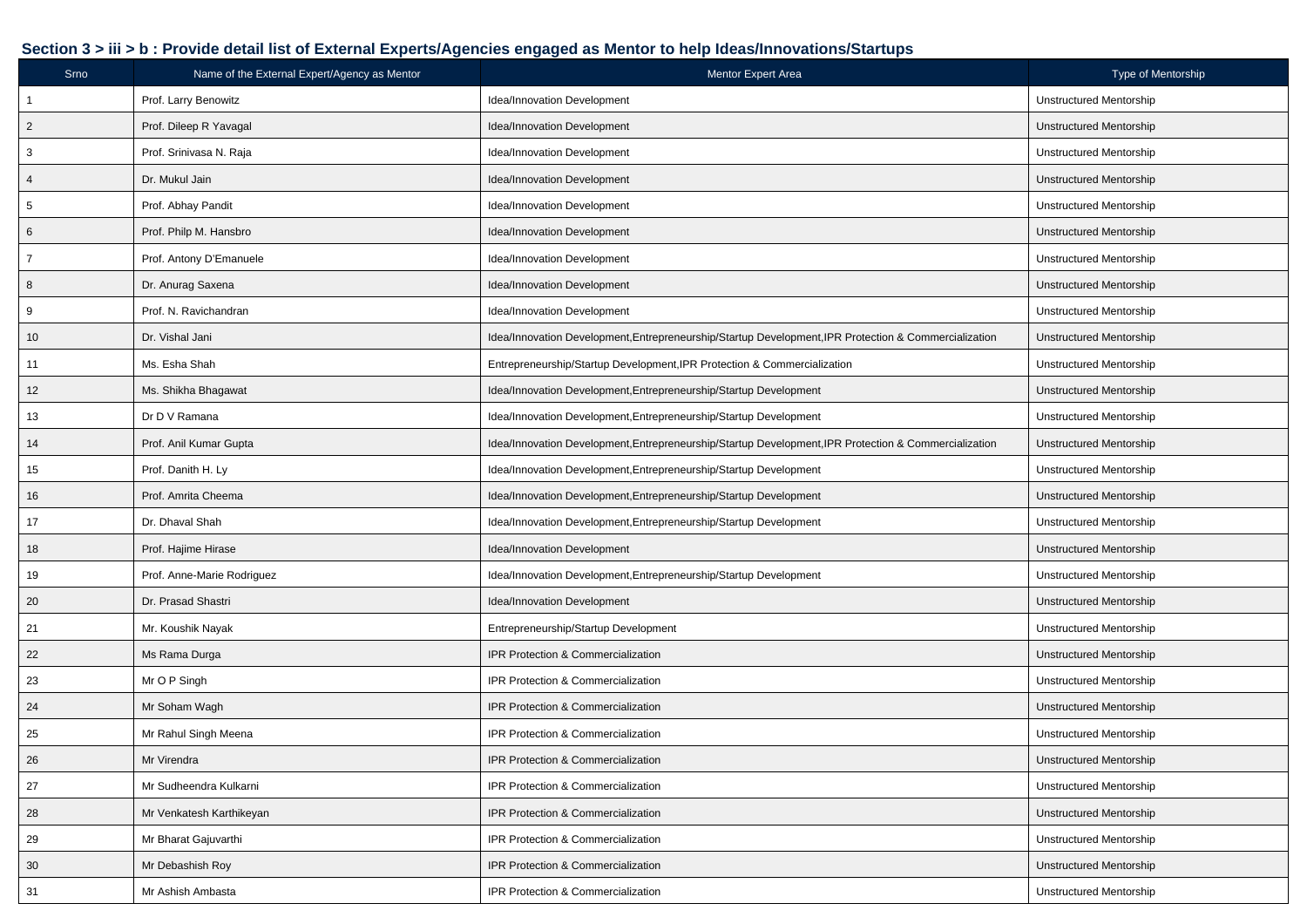### Section 3 > iii > b : Provide detail list of External Experts/Agencies engaged as Mentor to help Ideas/Innovations/Startups

| Srno | Name of the External Expert/Agency as Mentor | Mentor Expert Area | Type of Mentorship |
|---|---|---|---|
| 1 | Prof. Larry Benowitz | Idea/Innovation Development | Unstructured Mentorship |
| 2 | Prof. Dileep R Yavagal | Idea/Innovation Development | Unstructured Mentorship |
| 3 | Prof. Srinivasa N. Raja | Idea/Innovation Development | Unstructured Mentorship |
| 4 | Dr. Mukul Jain | Idea/Innovation Development | Unstructured Mentorship |
| 5 | Prof. Abhay Pandit | Idea/Innovation Development | Unstructured Mentorship |
| 6 | Prof. Philp M. Hansbro | Idea/Innovation Development | Unstructured Mentorship |
| 7 | Prof. Antony D'Emanuele | Idea/Innovation Development | Unstructured Mentorship |
| 8 | Dr. Anurag Saxena | Idea/Innovation Development | Unstructured Mentorship |
| 9 | Prof. N. Ravichandran | Idea/Innovation Development | Unstructured Mentorship |
| 10 | Dr. Vishal Jani | Idea/Innovation Development,Entrepreneurship/Startup Development,IPR Protection & Commercialization | Unstructured Mentorship |
| 11 | Ms. Esha Shah | Entrepreneurship/Startup Development,IPR Protection & Commercialization | Unstructured Mentorship |
| 12 | Ms. Shikha Bhagawat | Idea/Innovation Development,Entrepreneurship/Startup Development | Unstructured Mentorship |
| 13 | Dr D V Ramana | Idea/Innovation Development,Entrepreneurship/Startup Development | Unstructured Mentorship |
| 14 | Prof. Anil Kumar Gupta | Idea/Innovation Development,Entrepreneurship/Startup Development,IPR Protection & Commercialization | Unstructured Mentorship |
| 15 | Prof. Danith H. Ly | Idea/Innovation Development,Entrepreneurship/Startup Development | Unstructured Mentorship |
| 16 | Prof. Amrita Cheema | Idea/Innovation Development,Entrepreneurship/Startup Development | Unstructured Mentorship |
| 17 | Dr. Dhaval Shah | Idea/Innovation Development,Entrepreneurship/Startup Development | Unstructured Mentorship |
| 18 | Prof. Hajime Hirase | Idea/Innovation Development | Unstructured Mentorship |
| 19 | Prof. Anne-Marie Rodriguez | Idea/Innovation Development,Entrepreneurship/Startup Development | Unstructured Mentorship |
| 20 | Dr. Prasad Shastri | Idea/Innovation Development | Unstructured Mentorship |
| 21 | Mr. Koushik Nayak | Entrepreneurship/Startup Development | Unstructured Mentorship |
| 22 | Ms Rama Durga | IPR Protection & Commercialization | Unstructured Mentorship |
| 23 | Mr O P Singh | IPR Protection & Commercialization | Unstructured Mentorship |
| 24 | Mr Soham Wagh | IPR Protection & Commercialization | Unstructured Mentorship |
| 25 | Mr Rahul Singh Meena | IPR Protection & Commercialization | Unstructured Mentorship |
| 26 | Mr Virendra | IPR Protection & Commercialization | Unstructured Mentorship |
| 27 | Mr Sudheendra Kulkarni | IPR Protection & Commercialization | Unstructured Mentorship |
| 28 | Mr Venkatesh Karthikeyan | IPR Protection & Commercialization | Unstructured Mentorship |
| 29 | Mr Bharat Gajuvarthi | IPR Protection & Commercialization | Unstructured Mentorship |
| 30 | Mr Debashish Roy | IPR Protection & Commercialization | Unstructured Mentorship |
| 31 | Mr Ashish Ambasta | IPR Protection & Commercialization | Unstructured Mentorship |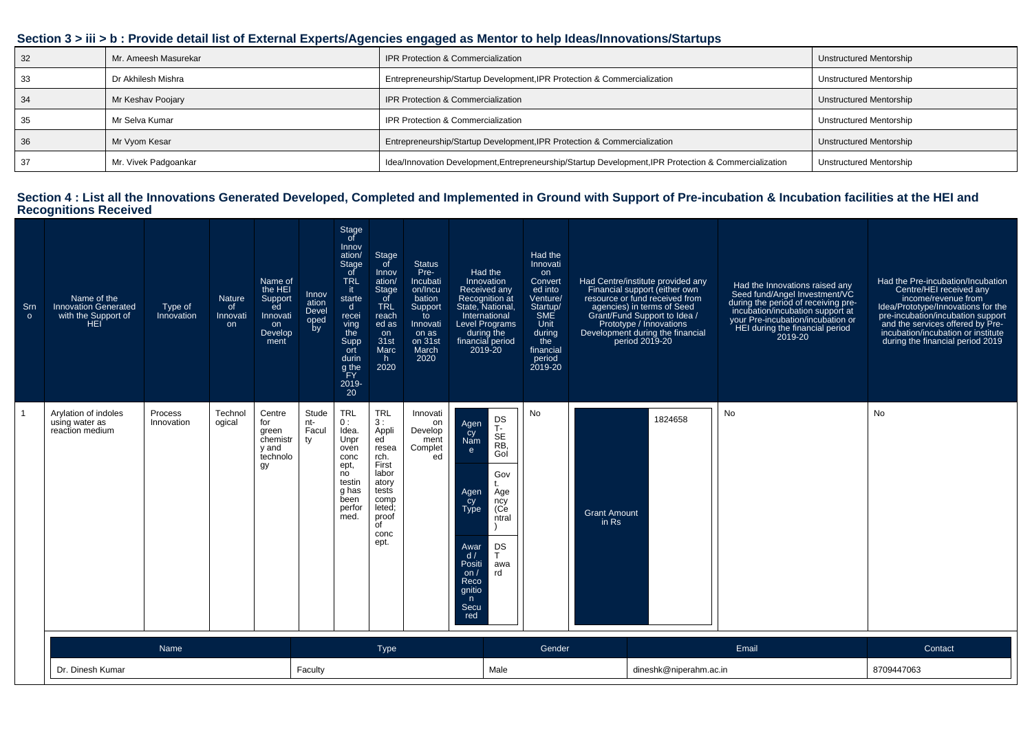## Section 3 > iii > b : Provide detail list of External Experts/Agencies engaged as Mentor to help Ideas/Innovations/Startups

| | | | |
|---|---|---|---|
| 32 | Mr. Ameesh Masurekar | IPR Protection & Commercialization | Unstructured Mentorship |
| 33 | Dr Akhilesh Mishra | Entrepreneurship/Startup Development,IPR Protection & Commercialization | Unstructured Mentorship |
| 34 | Mr Keshav Poojary | IPR Protection & Commercialization | Unstructured Mentorship |
| 35 | Mr Selva Kumar | IPR Protection & Commercialization | Unstructured Mentorship |
| 36 | Mr Vyom Kesar | Entrepreneurship/Startup Development,IPR Protection & Commercialization | Unstructured Mentorship |
| 37 | Mr. Vivek Padgoankar | Idea/Innovation Development,Entrepreneurship/Startup Development,IPR Protection & Commercialization | Unstructured Mentorship |

## Section 4 : List all the Innovations Generated Developed, Completed and Implemented in Ground with Support of Pre-incubation & Incubation facilities at the HEI and Recognitions Received

| Srno | Name of the Innovation Generated with the Support of HEI | Type of Innovation | Nature of Innovation | Name of the HEI Supported Innovation Development | Innovation Developed by | Stage of Innovation/ Stage of TRL it started receiving the Support during the FY 2019-20 | Stage of Innovation/ Stage of TRL reached as on 31st March 2020 | Status Pre-Incubation/Incubation Support to Innovation as on 31st March 2020 | Had the Innovation Received any Recognition at State, National, International Level Programs during the financial period 2019-20 | Had the Innovation Converted into Venture/ Startup/ SME Unit during the financial period 2019-20 | Had Centre/institute provided any Financial support (either own resource or fund received from agencies) in terms of Seed Grant/Fund Support to Idea / Prototype / Innovations Development during the financial period 2019-20 | Had the Innovations raised any Seed fund/Angel Investment/VC during the period of receiving pre-incubation/incubation support at your Pre-incubation/incubation or HEI during the financial period 2019-20 | Had the Pre-incubation/Incubation Centre/HEI received any income/revenue from Idea/Prototype/Innovations for the pre-incubation/incubation support and the services offered by Pre-incubation/incubation or institute during the financial period 2019 |
|---|---|---|---|---|---|---|---|---|---|---|---|---|---|
| 1 | Arylation of indoles using water as reaction medium | Process Innovation | Technological | Centre for green chemistry and technology | Student-Faculty | TRL 0 : Idea. Unproven concept, no testing has been performed. | TRL 3 : Applied research. First laboratory tests completed; proof of concept. | Innovation Development Completed | Agency Name: DST-SERB, GoI; Agency Type: Govt. Agency (Central); Award / Position / Recognition Secured: DST award | No | Grant Amount in Rs: 1824658 | No | No |

| Name | Type | Gender | Email | Contact |
|---|---|---|---|---|
| Dr. Dinesh Kumar | Faculty | Male | dineshk@niperahm.ac.in | 8709447063 |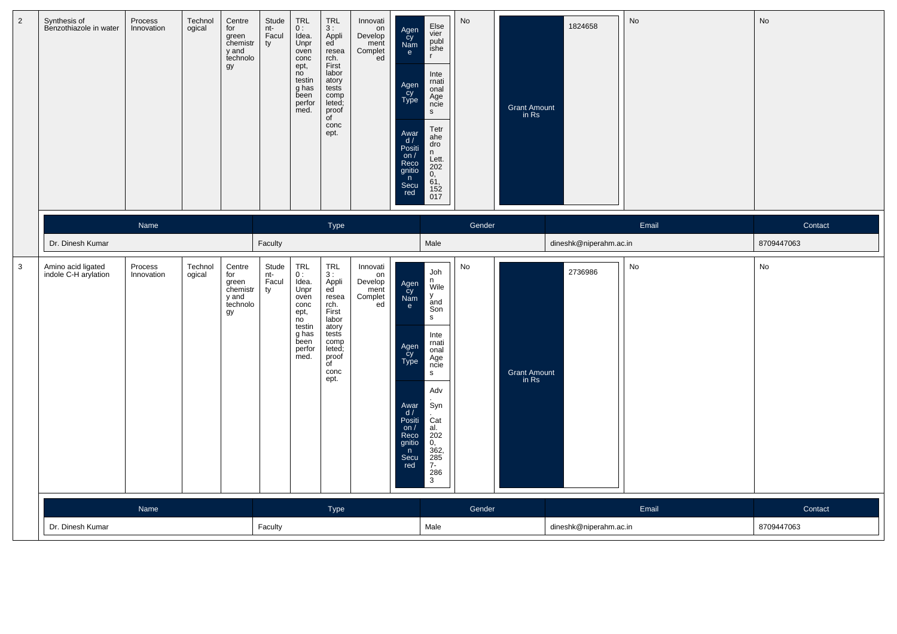| 2 | Synthesis of Benzothiazole in water | Process Innovation | Technological | Centre for green chemistry and technology | Student-Faculty | TRL 0 : Idea. Unproven concept, no testing has been performed. | TRL 3 : Applied research. First laboratory tests completed; proof of concept. | Innovation Development Completed | Agency Name: Elsevier publisher; Agency Type: International Agencies; Award / Position / Recognition Secured: Tetrahedron Lett. 2020, 61, 152017 | No | Grant Amount in Rs: 1824658 | No | No |
|---|---|---|---|---|---|---|---|---|---|---|---|---|---|

| Name | Type | Gender | Email | Contact |
|---|---|---|---|---|
| Dr. Dinesh Kumar | Faculty | Male | dineshk@niperahm.ac.in | 8709447063 |

| 3 | Amino acid ligated indole C-H arylation | Process Innovation | Technological | Centre for green chemistry and technology | Student-Faculty | TRL 0 : Idea. Unproven concept, no testing has been performed. | TRL 3 : Applied research. First laboratory tests completed; proof of concept. | Innovation Development Completed | Agency Name: John Wiley and Sons; Agency Type: International Agencies; Award / Position / Recognition Secured: Adv. Syn. Catal. 2020, 362, 2857-2863 | No | Grant Amount in Rs: 2736986 | No | No |
|---|---|---|---|---|---|---|---|---|---|---|---|---|---|

| Name | Type | Gender | Email | Contact |
|---|---|---|---|---|
| Dr. Dinesh Kumar | Faculty | Male | dineshk@niperahm.ac.in | 8709447063 |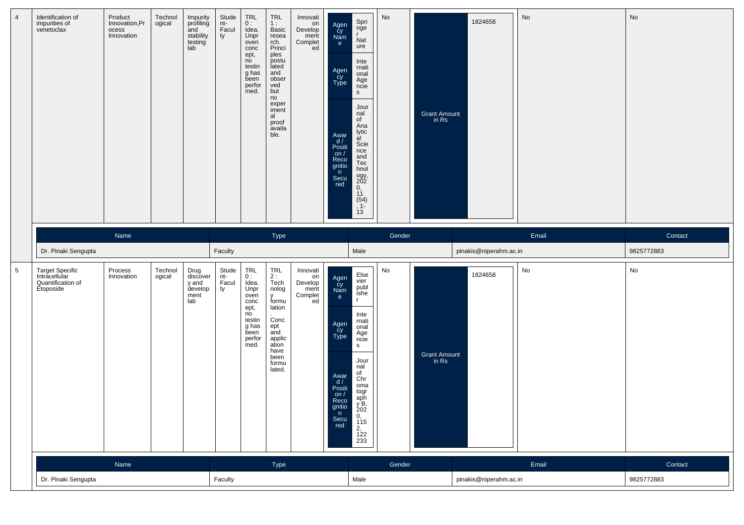| 4 | Identification of impurities of venetoclax | Product Innovation,Process Innovation | Technological | Impurity profiling and stability testing lab | Student-Faculty | TRL 0 : Idea. Unproven concept, no testing has been performed. | TRL 1 : Basic research. Principles postulated and observed but no experimental proof available. | Innovation Development Completed | Agency Name: Springer Nature; Agency Type: International Agencies; Award / Position / Recognition Secured: Journal of Analytical Science and Technology, 2020, 11 (54), 1-13 | No | Grant Amount in Rs: 1824658 | No | No |
|---|---|---|---|---|---|---|---|---|---|---|---|---|---|

| Name | Type | Gender | Email | Contact |
|---|---|---|---|---|
| Dr. Pinaki Sengupta | Faculty | Male | pinakis@niperahm.ac.in | 9825772883 |

| 5 | Target Specific Intracellular Quantification of Etoposide | Process Innovation | Technological | Drug discovery and development lab | Student-Faculty | TRL 0 : Idea. Unproven concept, no testing has been performed. | TRL 2 : Technology formulation. Concept and application have been formulated. | Innovation Development Completed | Agency Name: Elsevier publisher; Agency Type: International Agencies; Award / Position / Recognition Secured: Journal of Chromatography B, 2020, 1152, 122233 | No | Grant Amount in Rs: 1824658 | No | No |
|---|---|---|---|---|---|---|---|---|---|---|---|---|---|

| Name | Type | Gender | Email | Contact |
|---|---|---|---|---|
| Dr. Pinaki Sengupta | Faculty | Male | pinakis@niperahm.ac.in | 9825772883 |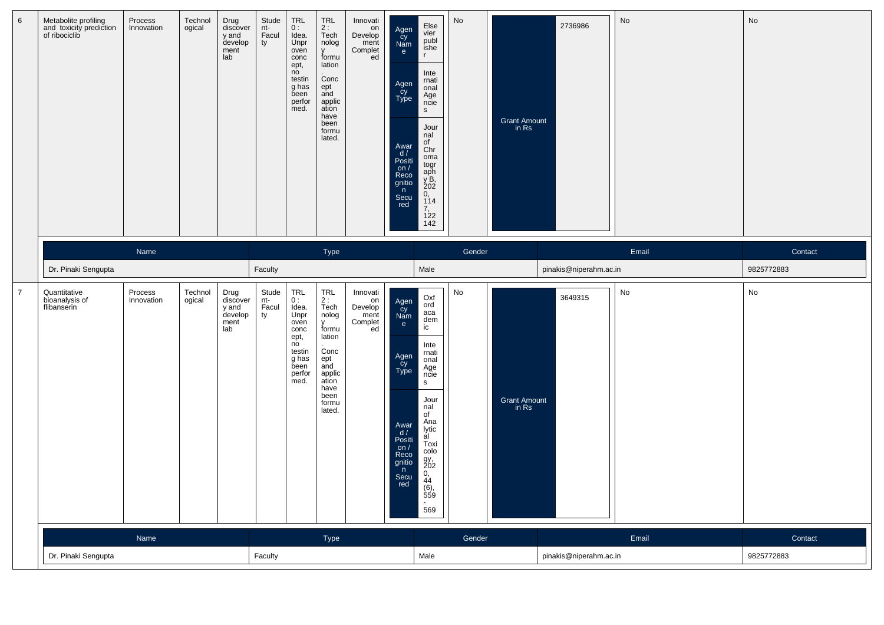| 6 | Metabolite profiling and toxicity prediction of ribociclib | Process Innovation | Technological | Drug discovery and development lab | Student-Faculty | TRL 0 : Idea. Unproven concept, no testing has been performed. | TRL 2 : Technology formulation. Concept and application have been formulated. | Innovation Development Completed | Agency Name: Elsevier publisher; Agency Type: International Agencies; Award / Position / Recognition Secured: Journal of Chromatography B, 2020, 1147, 122142 | No | Grant Amount in Rs: 2736986 | No | No |
|---|---|---|---|---|---|---|---|---|---|---|---|---|---|

| Name | Type | Gender | Email | Contact |
|---|---|---|---|---|
| Dr. Pinaki Sengupta | Faculty | Male | pinakis@niperahm.ac.in | 9825772883 |

| 7 | Quantitative bioanalysis of flibanserin | Process Innovation | Technological | Drug discovery and development lab | Student-Faculty | TRL 0 : Idea. Unproven concept, no testing has been performed. | TRL 2 : Technology formulation. Concept and application have been formulated. | Innovation Development Completed | Agency Name: Oxford academic; Agency Type: International Agencies; Award / Position / Recognition Secured: Journal of Analytical Toxicology, 2020, 44 (6), 559 - 569 | No | Grant Amount in Rs: 3649315 | No | No |
|---|---|---|---|---|---|---|---|---|---|---|---|---|---|

| Name | Type | Gender | Email | Contact |
|---|---|---|---|---|
| Dr. Pinaki Sengupta | Faculty | Male | pinakis@niperahm.ac.in | 9825772883 |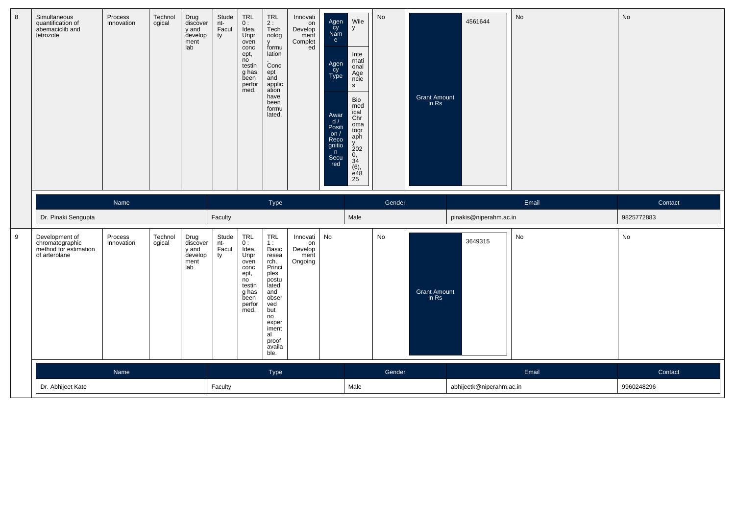| 8 | Simultaneous quantification of abemaciclib and letrozole | Process Innovation | Technological | Drug discovery and development lab | Student-Faculty | TRL 0 : Idea. Unproven concept, no testing has been performed. | TRL 2 : Technology formulation. Concept and application have been formulated. | Innovation Development Completed | Agency Name: Wiley; Agency Type: International Agencies; Award / Position / Recognition Secured: Biomedical Chromatography, 2020, 34 (6), e4825 | No | Grant Amount in Rs: 4561644 | No | No |
|---|---|---|---|---|---|---|---|---|---|---|---|---|---|

| Name | Type | Gender | Email | Contact |
|---|---|---|---|---|
| Dr. Pinaki Sengupta | Faculty | Male | pinakis@niperahm.ac.in | 9825772883 |

| 9 | Development of chromatographic method for estimation of arterolane | Process Innovation | Technological | Drug discovery and development lab | Student-Faculty | TRL 0 : Idea. Unproven concept, no testing has been performed. | TRL 1 : Basic research. Principles postulated and observed but no experimental proof available. | Innovation Development Ongoing | No | No | Grant Amount in Rs: 3649315 | No | No |
|---|---|---|---|---|---|---|---|---|---|---|---|---|---|

| Name | Type | Gender | Email | Contact |
|---|---|---|---|---|
| Dr. Abhijeet Kate | Faculty | Male | abhijeetk@niperahm.ac.in | 9960248296 |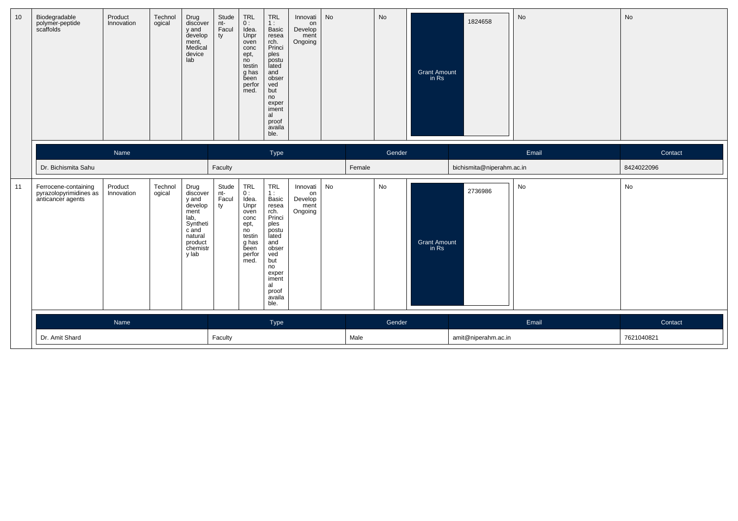| 10 | Biodegradable polymer-peptide scaffolds | Product Innovation | Technological | Drug discovery and development, Medical device lab | Student-Faculty | TRL 0 : Idea. Unproven concept, no testing has been performed. | TRL 1 : Basic research. Principles postulated and observed but no experimental proof available. | Innovation Development Ongoing | No | No | Grant Amount in Rs | 1824658 | No | No |
|---|---|---|---|---|---|---|---|---|---|---|---|---|---|---|

| Name | Type | Gender | Email | Contact |
|---|---|---|---|---|
| Dr. Bichismita Sahu | Faculty | Female | bichismita@niperahm.ac.in | 8424022096 |

| 11 | Ferrocene-containing pyrazolopyrimidines as anticancer agents | Product Innovation | Technological | Drug discovery and development lab, Synthetic and natural product chemistry lab | Student-Faculty | TRL 0 : Idea. Unproven concept, no testing has been performed. | TRL 1 : Basic research. Principles postulated and observed but no experimental proof available. | Innovation Development Ongoing | No | No | Grant Amount in Rs | 2736986 | No | No |
|---|---|---|---|---|---|---|---|---|---|---|---|---|---|---|

| Name | Type | Gender | Email | Contact |
|---|---|---|---|---|
| Dr. Amit Shard | Faculty | Male | amit@niperahm.ac.in | 7621040821 |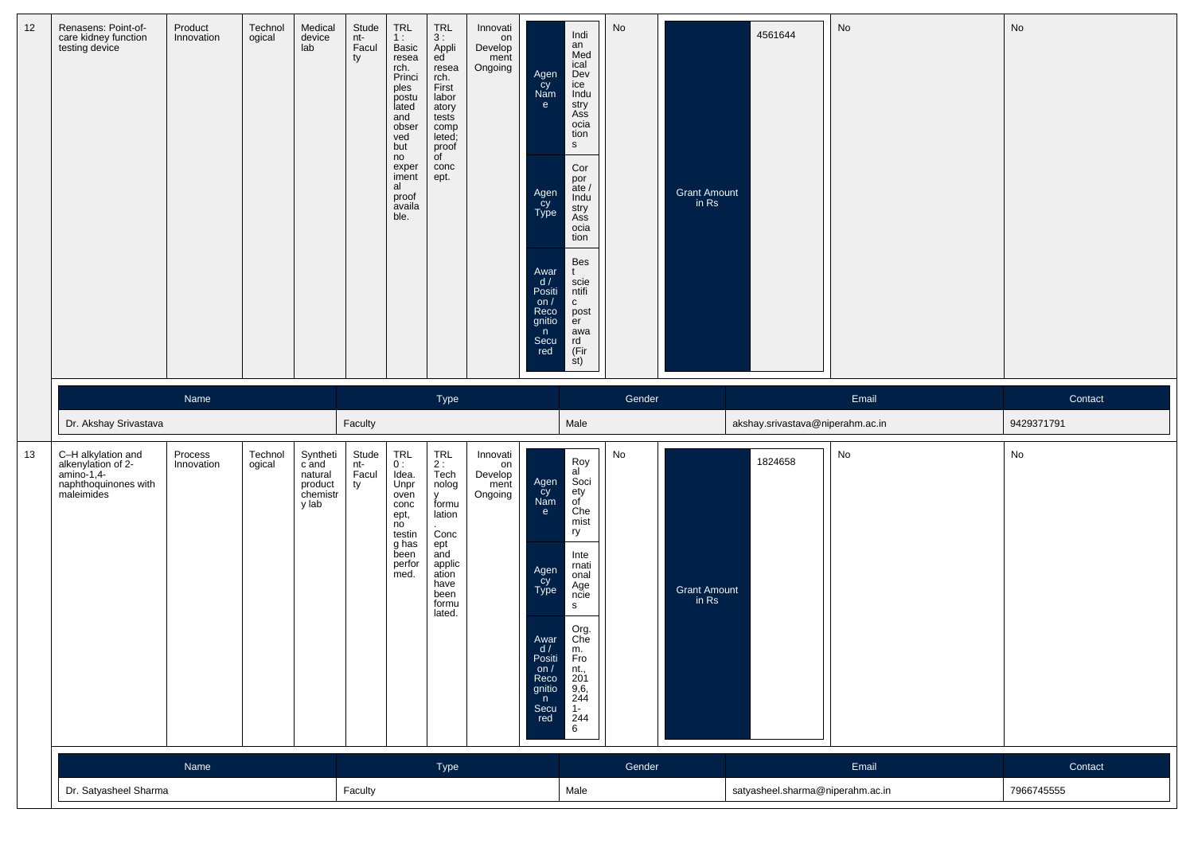| 12 | Renasens: Point-of-care kidney function testing device | Product Innovation | Technological | Medical device lab | Student-Faculty | TRL 1 : Basic research. Principles postulated and observed but no experimental proof available. | TRL 3 : Applied research. First laboratory tests completed; proof of concept. | Innovation Development Ongoing | Agency Name: Indian Medical Device Industry Associations; Agency Type: Corporate / Industry Association; Award / Position / Recognition Secured: Best scientific poster award (First) | No | Grant Amount in Rs: 4561644 | No | No |
|---|---|---|---|---|---|---|---|---|---|---|---|---|---|

| Name | Type | Gender | Email | Contact |
|---|---|---|---|---|
| Dr. Akshay Srivastava | Faculty | Male | akshay.srivastava@niperahm.ac.in | 9429371791 |

| 13 | C–H alkylation and alkenylation of 2-amino-1,4-naphthoquinones with maleimides | Process Innovation | Technological | Synthetic and natural product chemistry lab | Student-Faculty | TRL 0 : Idea. Unproven concept, no testing has been performed. | TRL 2 : Technology formulation. Concept and application have been formulated. | Innovation Development Ongoing | Agency Name: Royal Society of Chemistry; Agency Type: International Agencies; Award / Position / Recognition Secured: Org. Chem. Front., 2019,6, 2441-2446 | No | Grant Amount in Rs: 1824658 | No | No |
|---|---|---|---|---|---|---|---|---|---|---|---|---|---|

| Name | Type | Gender | Email | Contact |
|---|---|---|---|---|
| Dr. Satyasheel Sharma | Faculty | Male | satyasheel.sharma@niperahm.ac.in | 7966745555 |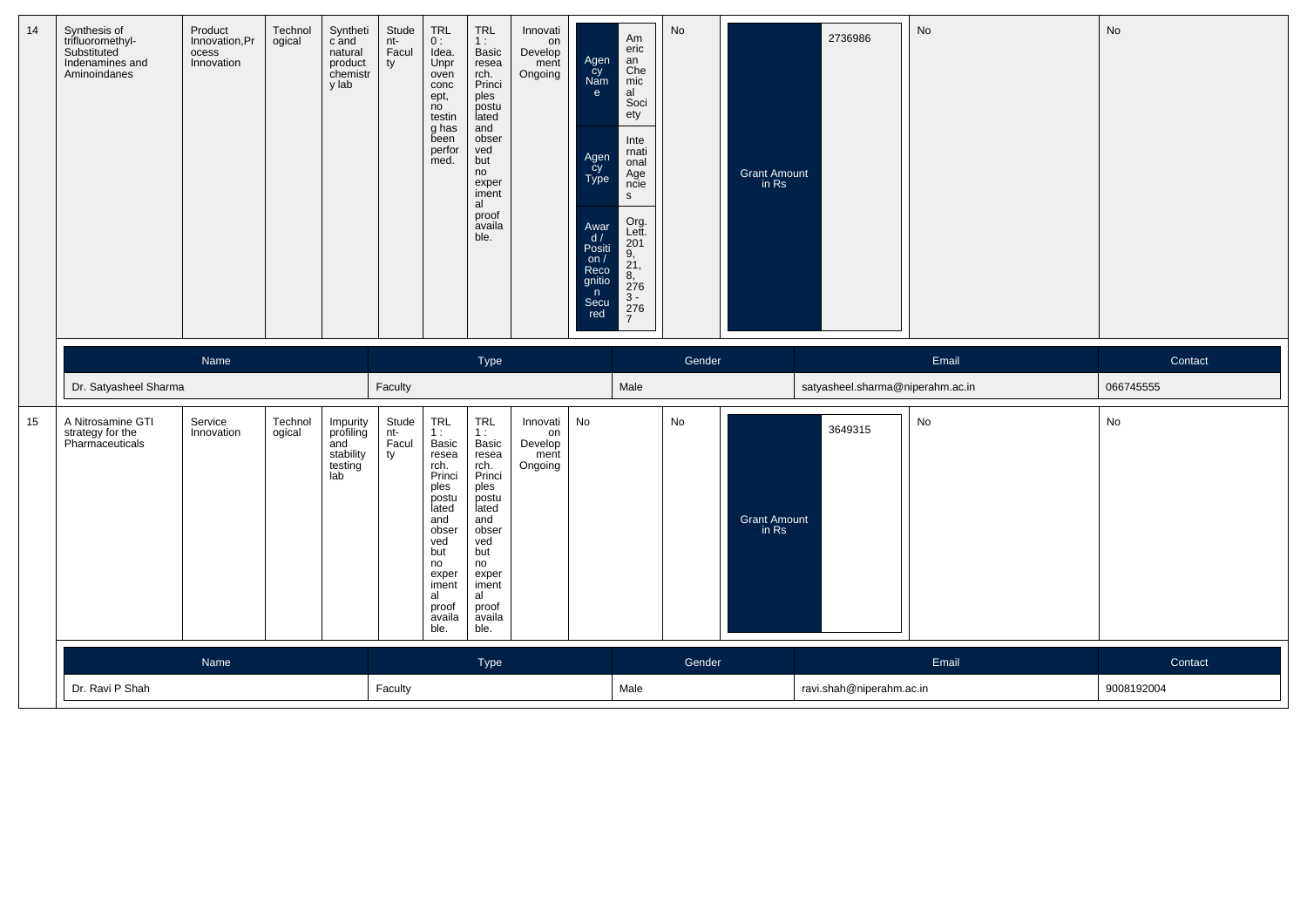| 14 | Synthesis of trifluoromethyl-Substituted Indenamines and Aminoindanes | Product Innovation,Process Innovation | Technological | Synthetic and natural product chemistry lab | Student-Faculty | TRL 0 : Idea. Unproven concept, no testing has been performed. | TRL 1 : Basic research. Principles postulated and observed but no experimental proof available. | Innovation Development Ongoing | Agency Name: American Chemical Society; Agency Type: International Agencies; Award / Position / Recognition Secured: Org. Lett. 2019, 21, 8, 2763 - 2767 | No | Grant Amount in Rs: 2736986 | No | No |
|---|---|---|---|---|---|---|---|---|---|---|---|---|---|

| Name | Type | Gender | Email | Contact |
|---|---|---|---|---|
| Dr. Satyasheel Sharma | Faculty | Male | satyasheel.sharma@niperahm.ac.in | 066745555 |

| 15 | A Nitrosamine GTI strategy for the Pharmaceuticals | Service Innovation | Technological | Impurity profiling and stability testing lab | Student-Faculty | TRL 1 : Basic research. Principles postulated and observed but no experimental proof available. | TRL 1 : Basic research. Principles postulated and observed but no experimental proof available. | Innovation Development Ongoing | No | No | Grant Amount in Rs: 3649315 | No | No |
|---|---|---|---|---|---|---|---|---|---|---|---|---|---|

| Name | Type | Gender | Email | Contact |
|---|---|---|---|---|
| Dr. Ravi P Shah | Faculty | Male | ravi.shah@niperahm.ac.in | 9008192004 |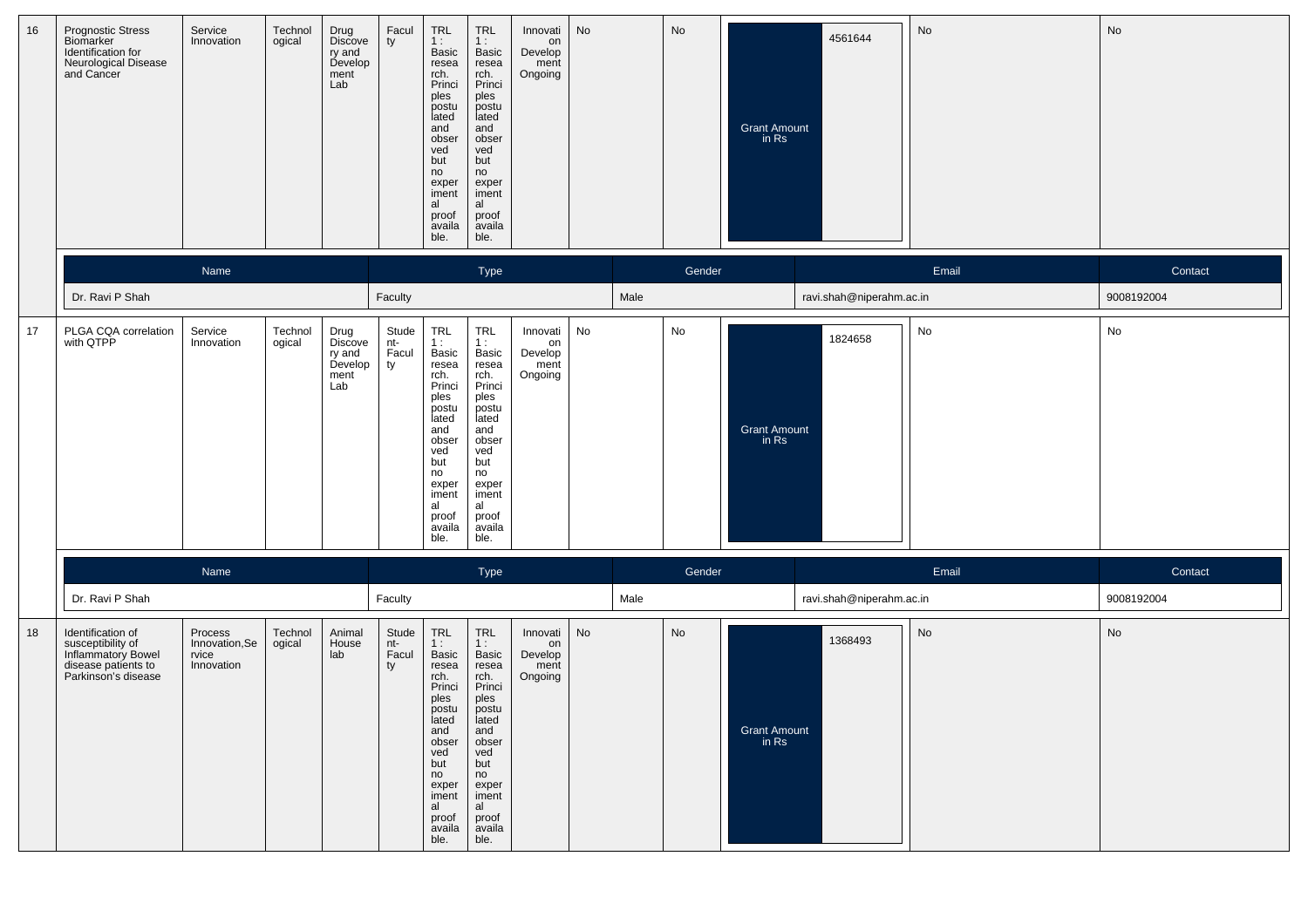| 16 | Prognostic Stress Biomarker Identification for Neurological Disease and Cancer | Service Innovation | Technological | Drug Discovery and Development Lab | Faculty | TRL 1 : Basic research. Principles postulated and observed but no experimental proof available. | TRL 1 : Basic research. Principles postulated and observed but no experimental proof available. | Innovation Development Ongoing | No | No | Grant Amount in Rs | 4561644 | No | No |
|---|---|---|---|---|---|---|---|---|---|---|---|---|---|---|

| Name | Type | Gender | Email | Contact |
|---|---|---|---|---|
| Dr. Ravi P Shah | Faculty | Male | ravi.shah@niperahm.ac.in | 9008192004 |

| 17 | PLGA CQA correlation with QTPP | Service Innovation | Technological | Drug Discovery and Development Lab | Student-Faculty | TRL 1 : Basic research. Principles postulated and observed but no experimental proof available. | TRL 1 : Basic research. Principles postulated and observed but no experimental proof available. | Innovation Development Ongoing | No | No | Grant Amount in Rs | 1824658 | No | No |
|---|---|---|---|---|---|---|---|---|---|---|---|---|---|---|

| Name | Type | Gender | Email | Contact |
|---|---|---|---|---|
| Dr. Ravi P Shah | Faculty | Male | ravi.shah@niperahm.ac.in | 9008192004 |

| 18 | Identification of susceptibility of Inflammatory Bowel disease patients to Parkinson's disease | Process Innovation,Service Innovation | Technological | Animal House lab | Student-Faculty | TRL 1 : Basic research. Principles postulated and observed but no experimental proof available. | TRL 1 : Basic research. Principles postulated and observed but no experimental proof available. | Innovation Development Ongoing | No | No | Grant Amount in Rs | 1368493 | No | No |
|---|---|---|---|---|---|---|---|---|---|---|---|---|---|---|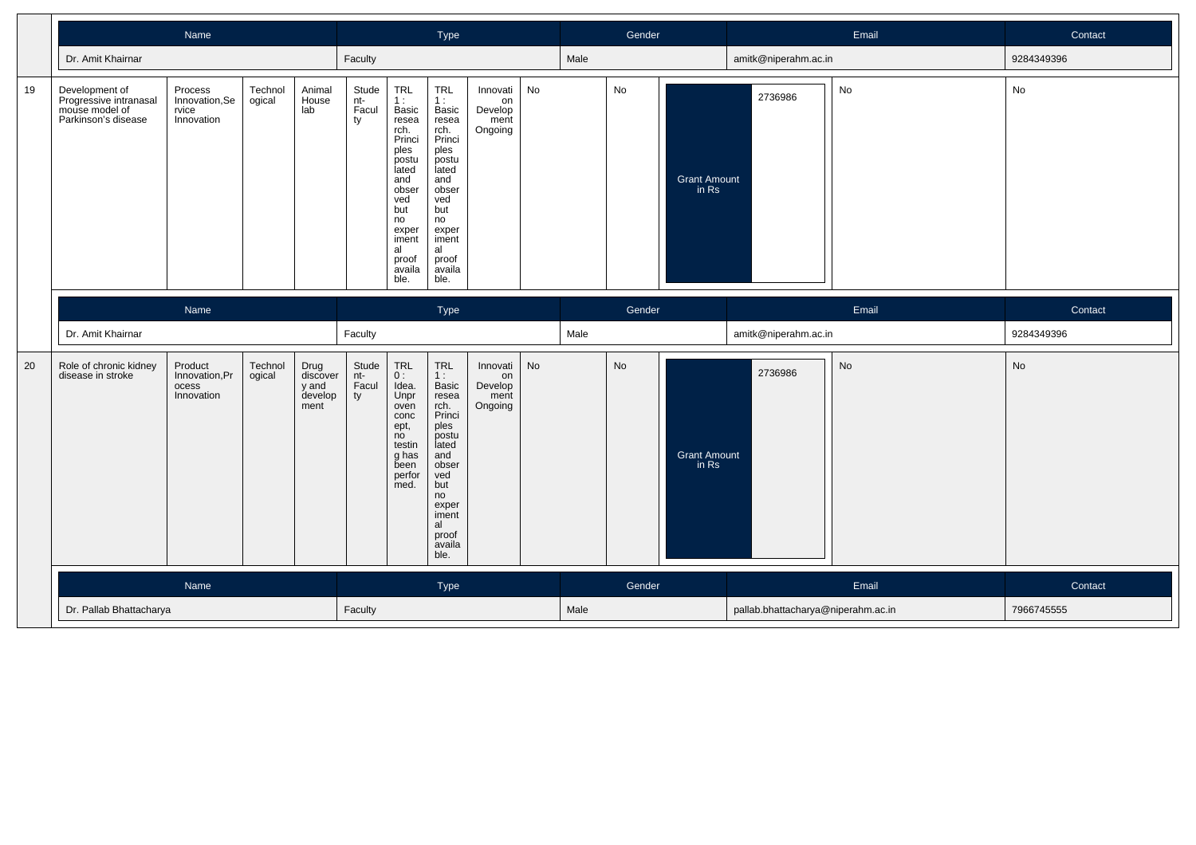| Name | Type | Gender | Email | Contact |
|---|---|---|---|---|
| Dr. Amit Khairnar | Faculty | Male | amitk@niperahm.ac.in | 9284349396 |

| 19 | Development of Progressive intranasal mouse model of Parkinson's disease | Process Innovation,Service Innovation | Technological | Animal House lab | Student-Faculty | TRL 1 : Basic research. Principles postulated and observed but no experimental proof available. | TRL 1 : Basic research. Principles postulated and observed but no experimental proof available. | Innovation Development Ongoing | No | No | Grant Amount in Rs | 2736986 | No | No |
|---|---|---|---|---|---|---|---|---|---|---|---|---|---|---|

| Name | Type | Gender | Email | Contact |
|---|---|---|---|---|
| Dr. Amit Khairnar | Faculty | Male | amitk@niperahm.ac.in | 9284349396 |

| 20 | Role of chronic kidney disease in stroke | Product Innovation,Process Innovation | Technological | Drug discovery and development | Student-Faculty | TRL 0 : Idea. Unproven concept, no testing has been performed. | TRL 1 : Basic research. Principles postulated and observed but no experimental proof available. | Innovation Development Ongoing | No | No | Grant Amount in Rs | 2736986 | No | No |
|---|---|---|---|---|---|---|---|---|---|---|---|---|---|---|

| Name | Type | Gender | Email | Contact |
|---|---|---|---|---|
| Dr. Pallab Bhattacharya | Faculty | Male | pallab.bhattacharya@niperahm.ac.in | 7966745555 |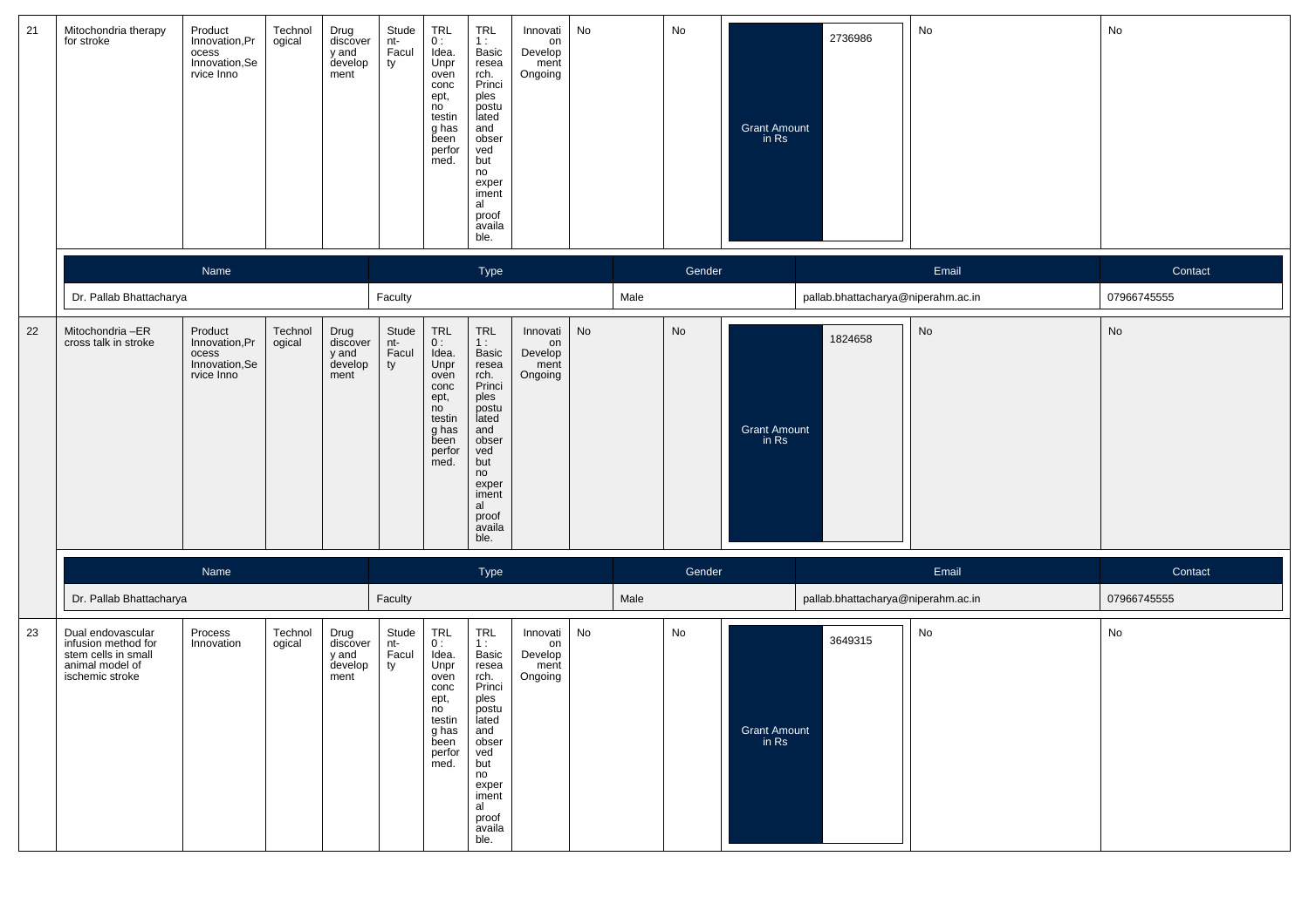| 21 | Mitochondria therapy for stroke | Product Innovation,Process Innovation,Service Inno | Technological | Drug discovery and development | Student-Faculty | TRL 0 : Idea. Unproven concept, no testing has been performed. | TRL 1 : Basic research. Principles postulated and observed but no experimental proof available. | Innovation Development Ongoing | No | No | Grant Amount in Rs | 2736986 | No | No |
|---|---|---|---|---|---|---|---|---|---|---|---|---|---|---|

| Name | Type | Gender | Email | Contact |
|---|---|---|---|---|
| Dr. Pallab Bhattacharya | Faculty | Male | pallab.bhattacharya@niperahm.ac.in | 07966745555 |

| 22 | Mitochondria –ER cross talk in stroke | Product Innovation,Process Innovation,Service Inno | Technological | Drug discovery and development | Student-Faculty | TRL 0 : Idea. Unproven concept, no testing has been performed. | TRL 1 : Basic research. Principles postulated and observed but no experimental proof available. | Innovation Development Ongoing | No | No | Grant Amount in Rs | 1824658 | No | No |
|---|---|---|---|---|---|---|---|---|---|---|---|---|---|---|

| Name | Type | Gender | Email | Contact |
|---|---|---|---|---|
| Dr. Pallab Bhattacharya | Faculty | Male | pallab.bhattacharya@niperahm.ac.in | 07966745555 |

| 23 | Dual endovascular infusion method for stem cells in small animal model of ischemic stroke | Process Innovation | Technological | Drug discovery and development | Student-Faculty | TRL 0 : Idea. Unproven concept, no testing has been performed. | TRL 1 : Basic research. Principles postulated and observed but no experimental proof available. | Innovation Development Ongoing | No | No | Grant Amount in Rs | 3649315 | No | No |
|---|---|---|---|---|---|---|---|---|---|---|---|---|---|---|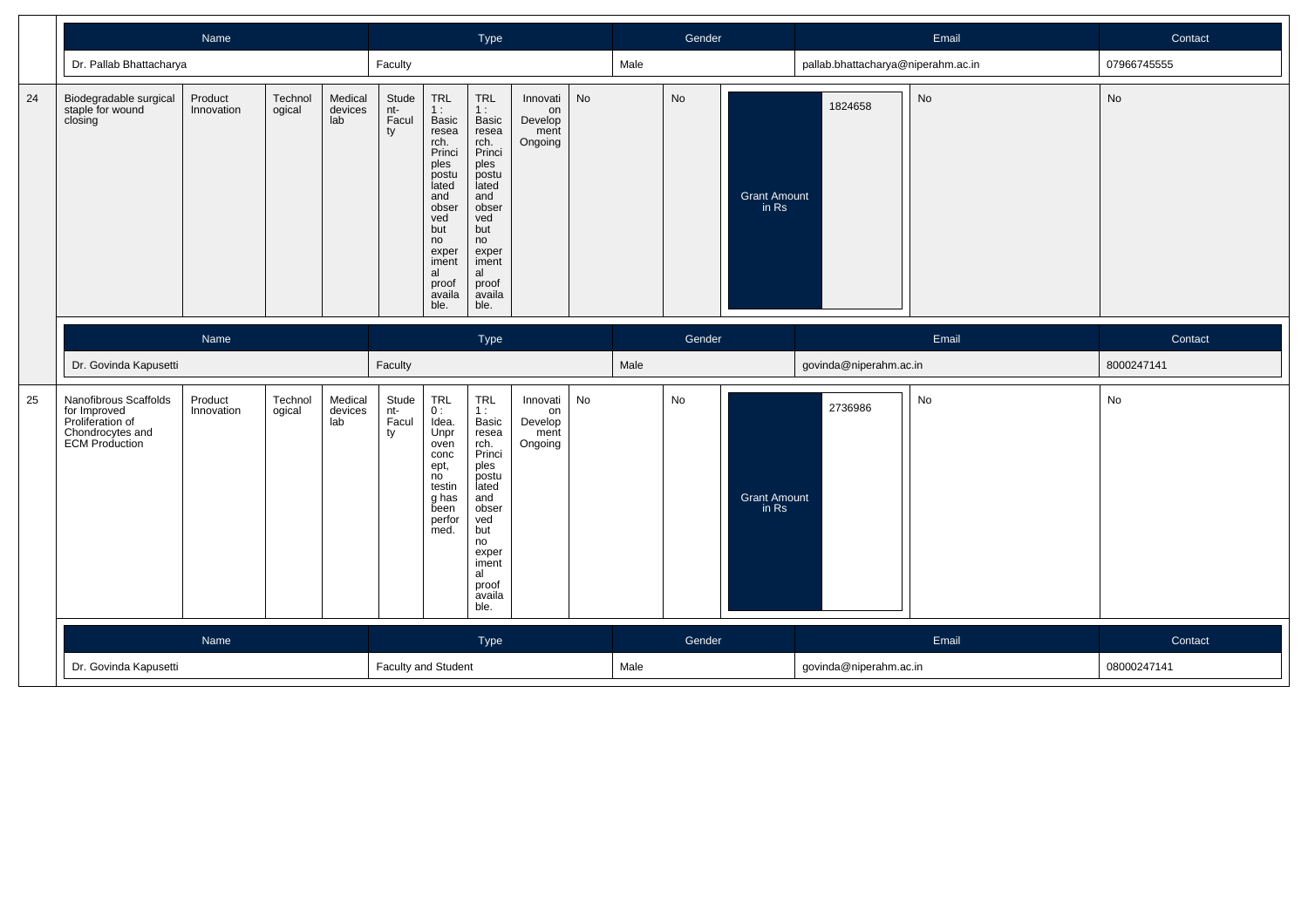| Name | Type | Gender | Email | Contact |
|---|---|---|---|---|
| Dr. Pallab Bhattacharya | Faculty | Male | pallab.bhattacharya@niperahm.ac.in | 07966745555 |

| 24 | Biodegradable surgical staple for wound closing | Product Innovation | Technological | Medical devices lab | Student-Faculty | TRL 1 : Basic research. Principles postulated and observed but no experimental proof available. | TRL 1 : Basic research. Principles postulated and observed but no experimental proof available. | Innovation Development Ongoing | No | No | Grant Amount in Rs | 1824658 | No | No |
|---|---|---|---|---|---|---|---|---|---|---|---|---|---|---|

| Name | Type | Gender | Email | Contact |
|---|---|---|---|---|
| Dr. Govinda Kapusetti | Faculty | Male | govinda@niperahm.ac.in | 8000247141 |

| 25 | Nanofibrous Scaffolds for Improved Proliferation of Chondrocytes and ECM Production | Product Innovation | Technological | Medical devices lab | Student-Faculty | TRL 0 : Idea. Unproven concept, no testing has been performed. | TRL 1 : Basic research. Principles postulated and observed but no experimental proof available. | Innovation Development Ongoing | No | No | Grant Amount in Rs | 2736986 | No | No |
|---|---|---|---|---|---|---|---|---|---|---|---|---|---|---|

| Name | Type | Gender | Email | Contact |
|---|---|---|---|---|
| Dr. Govinda Kapusetti | Faculty and Student | Male | govinda@niperahm.ac.in | 08000247141 |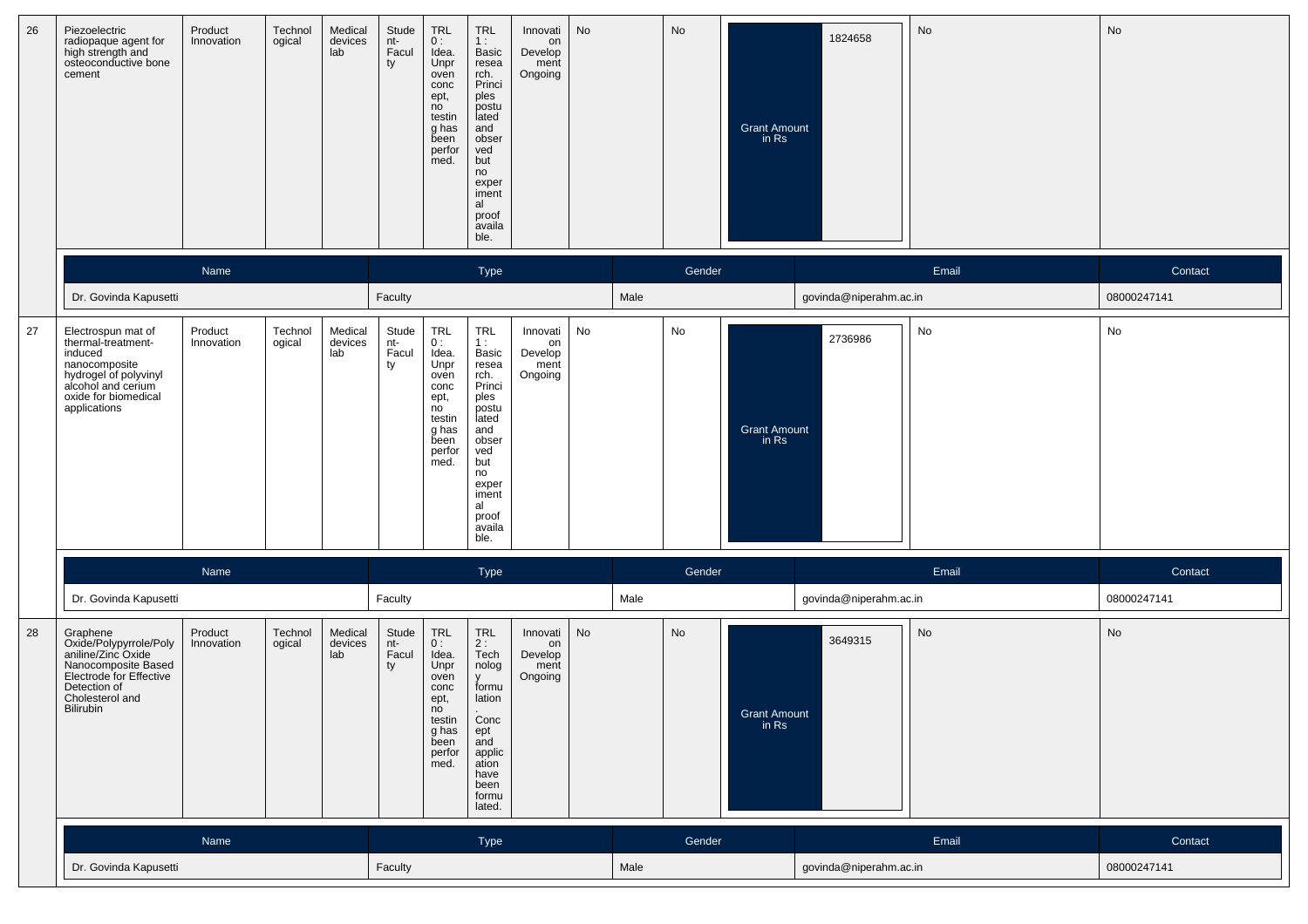| 26 | Piezoelectric radiopaque agent for high strength and osteoconductive bone cement | Product Innovation | Technological | Medical devices lab | Student-Faculty | TRL 0 : Idea. Unproven concept, no testing has been performed. | TRL 1 : Basic research. Principles postulated and observed but no experimental proof available. | Innovation Development Ongoing | No | No | Grant Amount in Rs | 1824658 | No | No |
|---|---|---|---|---|---|---|---|---|---|---|---|---|---|---|

| Name | Type | Gender | Email | Contact |
|---|---|---|---|---|
| Dr. Govinda Kapusetti | Faculty | Male | govinda@niperahm.ac.in | 08000247141 |

| 27 | Electrospun mat of thermal-treatment-induced nanocomposite hydrogel of polyvinyl alcohol and cerium oxide for biomedical applications | Product Innovation | Technological | Medical devices lab | Student-Faculty | TRL 0 : Idea. Unproven concept, no testing has been performed. | TRL 1 : Basic research. Principles postulated and observed but no experimental proof available. | Innovation Development Ongoing | No | No | Grant Amount in Rs | 2736986 | No | No |
|---|---|---|---|---|---|---|---|---|---|---|---|---|---|---|

| Name | Type | Gender | Email | Contact |
|---|---|---|---|---|
| Dr. Govinda Kapusetti | Faculty | Male | govinda@niperahm.ac.in | 08000247141 |

| 28 | Graphene Oxide/Polypyrrole/Polyaniline/Zinc Oxide Nanocomposite Based Electrode for Effective Detection of Cholesterol and Bilirubin | Product Innovation | Technological | Medical devices lab | Student-Faculty | TRL 0 : Idea. Unproven concept, no testing has been performed. | TRL 2 : Technology formulation. Concept and application have been formulated. | Innovation Development Ongoing | No | No | Grant Amount in Rs | 3649315 | No | No |
|---|---|---|---|---|---|---|---|---|---|---|---|---|---|---|

| Name | Type | Gender | Email | Contact |
|---|---|---|---|---|
| Dr. Govinda Kapusetti | Faculty | Male | govinda@niperahm.ac.in | 08000247141 |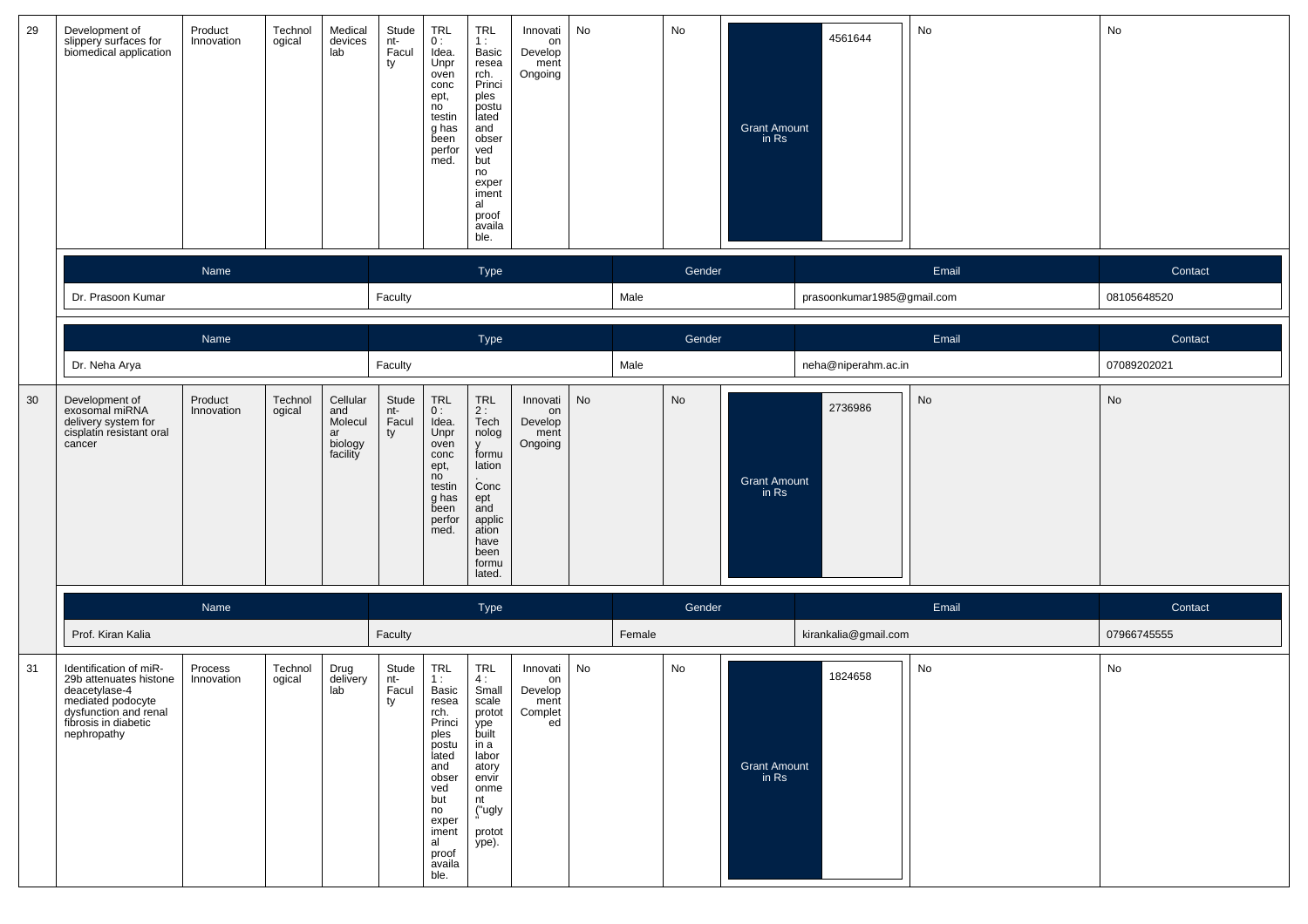| 29 | Development of slippery surfaces for biomedical application | Product Innovation | Technological | Medical devices lab | Student-Faculty | TRL 0 : Idea. Unproven concept, no testing has been performed. | TRL 1 : Basic research. Principles postulated and observed but no experimental proof available. | Innovation Development Ongoing | No | No | Grant Amount in Rs | 4561644 | No | No |
|---|---|---|---|---|---|---|---|---|---|---|---|---|---|---|

| Name | Type | Gender | Email | Contact |
|---|---|---|---|---|
| Dr. Prasoon Kumar | Faculty | Male | prasoonkumar1985@gmail.com | 08105648520 |

| Name | Type | Gender | Email | Contact |
|---|---|---|---|---|
| Dr. Neha Arya | Faculty | Male | neha@niperahm.ac.in | 07089202021 |

| 30 | Development of exosomal miRNA delivery system for cisplatin resistant oral cancer | Product Innovation | Technological | Cellular and Molecular biology facility | Student-Faculty | TRL 0 : Idea. Unproven concept, no testing has been performed. | TRL 2 : Technology formulation. Concept and application have been formulated. | Innovation Development Ongoing | No | No | Grant Amount in Rs | 2736986 | No | No |
|---|---|---|---|---|---|---|---|---|---|---|---|---|---|---|

| Name | Type | Gender | Email | Contact |
|---|---|---|---|---|
| Prof. Kiran Kalia | Faculty | Female | kirankalia@gmail.com | 07966745555 |

| 31 | Identification of miR-29b attenuates histone deacetylase-4 mediated podocyte dysfunction and renal fibrosis in diabetic nephropathy | Process Innovation | Technological | Drug delivery lab | Student-Faculty | TRL 1 : Basic research. Principles postulated and observed but no experimental proof available. | TRL 4 : Small scale prototype built in a laboratory environment ("ugly" prototype). | Innovation Development Completed | No | No | Grant Amount in Rs | 1824658 | No | No |
|---|---|---|---|---|---|---|---|---|---|---|---|---|---|---|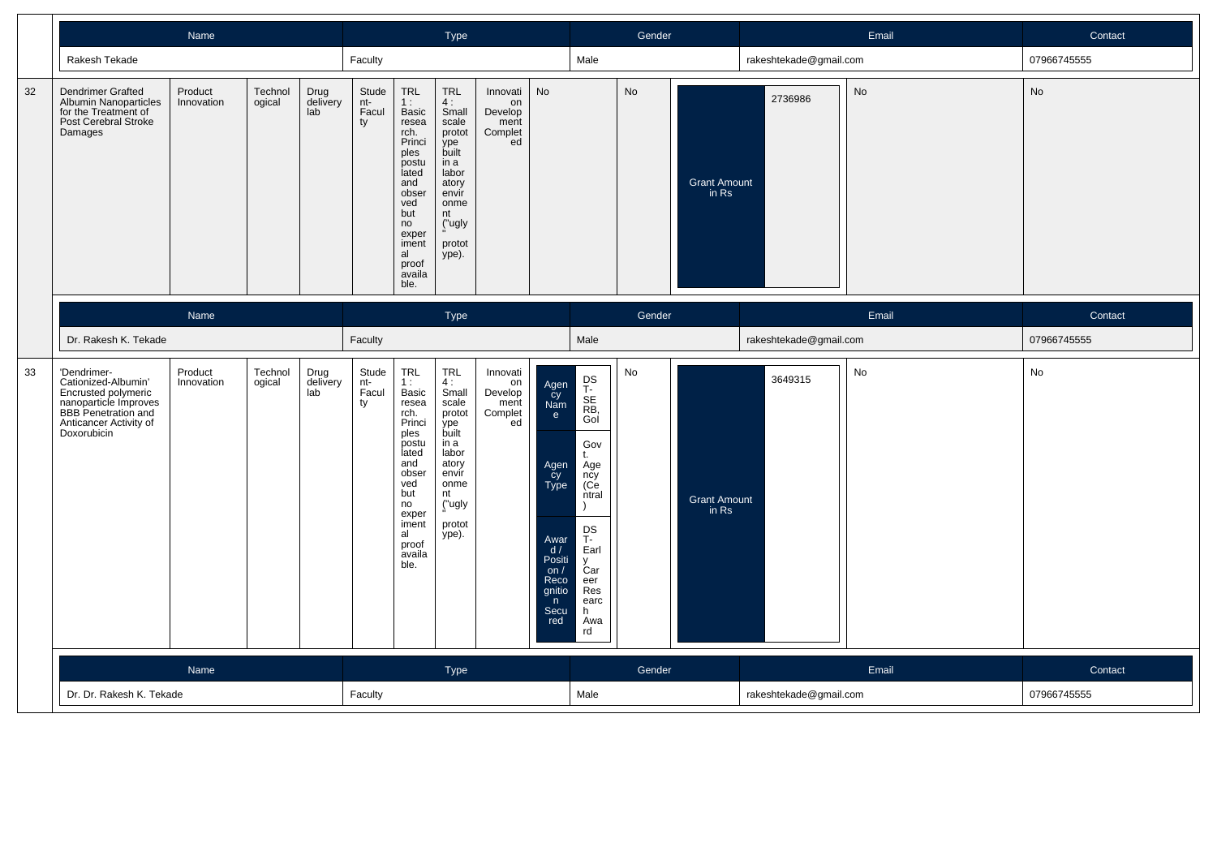| Name | Type | Gender | Email | Contact |
|---|---|---|---|---|
| Rakesh Tekade | Faculty | Male | rakeshtekade@gmail.com | 07966745555 |

| 32 | Dendrimer Grafted Albumin Nanoparticles for the Treatment of Post Cerebral Stroke Damages | Product Innovation | Technological | Drug delivery lab | Student-Faculty | TRL 1 : Basic research. Principles postulated and observed but no experimental proof available. | TRL 4 : Small scale prototype built in a laboratory environment ("ugly" prototype). | Innovation Development Completed | No | No | Grant Amount in Rs: 2736986 | No | No |
|---|---|---|---|---|---|---|---|---|---|---|---|---|---|

| Name | Type | Gender | Email | Contact |
|---|---|---|---|---|
| Dr. Rakesh K. Tekade | Faculty | Male | rakeshtekade@gmail.com | 07966745555 |

| 33 | 'Dendrimer-Cationized-Albumin' Encrusted polymeric nanoparticle Improves BBB Penetration and Anticancer Activity of Doxorubicin | Product Innovation | Technological | Drug delivery lab | Student-Faculty | TRL 1 : Basic research. Principles postulated and observed but no experimental proof available. | TRL 4 : Small scale prototype built in a laboratory environment ("ugly" prototype). | Innovation Development Completed | Agency Name: DST-SERB, GoI; Agency Type: Govt. Agency (Central); Award / Position / Recognition Secured: DST-Early Career Research Award | No | Grant Amount in Rs: 3649315 | No | No |
|---|---|---|---|---|---|---|---|---|---|---|---|---|---|

| Name | Type | Gender | Email | Contact |
|---|---|---|---|---|
| Dr. Dr. Rakesh K. Tekade | Faculty | Male | rakeshtekade@gmail.com | 07966745555 |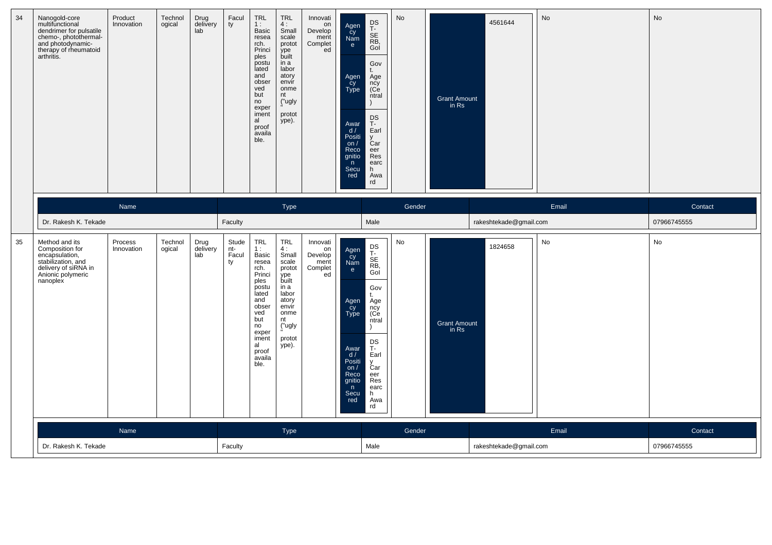| 34 | Nanogold-core multifunctional dendrimer for pulsatile chemo-, photothermal- and photodynamic-therapy of rheumatoid arthritis. | Product Innovation | Technological | Drug delivery lab | Faculty | TRL 1 : Basic research. Principles postulated and observed but no experimental proof available. | TRL 4 : Small scale prototype built in a laboratory environment ("ugly" prototype). | Innovation Development Completed | Agency Name: DST-SERB, GoI; Agency Type: Govt. Agency (Central); Award / Position / Recognition Secured: DST-Early Career Research Award | No | Grant Amount in Rs: 4561644 | No | No |
|---|---|---|---|---|---|---|---|---|---|---|---|---|---|

| Name | Type | Gender | Email | Contact |
|---|---|---|---|---|
| Dr. Rakesh K. Tekade | Faculty | Male | rakeshtekade@gmail.com | 07966745555 |

| 35 | Method and its Composition for encapsulation, stabilization, and delivery of siRNA in Anionic polymeric nanoplex | Process Innovation | Technological | Drug delivery lab | Student-Faculty | TRL 1 : Basic research. Principles postulated and observed but no experimental proof available. | TRL 4 : Small scale prototype built in a laboratory environment ("ugly" prototype). | Innovation Development Completed | Agency Name: DST-SERB, GoI; Agency Type: Govt. Agency (Central); Award / Position / Recognition Secured: DST-Early Career Research Award | No | Grant Amount in Rs: 1824658 | No | No |
|---|---|---|---|---|---|---|---|---|---|---|---|---|---|

| Name | Type | Gender | Email | Contact |
|---|---|---|---|---|
| Dr. Rakesh K. Tekade | Faculty | Male | rakeshtekade@gmail.com | 07966745555 |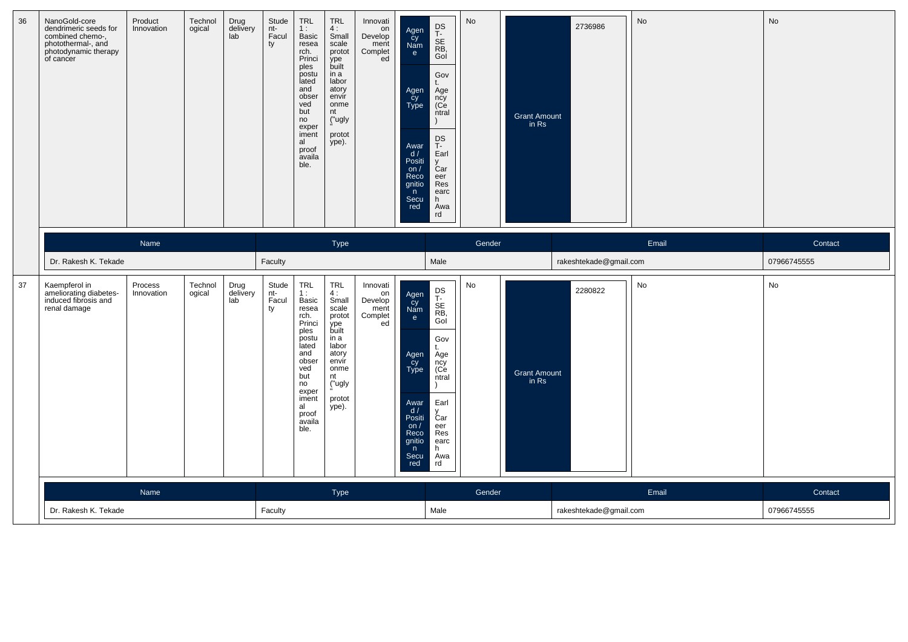| 36 | NanoGold-core dendrimeric seeds for combined chemo-, photothermal-, and photodynamic therapy of cancer | Product Innovation | Technological | Drug delivery lab | Student-Faculty | TRL 1 : Basic research. Principles postulated and observed but no experimental proof available. | TRL 4 : Small scale prototype built in a laboratory environment ("ugly" prototype). | Innovation Development Completed | Agency Name: DST-SERB, GoI; Agency Type: Govt. Agency (Central); Award / Position / Recognition Secured: DST-Early Career Research Award | No | Grant Amount in Rs: 2736986 | No | No |
|---|---|---|---|---|---|---|---|---|---|---|---|---|---|

| Name | Type | Gender | Email | Contact |
|---|---|---|---|---|
| Dr. Rakesh K. Tekade | Faculty | Male | rakeshtekade@gmail.com | 07966745555 |

| 37 | Kaempferol in ameliorating diabetes-induced fibrosis and renal damage | Process Innovation | Technological | Drug delivery lab | Student-Faculty | TRL 1 : Basic research. Principles postulated and observed but no experimental proof available. | TRL 4 : Small scale prototype built in a laboratory environment ("ugly" prototype). | Innovation Development Completed | Agency Name: DST-SERB, GoI; Agency Type: Govt. Agency (Central); Award / Position / Recognition Secured: Early Career Research Award | No | Grant Amount in Rs: 2280822 | No | No |
|---|---|---|---|---|---|---|---|---|---|---|---|---|---|

| Name | Type | Gender | Email | Contact |
|---|---|---|---|---|
| Dr. Rakesh K. Tekade | Faculty | Male | rakeshtekade@gmail.com | 07966745555 |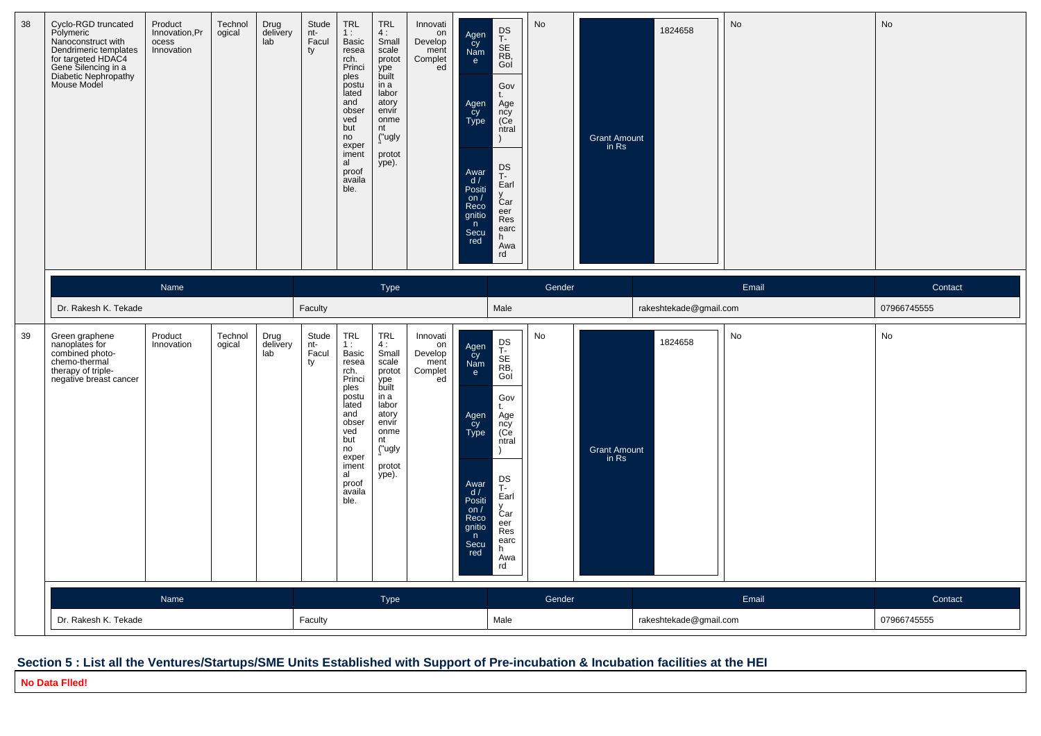| 38 | Cyclo-RGD truncated Polymeric Nanoconstruct with Dendrimeric templates for targeted HDAC4 Gene Silencing in a Diabetic Nephropathy Mouse Model | Product Innovation,Process Innovation | Technological | Drug delivery lab | Student-Faculty | TRL 1 : Basic research. Principles postulated and observed but no experimental proof available. | TRL 4 : Small scale prototype built in a laboratory environment ("ugly" prototype). | Innovation Development Completed | Agency Name: DST-SERB, GoI; Agency Type: Govt. Agency (Central); Award / Position / Recognition Secured: DST-Early Career Research Award | No | Grant Amount in Rs: 1824658 | No | No |
|---|---|---|---|---|---|---|---|---|---|---|---|---|---|

| Name | Type | Gender | Email | Contact |
|---|---|---|---|---|
| Dr. Rakesh K. Tekade | Faculty | Male | rakeshtekade@gmail.com | 07966745555 |

| 39 | Green graphene nanoplates for combined photo-chemo-thermal therapy of triple-negative breast cancer | Product Innovation | Technological | Drug delivery lab | Student-Faculty | TRL 1 : Basic research. Principles postulated and observed but no experimental proof available. | TRL 4 : Small scale prototype built in a laboratory environment ("ugly" prototype). | Innovation Development Completed | Agency Name: DST-SERB, GoI; Agency Type: Govt. Agency (Central); Award / Position / Recognition Secured: DST-Early Career Research Award | No | Grant Amount in Rs: 1824658 | No | No |
|---|---|---|---|---|---|---|---|---|---|---|---|---|---|

| Name | Type | Gender | Email | Contact |
|---|---|---|---|---|
| Dr. Rakesh K. Tekade | Faculty | Male | rakeshtekade@gmail.com | 07966745555 |

## Section 5 : List all the Ventures/Startups/SME Units Established with Support of Pre-incubation & Incubation facilities at the HEI

**No Data FIled!**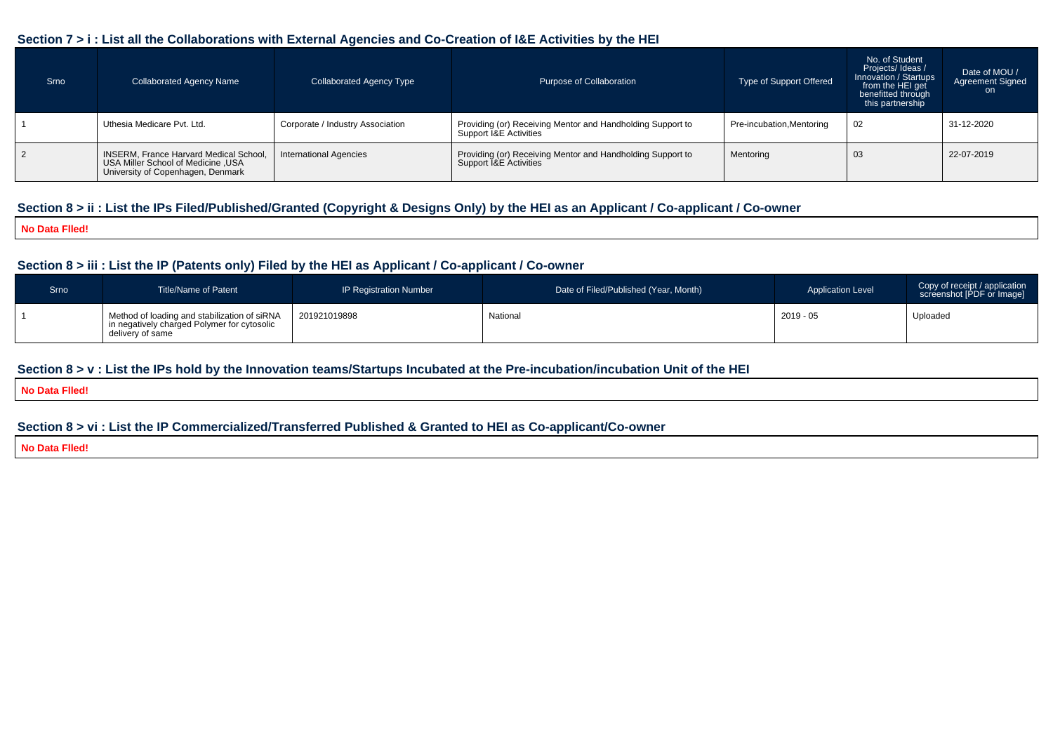### Section 7 > i : List all the Collaborations with External Agencies and Co-Creation of I&E Activities by the HEI

| Srno | Collaborated Agency Name | Collaborated Agency Type | Purpose of Collaboration | Type of Support Offered | No. of Student Projects/ Ideas / Innovation / Startups from the HEI get benefitted through this partnership | Date of MOU / Agreement Signed on |
|---|---|---|---|---|---|---|
| 1 | Uthesia Medicare Pvt. Ltd. | Corporate / Industry Association | Providing (or) Receiving Mentor and Handholding Support to Support I&E Activities | Pre-incubation,Mentoring | 02 | 31-12-2020 |
| 2 | INSERM, France Harvard Medical School, USA Miller School of Medicine ,USA University of Copenhagen, Denmark | International Agencies | Providing (or) Receiving Mentor and Handholding Support to Support I&E Activities | Mentoring | 03 | 22-07-2019 |

### Section 8 > ii : List the IPs Filed/Published/Granted (Copyright & Designs Only) by the HEI as an Applicant / Co-applicant / Co-owner

**No Data Flled!**

### Section 8 > iii : List the IP (Patents only) Filed by the HEI as Applicant / Co-applicant / Co-owner

| Srno | Title/Name of Patent | IP Registration Number | Date of Filed/Published (Year, Month) | Application Level | Copy of receipt / application screenshot [PDF or Image] |
|---|---|---|---|---|---|
| 1 | Method of loading and stabilization of siRNA in negatively charged Polymer for cytosolic delivery of same | 201921019898 | National | 2019 - 05 | Uploaded |

### Section 8 > v : List the IPs hold by the Innovation teams/Startups Incubated at the Pre-incubation/incubation Unit of the HEI

**No Data Flled!**

### Section 8 > vi : List the IP Commercialized/Transferred Published & Granted to HEI as Co-applicant/Co-owner

**No Data Flled!**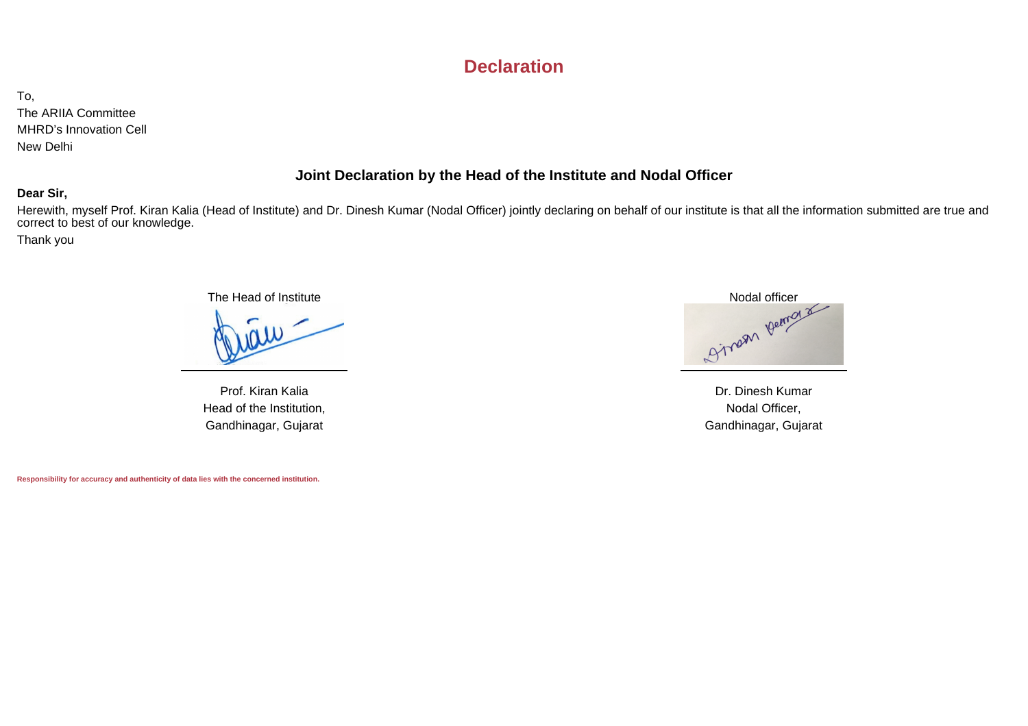# Declaration

To,
The ARIIA Committee
MHRD's Innovation Cell
New Delhi

## Joint Declaration by the Head of the Institute and Nodal Officer

**Dear Sir,**

Herewith, myself Prof. Kiran Kalia (Head of Institute) and Dr. Dinesh Kumar (Nodal Officer) jointly declaring on behalf of our institute is that all the information submitted are true and correct to best of our knowledge.

Thank you

The Head of Institute

Prof. Kiran Kalia
Head of the Institution,
Gandhinagar, Gujarat

Nodal officer

Dr. Dinesh Kumar
Nodal Officer,
Gandhinagar, Gujarat

**Responsibility for accuracy and authenticity of data lies with the concerned institution.**